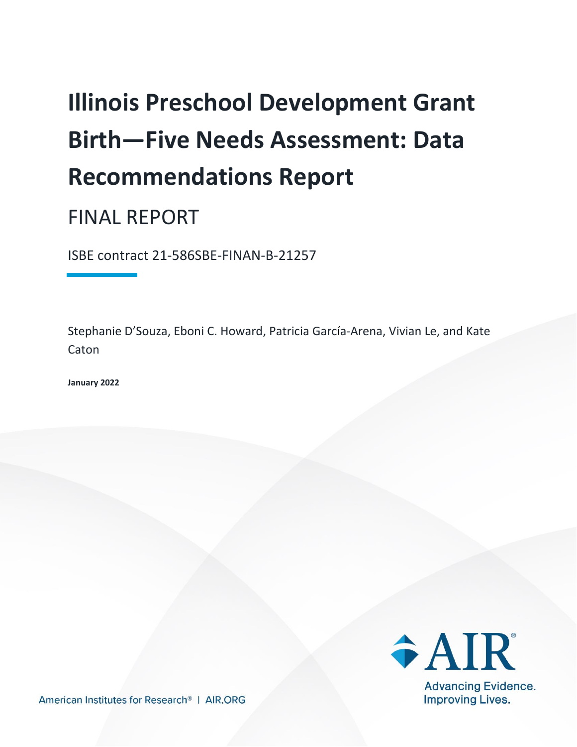# Illinois Preschool Development Grant Birth—Five Needs Assessment: Data Recommendations Report

FINAL REPORT

ISBE contract 21-586SBE-FINAN-B-21257

Stephanie D'Souza, Eboni C. Howard, Patricia García-Arena, Vivian Le, and Kate Caton

**January 2022**

AIR®

Advancing Evidence. Improving Lives.

American Institutes for Research® | AIR.ORG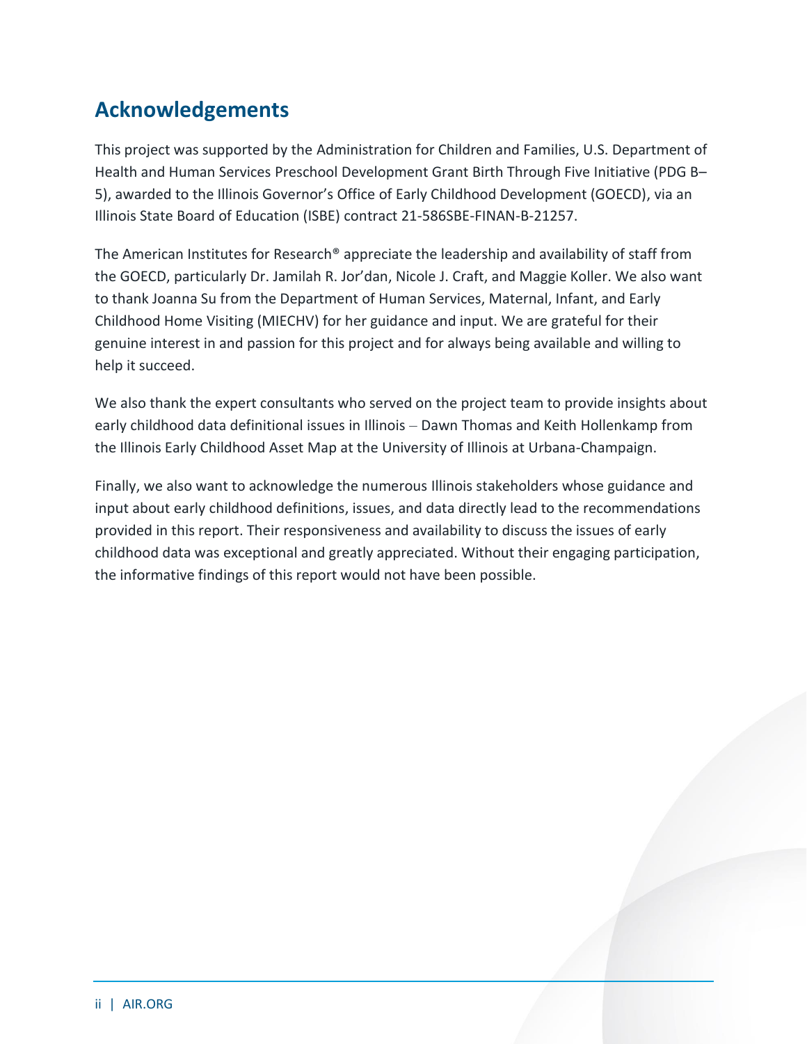## Acknowledgements

This project was supported by the Administration for Children and Families, U.S. Department of Health and Human Services Preschool Development Grant Birth Through Five Initiative (PDG B–5), awarded to the Illinois Governor's Office of Early Childhood Development (GOECD), via an Illinois State Board of Education (ISBE) contract 21-586SBE-FINAN-B-21257.

The American Institutes for Research® appreciate the leadership and availability of staff from the GOECD, particularly Dr. Jamilah R. Jor'dan, Nicole J. Craft, and Maggie Koller. We also want to thank Joanna Su from the Department of Human Services, Maternal, Infant, and Early Childhood Home Visiting (MIECHV) for her guidance and input. We are grateful for their genuine interest in and passion for this project and for always being available and willing to help it succeed.

We also thank the expert consultants who served on the project team to provide insights about early childhood data definitional issues in Illinois – Dawn Thomas and Keith Hollenkamp from the Illinois Early Childhood Asset Map at the University of Illinois at Urbana-Champaign.

Finally, we also want to acknowledge the numerous Illinois stakeholders whose guidance and input about early childhood definitions, issues, and data directly lead to the recommendations provided in this report. Their responsiveness and availability to discuss the issues of early childhood data was exceptional and greatly appreciated. Without their engaging participation, the informative findings of this report would not have been possible.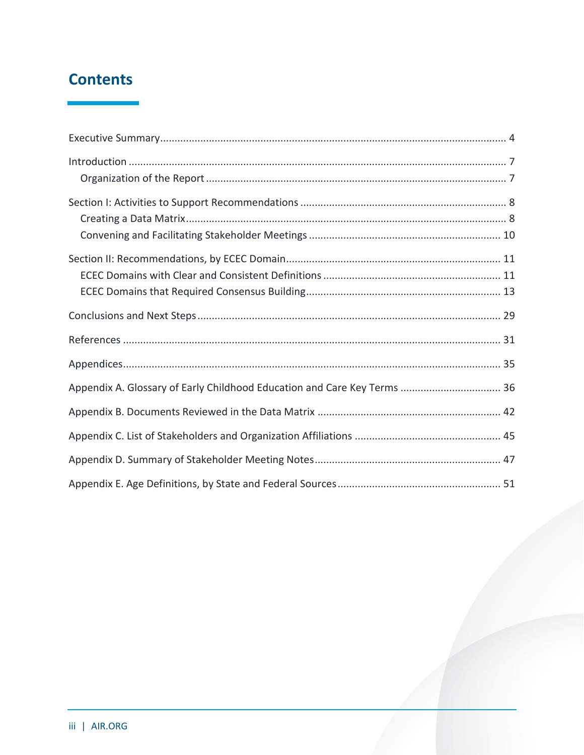# Contents

Executive Summary ........................................................................................................................ 4

Introduction ................................................................................................................................... 7

- Organization of the Report ........................................................................................................ 7

Section I: Activities to Support Recommendations ...................................................................... 8

- Creating a Data Matrix ............................................................................................................... 8
- Convening and Facilitating Stakeholder Meetings .................................................................. 10

Section II: Recommendations, by ECEC Domain ......................................................................... 11

- ECEC Domains with Clear and Consistent Definitions ............................................................. 11
- ECEC Domains that Required Consensus Building ................................................................... 13

Conclusions and Next Steps ......................................................................................................... 29

References .................................................................................................................................... 31

Appendices ................................................................................................................................... 35

Appendix A. Glossary of Early Childhood Education and Care Key Terms ................................... 36

Appendix B. Documents Reviewed in the Data Matrix ................................................................ 42

Appendix C. List of Stakeholders and Organization Affiliations ................................................... 45

Appendix D. Summary of Stakeholder Meeting Notes ................................................................. 47

Appendix E. Age Definitions, by State and Federal Sources ......................................................... 51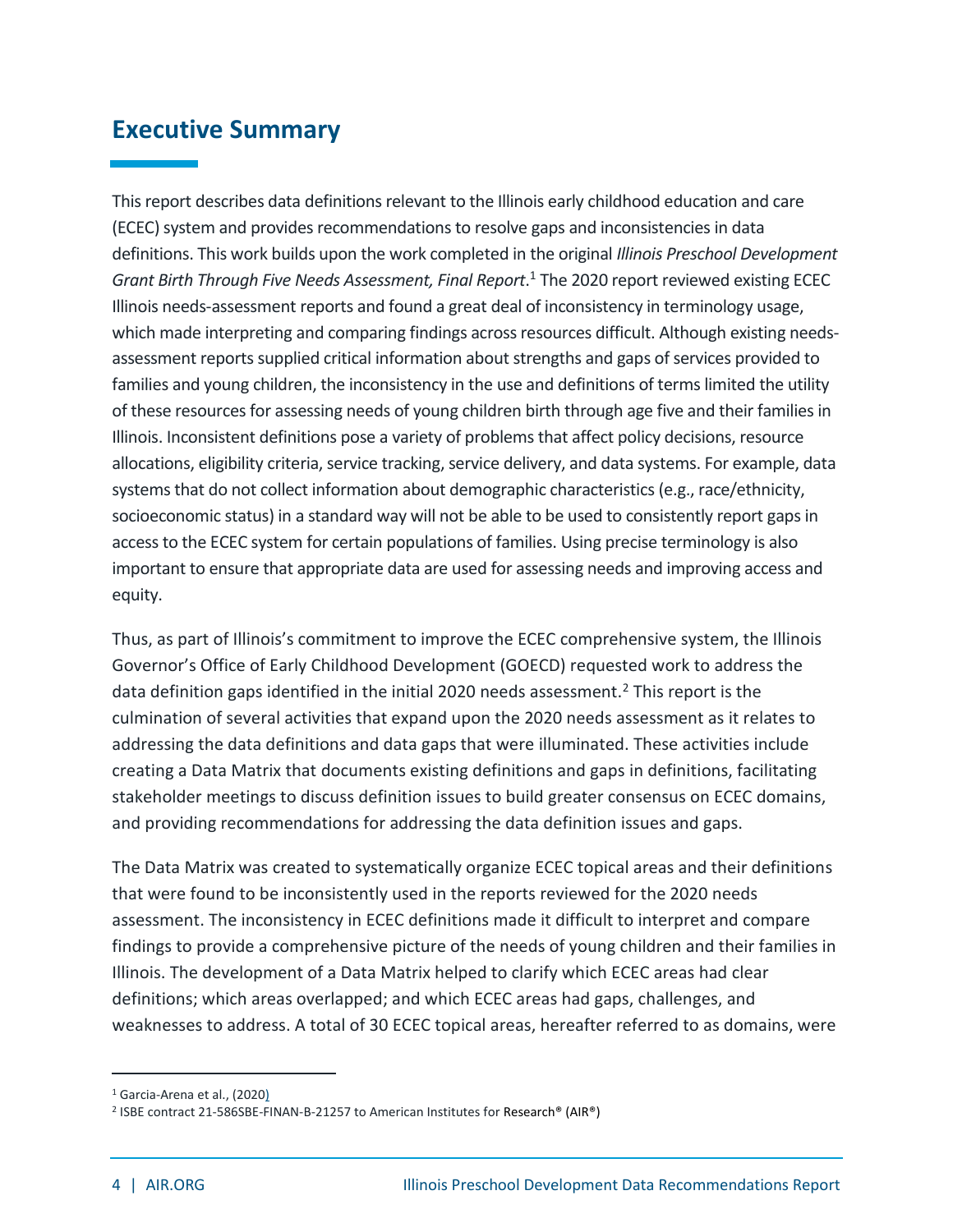## Executive Summary

This report describes data definitions relevant to the Illinois early childhood education and care (ECEC) system and provides recommendations to resolve gaps and inconsistencies in data definitions. This work builds upon the work completed in the original *Illinois Preschool Development Grant Birth Through Five Needs Assessment, Final Report*.[1] The 2020 report reviewed existing ECEC Illinois needs-assessment reports and found a great deal of inconsistency in terminology usage, which made interpreting and comparing findings across resources difficult. Although existing needs-assessment reports supplied critical information about strengths and gaps of services provided to families and young children, the inconsistency in the use and definitions of terms limited the utility of these resources for assessing needs of young children birth through age five and their families in Illinois. Inconsistent definitions pose a variety of problems that affect policy decisions, resource allocations, eligibility criteria, service tracking, service delivery, and data systems. For example, data systems that do not collect information about demographic characteristics (e.g., race/ethnicity, socioeconomic status) in a standard way will not be able to be used to consistently report gaps in access to the ECEC system for certain populations of families. Using precise terminology is also important to ensure that appropriate data are used for assessing needs and improving access and equity.

Thus, as part of Illinois's commitment to improve the ECEC comprehensive system, the Illinois Governor's Office of Early Childhood Development (GOECD) requested work to address the data definition gaps identified in the initial 2020 needs assessment.[2] This report is the culmination of several activities that expand upon the 2020 needs assessment as it relates to addressing the data definitions and data gaps that were illuminated. These activities include creating a Data Matrix that documents existing definitions and gaps in definitions, facilitating stakeholder meetings to discuss definition issues to build greater consensus on ECEC domains, and providing recommendations for addressing the data definition issues and gaps.

The Data Matrix was created to systematically organize ECEC topical areas and their definitions that were found to be inconsistently used in the reports reviewed for the 2020 needs assessment. The inconsistency in ECEC definitions made it difficult to interpret and compare findings to provide a comprehensive picture of the needs of young children and their families in Illinois. The development of a Data Matrix helped to clarify which ECEC areas had clear definitions; which areas overlapped; and which ECEC areas had gaps, challenges, and weaknesses to address. A total of 30 ECEC topical areas, hereafter referred to as domains, were

---

[1] Garcia-Arena et al., (2020)

[2] ISBE contract 21-586SBE-FINAN-B-21257 to American Institutes for Research® (AIR®)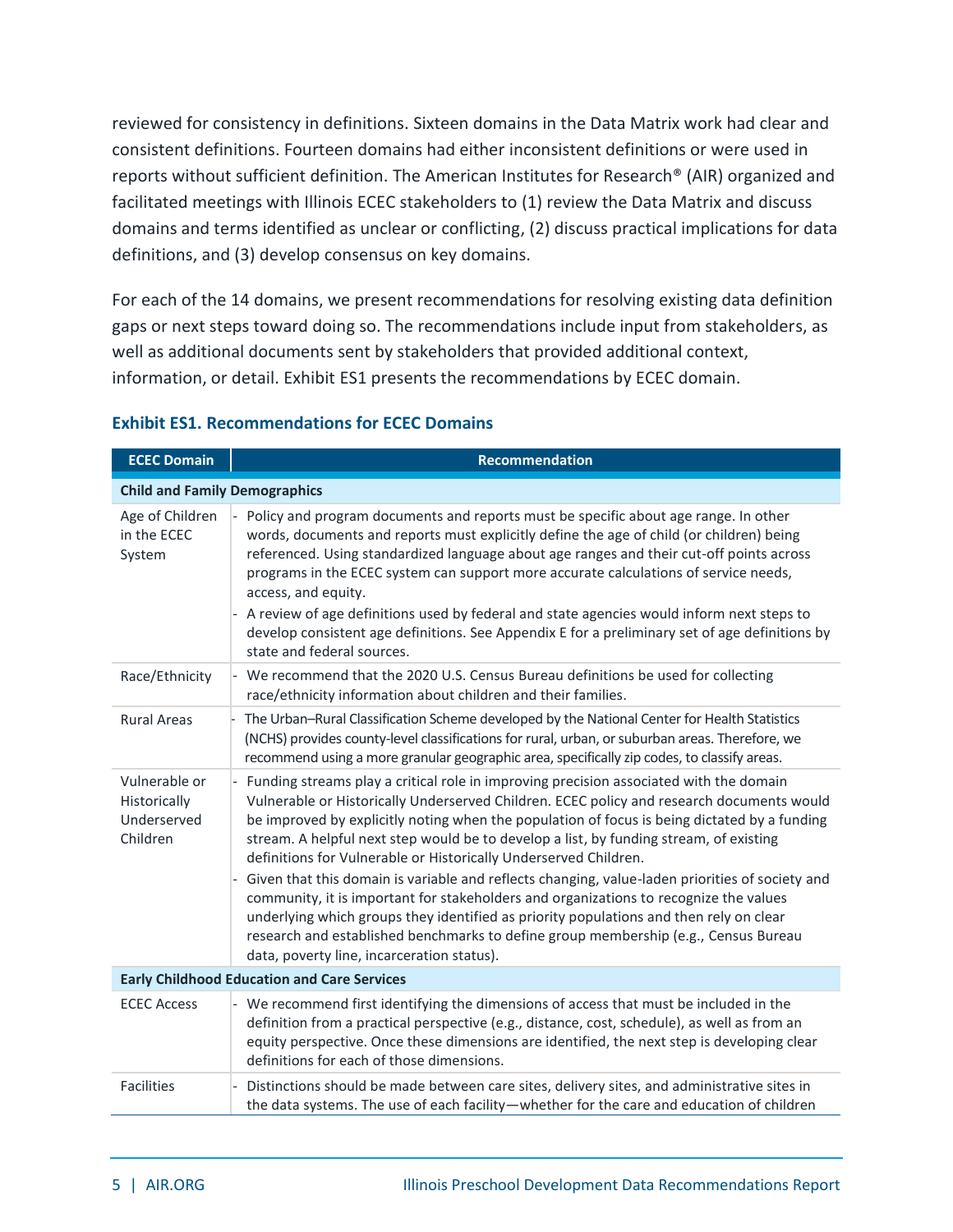reviewed for consistency in definitions. Sixteen domains in the Data Matrix work had clear and consistent definitions. Fourteen domains had either inconsistent definitions or were used in reports without sufficient definition. The American Institutes for Research® (AIR) organized and facilitated meetings with Illinois ECEC stakeholders to (1) review the Data Matrix and discuss domains and terms identified as unclear or conflicting, (2) discuss practical implications for data definitions, and (3) develop consensus on key domains.

For each of the 14 domains, we present recommendations for resolving existing data definition gaps or next steps toward doing so. The recommendations include input from stakeholders, as well as additional documents sent by stakeholders that provided additional context, information, or detail. Exhibit ES1 presents the recommendations by ECEC domain.

**Exhibit ES1. Recommendations for ECEC Domains**

| ECEC Domain | Recommendation |
|---|---|
| **Child and Family Demographics** | |
| Age of Children in the ECEC System | - Policy and program documents and reports must be specific about age range. In other words, documents and reports must explicitly define the age of child (or children) being referenced. Using standardized language about age ranges and their cut-off points across programs in the ECEC system can support more accurate calculations of service needs, access, and equity.<br>- A review of age definitions used by federal and state agencies would inform next steps to develop consistent age definitions. See Appendix E for a preliminary set of age definitions by state and federal sources. |
| Race/Ethnicity | - We recommend that the 2020 U.S. Census Bureau definitions be used for collecting race/ethnicity information about children and their families. |
| Rural Areas | - The Urban–Rural Classification Scheme developed by the National Center for Health Statistics (NCHS) provides county-level classifications for rural, urban, or suburban areas. Therefore, we recommend using a more granular geographic area, specifically zip codes, to classify areas. |
| Vulnerable or Historically Underserved Children | - Funding streams play a critical role in improving precision associated with the domain Vulnerable or Historically Underserved Children. ECEC policy and research documents would be improved by explicitly noting when the population of focus is being dictated by a funding stream. A helpful next step would be to develop a list, by funding stream, of existing definitions for Vulnerable or Historically Underserved Children.<br>- Given that this domain is variable and reflects changing, value-laden priorities of society and community, it is important for stakeholders and organizations to recognize the values underlying which groups they identified as priority populations and then rely on clear research and established benchmarks to define group membership (e.g., Census Bureau data, poverty line, incarceration status). |
| **Early Childhood Education and Care Services** | |
| ECEC Access | - We recommend first identifying the dimensions of access that must be included in the definition from a practical perspective (e.g., distance, cost, schedule), as well as from an equity perspective. Once these dimensions are identified, the next step is developing clear definitions for each of those dimensions. |
| Facilities | - Distinctions should be made between care sites, delivery sites, and administrative sites in the data systems. The use of each facility—whether for the care and education of children |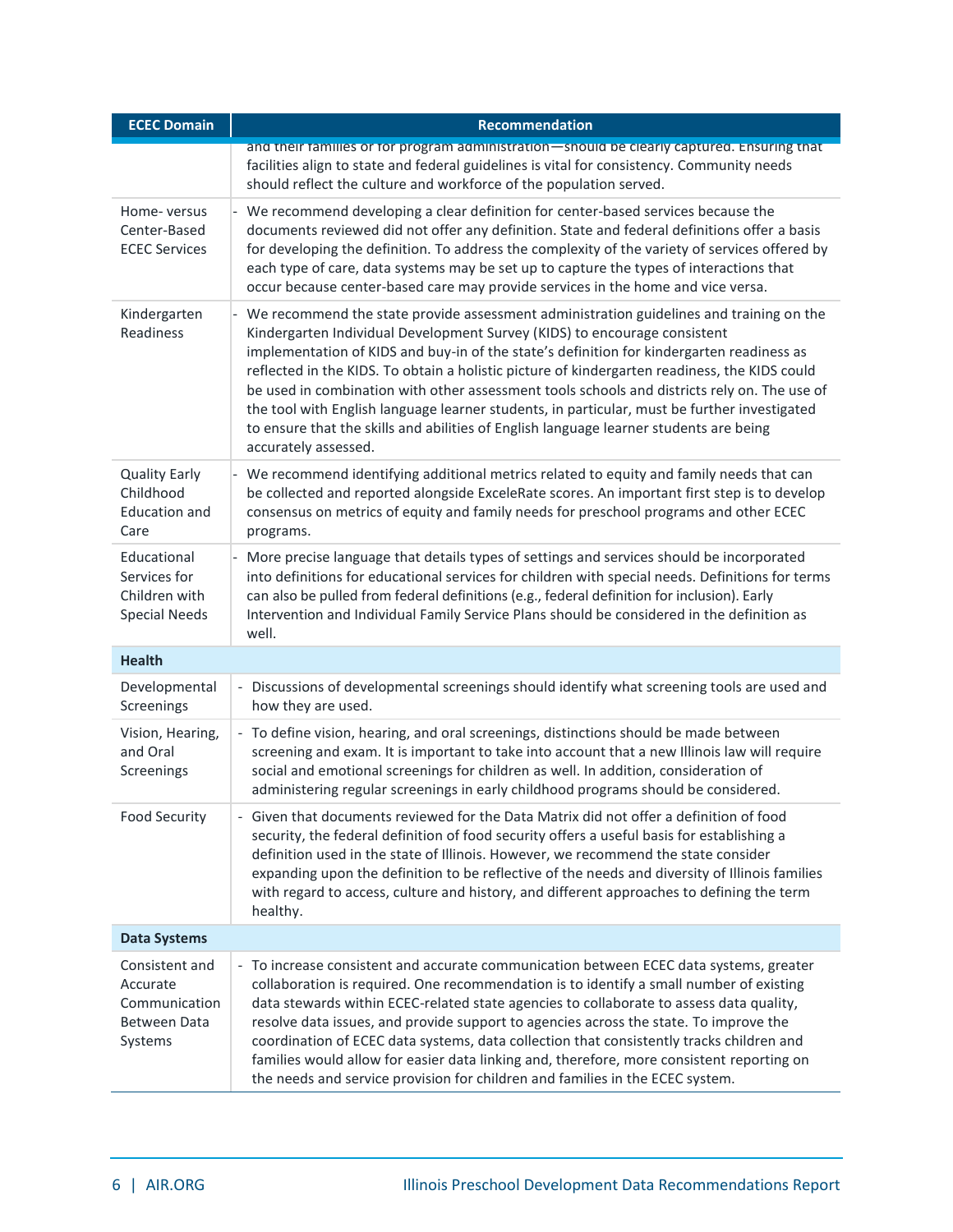| ECEC Domain | Recommendation |
|---|---|
| | and their families or for program administration—should be clearly captured. Ensuring that facilities align to state and federal guidelines is vital for consistency. Community needs should reflect the culture and workforce of the population served. |
| Home- versus Center-Based ECEC Services | - We recommend developing a clear definition for center-based services because the documents reviewed did not offer any definition. State and federal definitions offer a basis for developing the definition. To address the complexity of the variety of services offered by each type of care, data systems may be set up to capture the types of interactions that occur because center-based care may provide services in the home and vice versa. |
| Kindergarten Readiness | - We recommend the state provide assessment administration guidelines and training on the Kindergarten Individual Development Survey (KIDS) to encourage consistent implementation of KIDS and buy-in of the state's definition for kindergarten readiness as reflected in the KIDS. To obtain a holistic picture of kindergarten readiness, the KIDS could be used in combination with other assessment tools schools and districts rely on. The use of the tool with English language learner students, in particular, must be further investigated to ensure that the skills and abilities of English language learner students are being accurately assessed. |
| Quality Early Childhood Education and Care | - We recommend identifying additional metrics related to equity and family needs that can be collected and reported alongside ExceleRate scores. An important first step is to develop consensus on metrics of equity and family needs for preschool programs and other ECEC programs. |
| Educational Services for Children with Special Needs | - More precise language that details types of settings and services should be incorporated into definitions for educational services for children with special needs. Definitions for terms can also be pulled from federal definitions (e.g., federal definition for inclusion). Early Intervention and Individual Family Service Plans should be considered in the definition as well. |
| **Health** | |
| Developmental Screenings | - Discussions of developmental screenings should identify what screening tools are used and how they are used. |
| Vision, Hearing, and Oral Screenings | - To define vision, hearing, and oral screenings, distinctions should be made between screening and exam. It is important to take into account that a new Illinois law will require social and emotional screenings for children as well. In addition, consideration of administering regular screenings in early childhood programs should be considered. |
| Food Security | - Given that documents reviewed for the Data Matrix did not offer a definition of food security, the federal definition of food security offers a useful basis for establishing a definition used in the state of Illinois. However, we recommend the state consider expanding upon the definition to be reflective of the needs and diversity of Illinois families with regard to access, culture and history, and different approaches to defining the term healthy. |
| **Data Systems** | |
| Consistent and Accurate Communication Between Data Systems | - To increase consistent and accurate communication between ECEC data systems, greater collaboration is required. One recommendation is to identify a small number of existing data stewards within ECEC-related state agencies to collaborate to assess data quality, resolve data issues, and provide support to agencies across the state. To improve the coordination of ECEC data systems, data collection that consistently tracks children and families would allow for easier data linking and, therefore, more consistent reporting on the needs and service provision for children and families in the ECEC system. |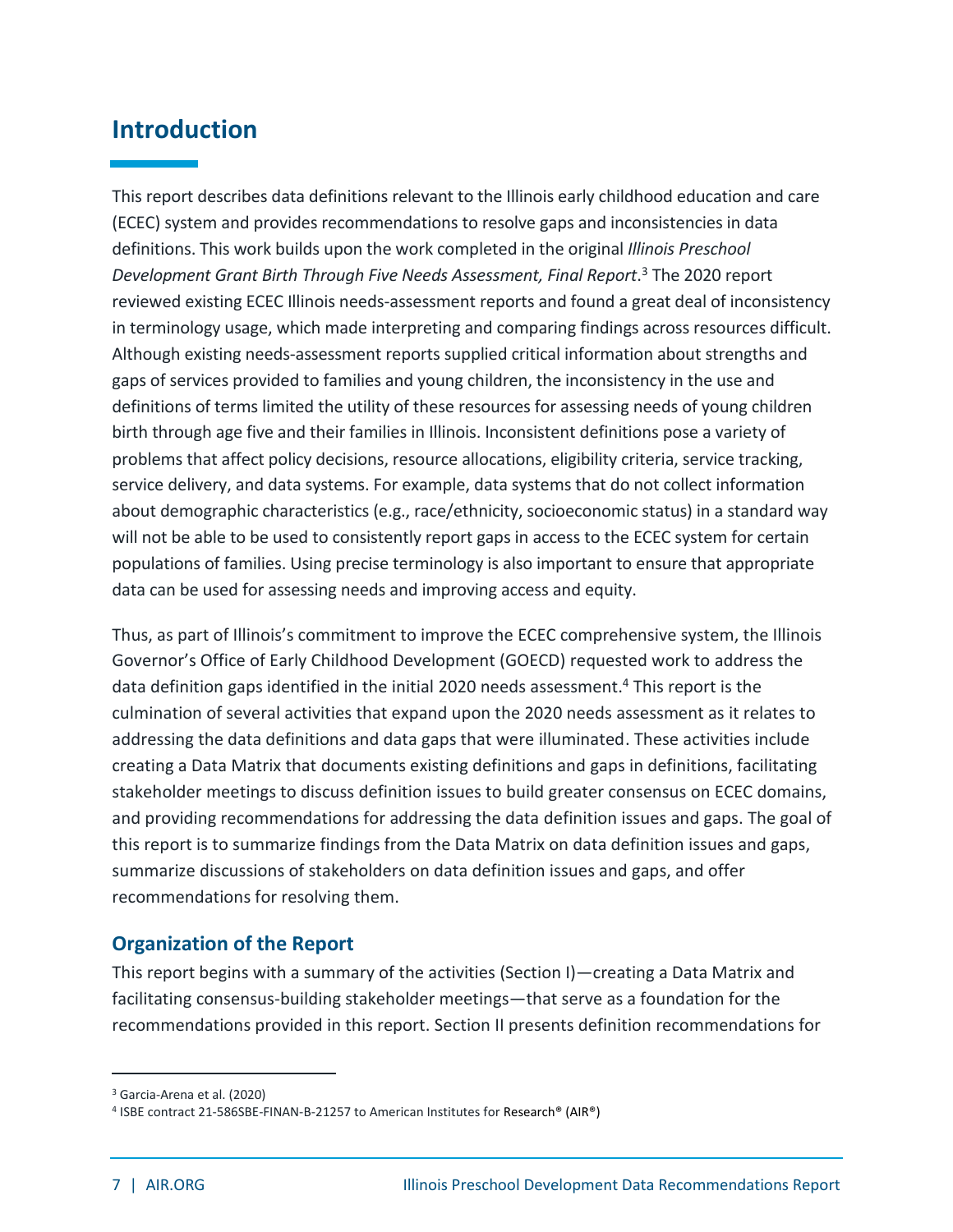# Introduction

This report describes data definitions relevant to the Illinois early childhood education and care (ECEC) system and provides recommendations to resolve gaps and inconsistencies in data definitions. This work builds upon the work completed in the original *Illinois Preschool Development Grant Birth Through Five Needs Assessment, Final Report*.[3] The 2020 report reviewed existing ECEC Illinois needs-assessment reports and found a great deal of inconsistency in terminology usage, which made interpreting and comparing findings across resources difficult. Although existing needs-assessment reports supplied critical information about strengths and gaps of services provided to families and young children, the inconsistency in the use and definitions of terms limited the utility of these resources for assessing needs of young children birth through age five and their families in Illinois. Inconsistent definitions pose a variety of problems that affect policy decisions, resource allocations, eligibility criteria, service tracking, service delivery, and data systems. For example, data systems that do not collect information about demographic characteristics (e.g., race/ethnicity, socioeconomic status) in a standard way will not be able to be used to consistently report gaps in access to the ECEC system for certain populations of families. Using precise terminology is also important to ensure that appropriate data can be used for assessing needs and improving access and equity.

Thus, as part of Illinois's commitment to improve the ECEC comprehensive system, the Illinois Governor's Office of Early Childhood Development (GOECD) requested work to address the data definition gaps identified in the initial 2020 needs assessment.[4] This report is the culmination of several activities that expand upon the 2020 needs assessment as it relates to addressing the data definitions and data gaps that were illuminated. These activities include creating a Data Matrix that documents existing definitions and gaps in definitions, facilitating stakeholder meetings to discuss definition issues to build greater consensus on ECEC domains, and providing recommendations for addressing the data definition issues and gaps. The goal of this report is to summarize findings from the Data Matrix on data definition issues and gaps, summarize discussions of stakeholders on data definition issues and gaps, and offer recommendations for resolving them.

## Organization of the Report

This report begins with a summary of the activities (Section I)—creating a Data Matrix and facilitating consensus-building stakeholder meetings—that serve as a foundation for the recommendations provided in this report. Section II presents definition recommendations for

---

[3] Garcia-Arena et al. (2020)

[4] ISBE contract 21-586SBE-FINAN-B-21257 to American Institutes for Research® (AIR®)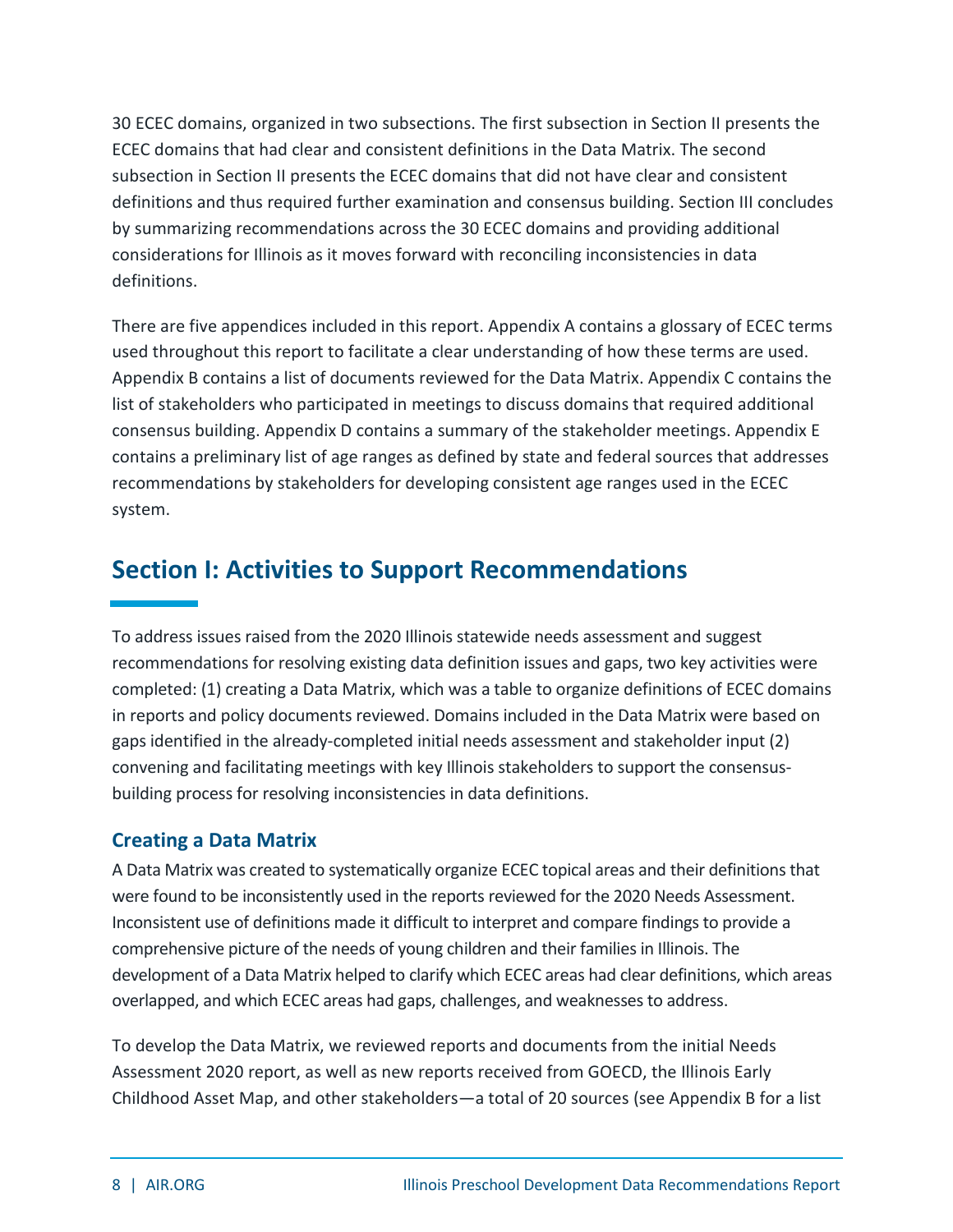30 ECEC domains, organized in two subsections. The first subsection in Section II presents the ECEC domains that had clear and consistent definitions in the Data Matrix. The second subsection in Section II presents the ECEC domains that did not have clear and consistent definitions and thus required further examination and consensus building. Section III concludes by summarizing recommendations across the 30 ECEC domains and providing additional considerations for Illinois as it moves forward with reconciling inconsistencies in data definitions.

There are five appendices included in this report. Appendix A contains a glossary of ECEC terms used throughout this report to facilitate a clear understanding of how these terms are used. Appendix B contains a list of documents reviewed for the Data Matrix. Appendix C contains the list of stakeholders who participated in meetings to discuss domains that required additional consensus building. Appendix D contains a summary of the stakeholder meetings. Appendix E contains a preliminary list of age ranges as defined by state and federal sources that addresses recommendations by stakeholders for developing consistent age ranges used in the ECEC system.

## Section I: Activities to Support Recommendations

To address issues raised from the 2020 Illinois statewide needs assessment and suggest recommendations for resolving existing data definition issues and gaps, two key activities were completed: (1) creating a Data Matrix, which was a table to organize definitions of ECEC domains in reports and policy documents reviewed. Domains included in the Data Matrix were based on gaps identified in the already-completed initial needs assessment and stakeholder input (2) convening and facilitating meetings with key Illinois stakeholders to support the consensus-building process for resolving inconsistencies in data definitions.

### Creating a Data Matrix

A Data Matrix was created to systematically organize ECEC topical areas and their definitions that were found to be inconsistently used in the reports reviewed for the 2020 Needs Assessment. Inconsistent use of definitions made it difficult to interpret and compare findings to provide a comprehensive picture of the needs of young children and their families in Illinois. The development of a Data Matrix helped to clarify which ECEC areas had clear definitions, which areas overlapped, and which ECEC areas had gaps, challenges, and weaknesses to address.

To develop the Data Matrix, we reviewed reports and documents from the initial Needs Assessment 2020 report, as well as new reports received from GOECD, the Illinois Early Childhood Asset Map, and other stakeholders—a total of 20 sources (see Appendix B for a list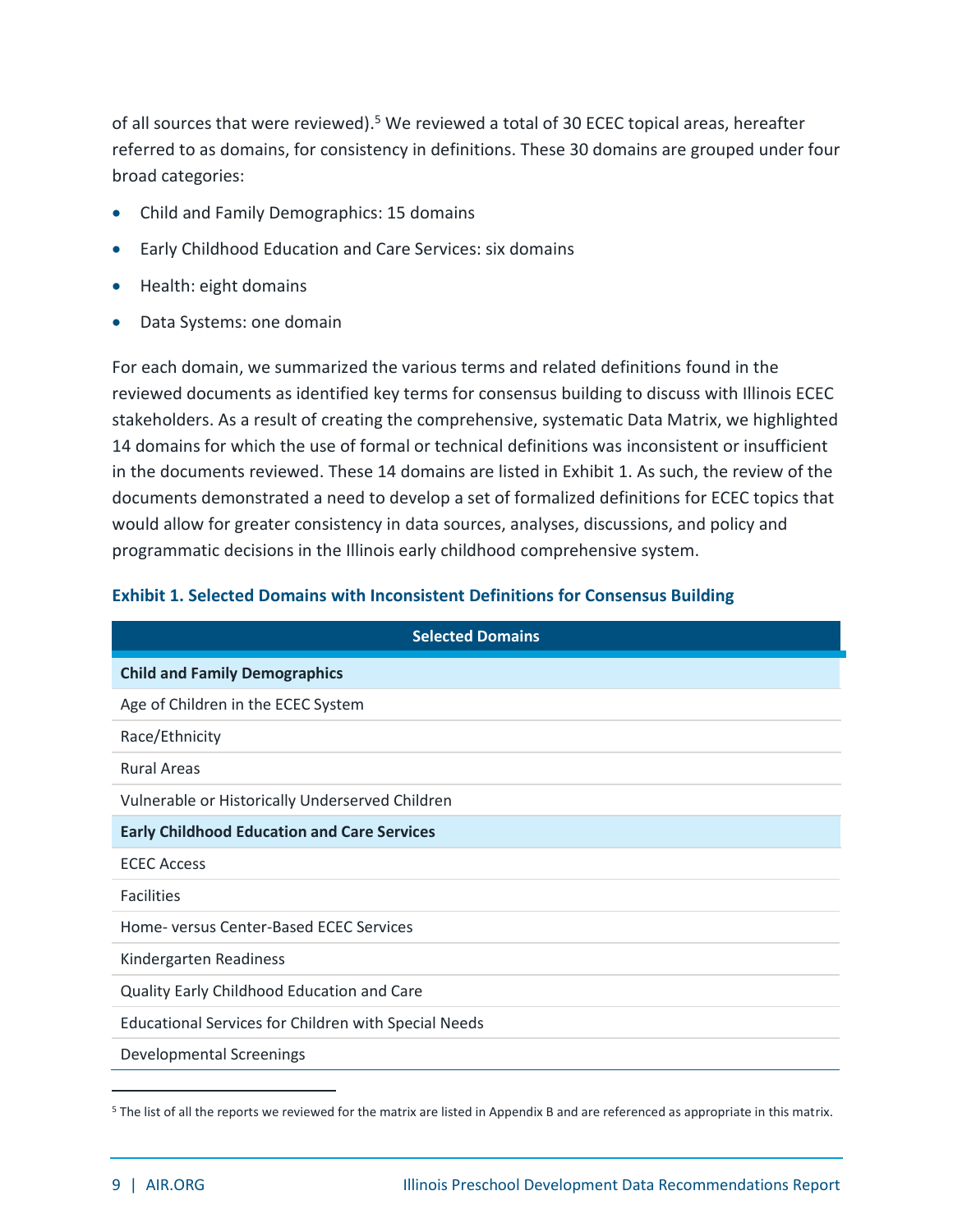of all sources that were reviewed).[5] We reviewed a total of 30 ECEC topical areas, hereafter referred to as domains, for consistency in definitions. These 30 domains are grouped under four broad categories:

- Child and Family Demographics: 15 domains
- Early Childhood Education and Care Services: six domains
- Health: eight domains
- Data Systems: one domain

For each domain, we summarized the various terms and related definitions found in the reviewed documents as identified key terms for consensus building to discuss with Illinois ECEC stakeholders. As a result of creating the comprehensive, systematic Data Matrix, we highlighted 14 domains for which the use of formal or technical definitions was inconsistent or insufficient in the documents reviewed. These 14 domains are listed in Exhibit 1. As such, the review of the documents demonstrated a need to develop a set of formalized definitions for ECEC topics that would allow for greater consistency in data sources, analyses, discussions, and policy and programmatic decisions in the Illinois early childhood comprehensive system.

**Exhibit 1. Selected Domains with Inconsistent Definitions for Consensus Building**

| Selected Domains |
|---|
| **Child and Family Demographics** |
| Age of Children in the ECEC System |
| Race/Ethnicity |
| Rural Areas |
| Vulnerable or Historically Underserved Children |
| **Early Childhood Education and Care Services** |
| ECEC Access |
| Facilities |
| Home- versus Center-Based ECEC Services |
| Kindergarten Readiness |
| Quality Early Childhood Education and Care |
| Educational Services for Children with Special Needs |
| Developmental Screenings |

[5] The list of all the reports we reviewed for the matrix are listed in Appendix B and are referenced as appropriate in this matrix.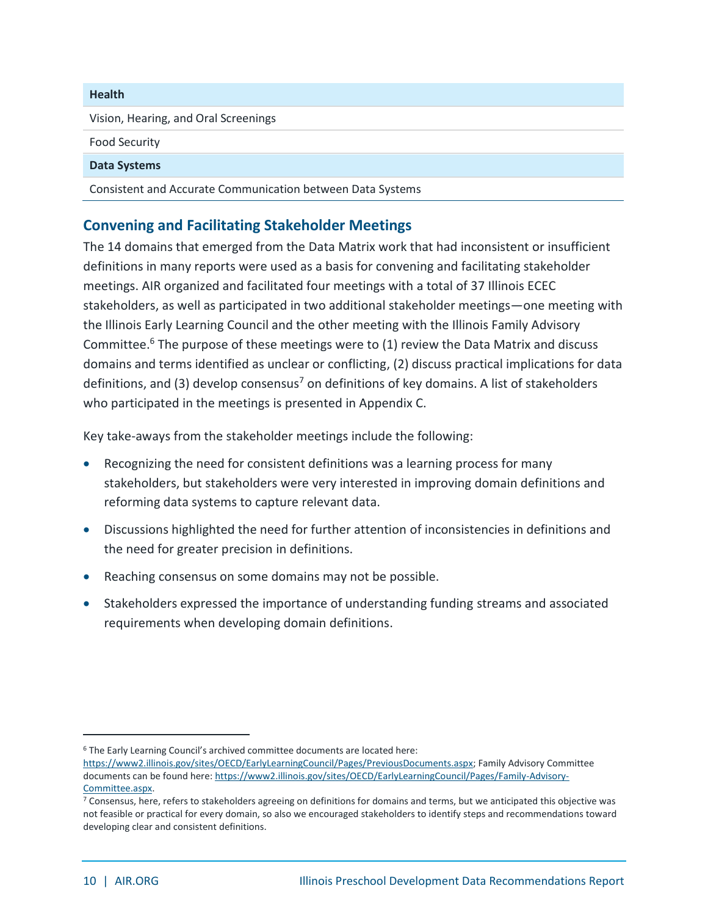| Health |
| --- |
| Vision, Hearing, and Oral Screenings |
| Food Security |
| **Data Systems** |
| Consistent and Accurate Communication between Data Systems |

## Convening and Facilitating Stakeholder Meetings

The 14 domains that emerged from the Data Matrix work that had inconsistent or insufficient definitions in many reports were used as a basis for convening and facilitating stakeholder meetings. AIR organized and facilitated four meetings with a total of 37 Illinois ECEC stakeholders, as well as participated in two additional stakeholder meetings—one meeting with the Illinois Early Learning Council and the other meeting with the Illinois Family Advisory Committee.[6] The purpose of these meetings were to (1) review the Data Matrix and discuss domains and terms identified as unclear or conflicting, (2) discuss practical implications for data definitions, and (3) develop consensus[7] on definitions of key domains. A list of stakeholders who participated in the meetings is presented in Appendix C.

Key take-aways from the stakeholder meetings include the following:

- Recognizing the need for consistent definitions was a learning process for many stakeholders, but stakeholders were very interested in improving domain definitions and reforming data systems to capture relevant data.
- Discussions highlighted the need for further attention of inconsistencies in definitions and the need for greater precision in definitions.
- Reaching consensus on some domains may not be possible.
- Stakeholders expressed the importance of understanding funding streams and associated requirements when developing domain definitions.

---

[6] The Early Learning Council's archived committee documents are located here: https://www2.illinois.gov/sites/OECD/EarlyLearningCouncil/Pages/PreviousDocuments.aspx; Family Advisory Committee documents can be found here: https://www2.illinois.gov/sites/OECD/EarlyLearningCouncil/Pages/Family-Advisory-Committee.aspx.

[7] Consensus, here, refers to stakeholders agreeing on definitions for domains and terms, but we anticipated this objective was not feasible or practical for every domain, so also we encouraged stakeholders to identify steps and recommendations toward developing clear and consistent definitions.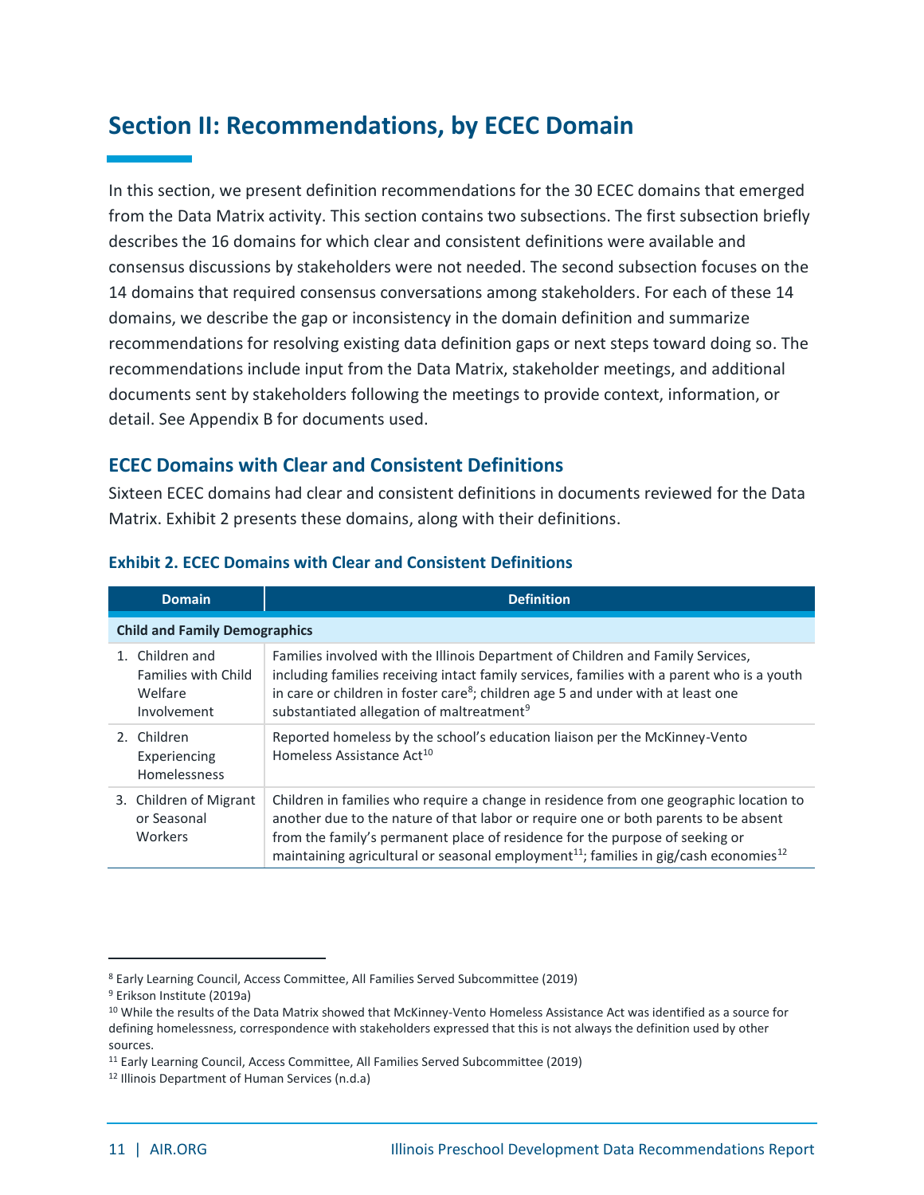## Section II: Recommendations, by ECEC Domain

In this section, we present definition recommendations for the 30 ECEC domains that emerged from the Data Matrix activity. This section contains two subsections. The first subsection briefly describes the 16 domains for which clear and consistent definitions were available and consensus discussions by stakeholders were not needed. The second subsection focuses on the 14 domains that required consensus conversations among stakeholders. For each of these 14 domains, we describe the gap or inconsistency in the domain definition and summarize recommendations for resolving existing data definition gaps or next steps toward doing so. The recommendations include input from the Data Matrix, stakeholder meetings, and additional documents sent by stakeholders following the meetings to provide context, information, or detail. See Appendix B for documents used.

### ECEC Domains with Clear and Consistent Definitions

Sixteen ECEC domains had clear and consistent definitions in documents reviewed for the Data Matrix. Exhibit 2 presents these domains, along with their definitions.

#### Exhibit 2. ECEC Domains with Clear and Consistent Definitions

| Domain | Definition |
|---|---|
| **Child and Family Demographics** | |
| 1. Children and Families with Child Welfare Involvement | Families involved with the Illinois Department of Children and Family Services, including families receiving intact family services, families with a parent who is a youth in care or children in foster care[8]; children age 5 and under with at least one substantiated allegation of maltreatment[9] |
| 2. Children Experiencing Homelessness | Reported homeless by the school's education liaison per the McKinney-Vento Homeless Assistance Act[10] |
| 3. Children of Migrant or Seasonal Workers | Children in families who require a change in residence from one geographic location to another due to the nature of that labor or require one or both parents to be absent from the family's permanent place of residence for the purpose of seeking or maintaining agricultural or seasonal employment[11]; families in gig/cash economies[12] |

[8] Early Learning Council, Access Committee, All Families Served Subcommittee (2019)

[9] Erikson Institute (2019a)

[10] While the results of the Data Matrix showed that McKinney-Vento Homeless Assistance Act was identified as a source for defining homelessness, correspondence with stakeholders expressed that this is not always the definition used by other sources.

[11] Early Learning Council, Access Committee, All Families Served Subcommittee (2019)

[12] Illinois Department of Human Services (n.d.a)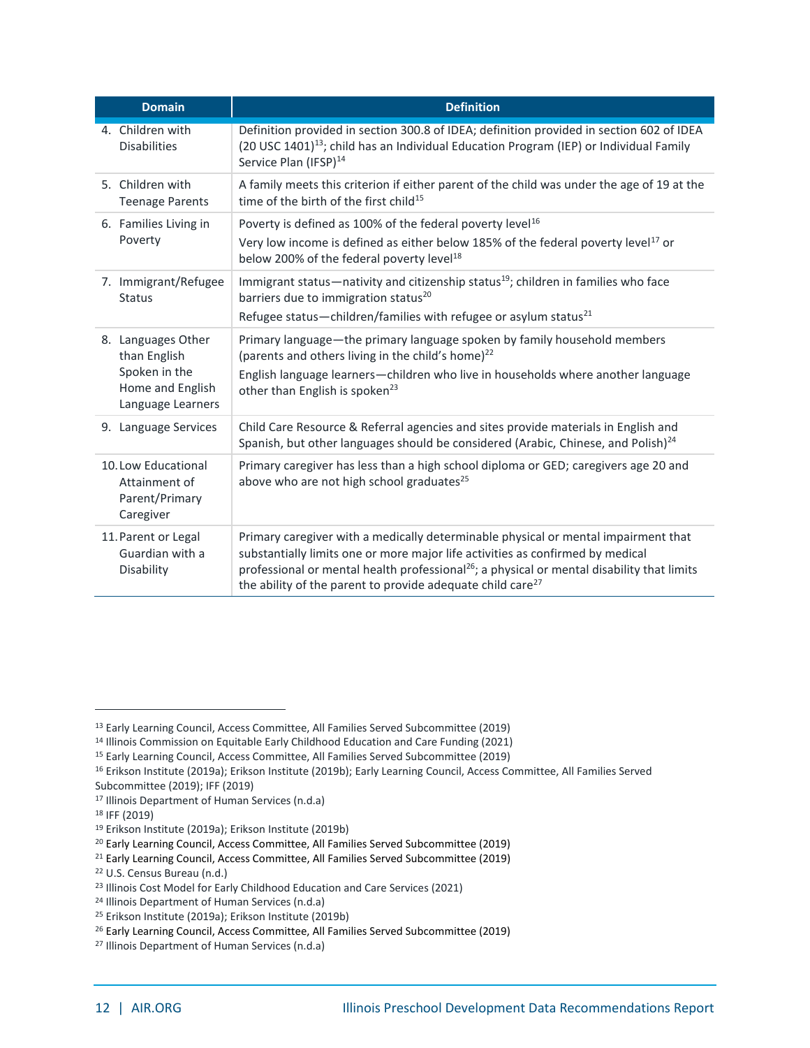| Domain | Definition |
|---|---|
| 4. Children with Disabilities | Definition provided in section 300.8 of IDEA; definition provided in section 602 of IDEA (20 USC 1401)[13]; child has an Individual Education Program (IEP) or Individual Family Service Plan (IFSP)[14] |
| 5. Children with Teenage Parents | A family meets this criterion if either parent of the child was under the age of 19 at the time of the birth of the first child[15] |
| 6. Families Living in Poverty | Poverty is defined as 100% of the federal poverty level[16]<br>Very low income is defined as either below 185% of the federal poverty level[17] or below 200% of the federal poverty level[18] |
| 7. Immigrant/Refugee Status | Immigrant status—nativity and citizenship status[19]; children in families who face barriers due to immigration status[20]<br>Refugee status—children/families with refugee or asylum status[21] |
| 8. Languages Other than English Spoken in the Home and English Language Learners | Primary language—the primary language spoken by family household members (parents and others living in the child's home)[22]<br>English language learners—children who live in households where another language other than English is spoken[23] |
| 9. Language Services | Child Care Resource & Referral agencies and sites provide materials in English and Spanish, but other languages should be considered (Arabic, Chinese, and Polish)[24] |
| 10. Low Educational Attainment of Parent/Primary Caregiver | Primary caregiver has less than a high school diploma or GED; caregivers age 20 and above who are not high school graduates[25] |
| 11. Parent or Legal Guardian with a Disability | Primary caregiver with a medically determinable physical or mental impairment that substantially limits one or more major life activities as confirmed by medical professional or mental health professional[26]; a physical or mental disability that limits the ability of the parent to provide adequate child care[27] |

[13] Early Learning Council, Access Committee, All Families Served Subcommittee (2019)
[14] Illinois Commission on Equitable Early Childhood Education and Care Funding (2021)
[15] Early Learning Council, Access Committee, All Families Served Subcommittee (2019)
[16] Erikson Institute (2019a); Erikson Institute (2019b); Early Learning Council, Access Committee, All Families Served Subcommittee (2019); IFF (2019)
[17] Illinois Department of Human Services (n.d.a)
[18] IFF (2019)
[19] Erikson Institute (2019a); Erikson Institute (2019b)
[20] Early Learning Council, Access Committee, All Families Served Subcommittee (2019)
[21] Early Learning Council, Access Committee, All Families Served Subcommittee (2019)
[22] U.S. Census Bureau (n.d.)
[23] Illinois Cost Model for Early Childhood Education and Care Services (2021)
[24] Illinois Department of Human Services (n.d.a)
[25] Erikson Institute (2019a); Erikson Institute (2019b)
[26] Early Learning Council, Access Committee, All Families Served Subcommittee (2019)
[27] Illinois Department of Human Services (n.d.a)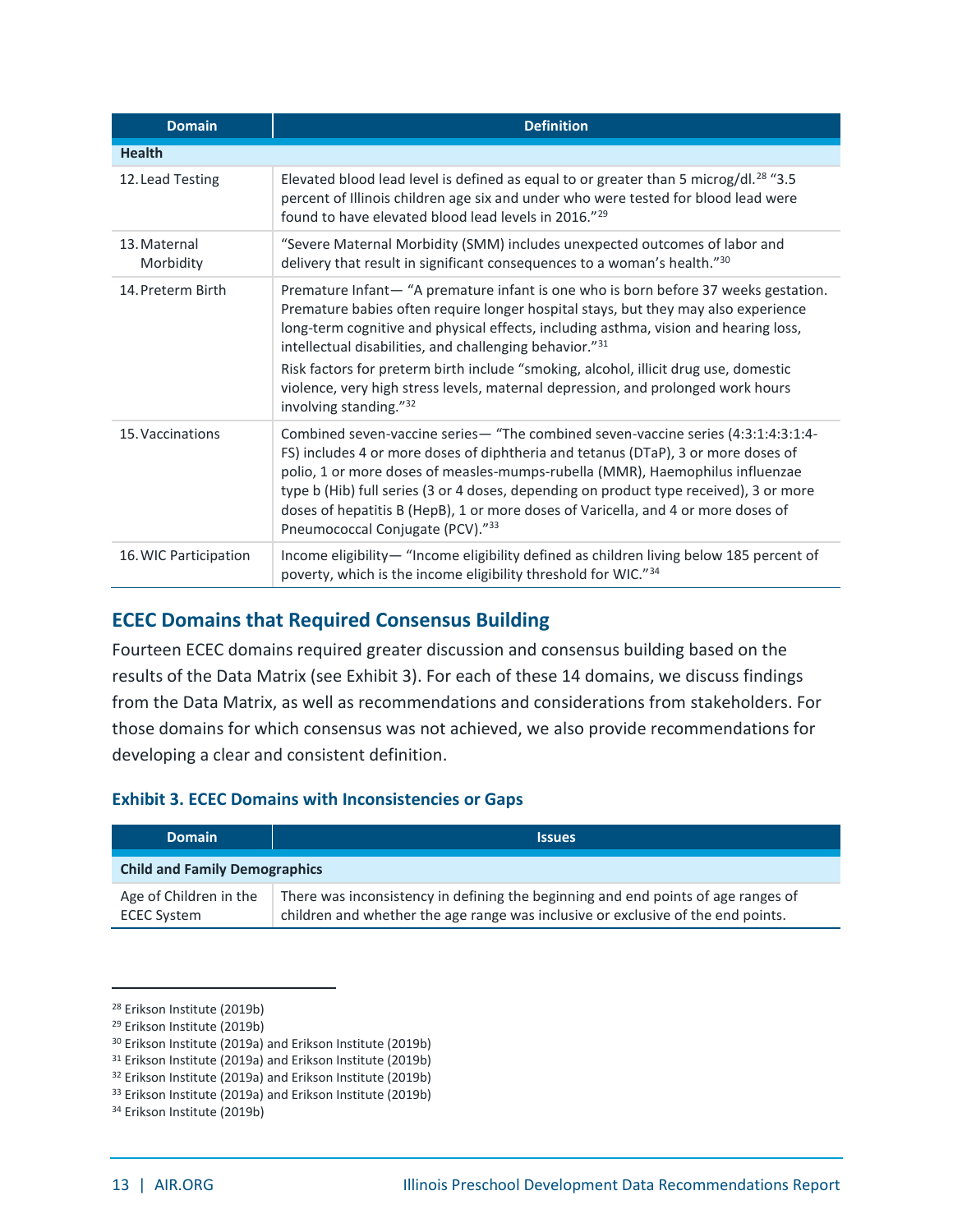| Domain | Definition |
|---|---|
| **Health** | |
| 12. Lead Testing | Elevated blood lead level is defined as equal to or greater than 5 microg/dl.[28] "3.5 percent of Illinois children age six and under who were tested for blood lead were found to have elevated blood lead levels in 2016."[29] |
| 13. Maternal Morbidity | "Severe Maternal Morbidity (SMM) includes unexpected outcomes of labor and delivery that result in significant consequences to a woman's health."[30] |
| 14. Preterm Birth | Premature Infant— "A premature infant is one who is born before 37 weeks gestation. Premature babies often require longer hospital stays, but they may also experience long-term cognitive and physical effects, including asthma, vision and hearing loss, intellectual disabilities, and challenging behavior."[31] Risk factors for preterm birth include "smoking, alcohol, illicit drug use, domestic violence, very high stress levels, maternal depression, and prolonged work hours involving standing."[32] |
| 15. Vaccinations | Combined seven-vaccine series— "The combined seven-vaccine series (4:3:1:4:3:1:4-FS) includes 4 or more doses of diphtheria and tetanus (DTaP), 3 or more doses of polio, 1 or more doses of measles-mumps-rubella (MMR), Haemophilus influenzae type b (Hib) full series (3 or 4 doses, depending on product type received), 3 or more doses of hepatitis B (HepB), 1 or more doses of Varicella, and 4 or more doses of Pneumococcal Conjugate (PCV)."[33] |
| 16. WIC Participation | Income eligibility— "Income eligibility defined as children living below 185 percent of poverty, which is the income eligibility threshold for WIC."[34] |

## ECEC Domains that Required Consensus Building

Fourteen ECEC domains required greater discussion and consensus building based on the results of the Data Matrix (see Exhibit 3). For each of these 14 domains, we discuss findings from the Data Matrix, as well as recommendations and considerations from stakeholders. For those domains for which consensus was not achieved, we also provide recommendations for developing a clear and consistent definition.

### Exhibit 3. ECEC Domains with Inconsistencies or Gaps

| Domain | Issues |
|---|---|
| **Child and Family Demographics** | |
| Age of Children in the ECEC System | There was inconsistency in defining the beginning and end points of age ranges of children and whether the age range was inclusive or exclusive of the end points. |

[28] Erikson Institute (2019b)
[29] Erikson Institute (2019b)
[30] Erikson Institute (2019a) and Erikson Institute (2019b)
[31] Erikson Institute (2019a) and Erikson Institute (2019b)
[32] Erikson Institute (2019a) and Erikson Institute (2019b)
[33] Erikson Institute (2019a) and Erikson Institute (2019b)
[34] Erikson Institute (2019b)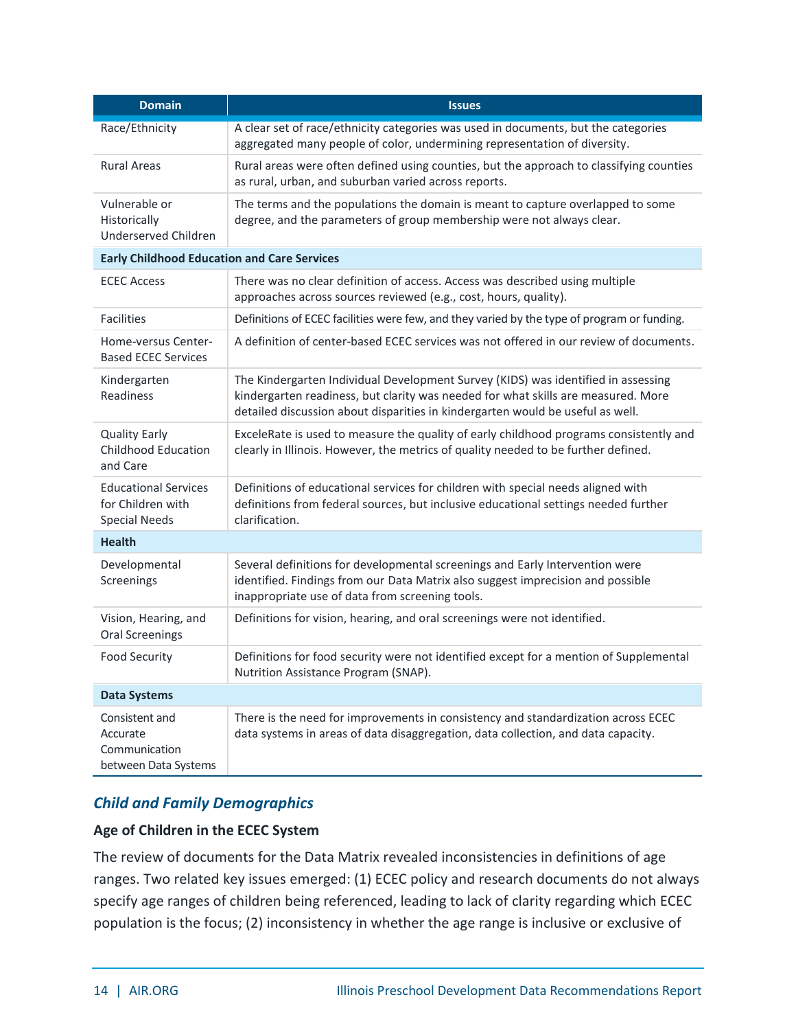| Domain | Issues |
|---|---|
| Race/Ethnicity | A clear set of race/ethnicity categories was used in documents, but the categories aggregated many people of color, undermining representation of diversity. |
| Rural Areas | Rural areas were often defined using counties, but the approach to classifying counties as rural, urban, and suburban varied across reports. |
| Vulnerable or Historically Underserved Children | The terms and the populations the domain is meant to capture overlapped to some degree, and the parameters of group membership were not always clear. |
| **Early Childhood Education and Care Services** | |
| ECEC Access | There was no clear definition of access. Access was described using multiple approaches across sources reviewed (e.g., cost, hours, quality). |
| Facilities | Definitions of ECEC facilities were few, and they varied by the type of program or funding. |
| Home-versus Center-Based ECEC Services | A definition of center-based ECEC services was not offered in our review of documents. |
| Kindergarten Readiness | The Kindergarten Individual Development Survey (KIDS) was identified in assessing kindergarten readiness, but clarity was needed for what skills are measured. More detailed discussion about disparities in kindergarten would be useful as well. |
| Quality Early Childhood Education and Care | ExceleRate is used to measure the quality of early childhood programs consistently and clearly in Illinois. However, the metrics of quality needed to be further defined. |
| Educational Services for Children with Special Needs | Definitions of educational services for children with special needs aligned with definitions from federal sources, but inclusive educational settings needed further clarification. |
| **Health** | |
| Developmental Screenings | Several definitions for developmental screenings and Early Intervention were identified. Findings from our Data Matrix also suggest imprecision and possible inappropriate use of data from screening tools. |
| Vision, Hearing, and Oral Screenings | Definitions for vision, hearing, and oral screenings were not identified. |
| Food Security | Definitions for food security were not identified except for a mention of Supplemental Nutrition Assistance Program (SNAP). |
| **Data Systems** | |
| Consistent and Accurate Communication between Data Systems | There is the need for improvements in consistency and standardization across ECEC data systems in areas of data disaggregation, data collection, and data capacity. |

## *Child and Family Demographics*

### Age of Children in the ECEC System

The review of documents for the Data Matrix revealed inconsistencies in definitions of age ranges. Two related key issues emerged: (1) ECEC policy and research documents do not always specify age ranges of children being referenced, leading to lack of clarity regarding which ECEC population is the focus; (2) inconsistency in whether the age range is inclusive or exclusive of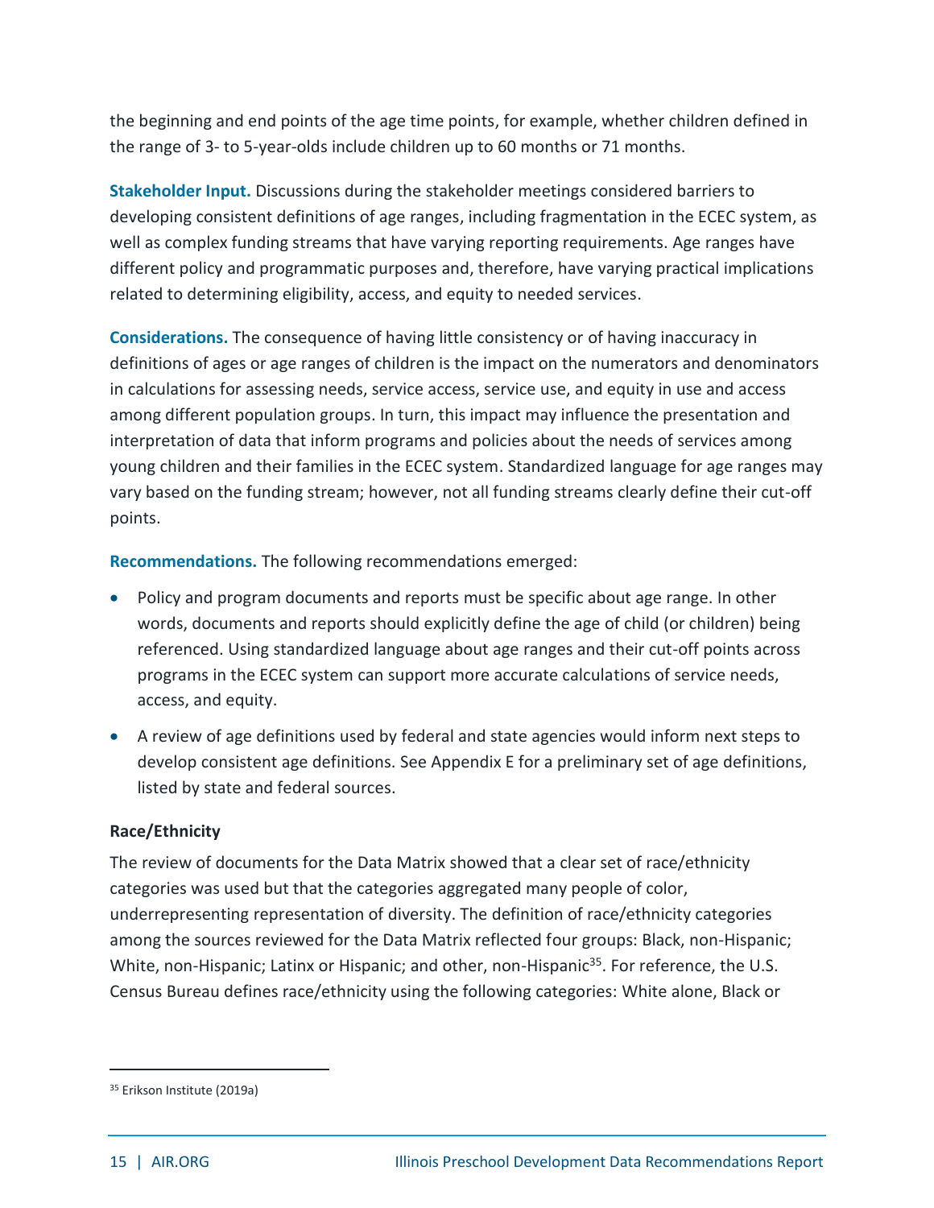the beginning and end points of the age time points, for example, whether children defined in the range of 3- to 5-year-olds include children up to 60 months or 71 months.

**Stakeholder Input.** Discussions during the stakeholder meetings considered barriers to developing consistent definitions of age ranges, including fragmentation in the ECEC system, as well as complex funding streams that have varying reporting requirements. Age ranges have different policy and programmatic purposes and, therefore, have varying practical implications related to determining eligibility, access, and equity to needed services.

**Considerations.** The consequence of having little consistency or of having inaccuracy in definitions of ages or age ranges of children is the impact on the numerators and denominators in calculations for assessing needs, service access, service use, and equity in use and access among different population groups. In turn, this impact may influence the presentation and interpretation of data that inform programs and policies about the needs of services among young children and their families in the ECEC system. Standardized language for age ranges may vary based on the funding stream; however, not all funding streams clearly define their cut-off points.

**Recommendations.** The following recommendations emerged:

- Policy and program documents and reports must be specific about age range. In other words, documents and reports should explicitly define the age of child (or children) being referenced. Using standardized language about age ranges and their cut-off points across programs in the ECEC system can support more accurate calculations of service needs, access, and equity.
- A review of age definitions used by federal and state agencies would inform next steps to develop consistent age definitions. See Appendix E for a preliminary set of age definitions, listed by state and federal sources.

**Race/Ethnicity**

The review of documents for the Data Matrix showed that a clear set of race/ethnicity categories was used but that the categories aggregated many people of color, underrepresenting representation of diversity. The definition of race/ethnicity categories among the sources reviewed for the Data Matrix reflected four groups: Black, non-Hispanic; White, non-Hispanic; Latinx or Hispanic; and other, non-Hispanic[35]. For reference, the U.S. Census Bureau defines race/ethnicity using the following categories: White alone, Black or

[35] Erikson Institute (2019a)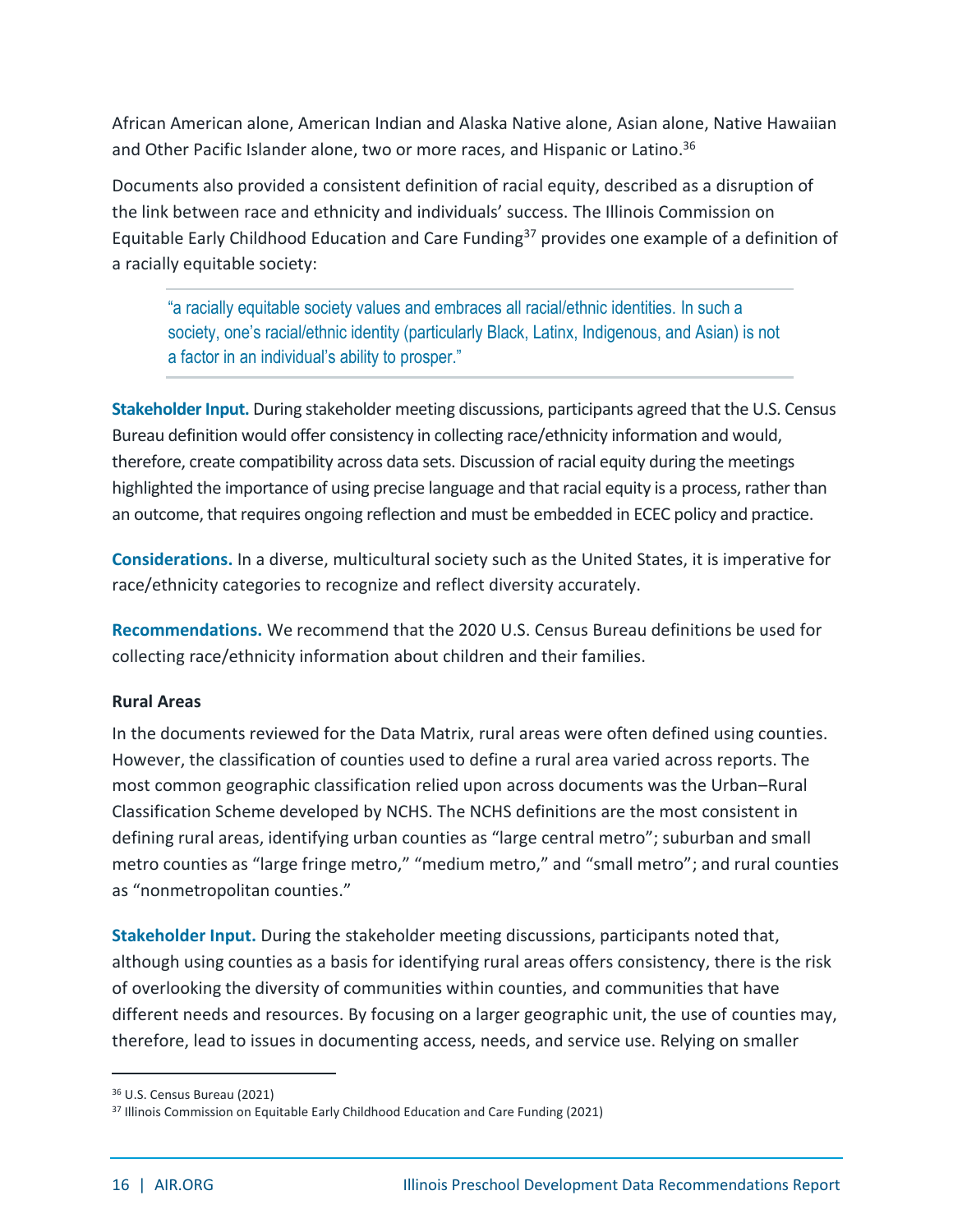African American alone, American Indian and Alaska Native alone, Asian alone, Native Hawaiian and Other Pacific Islander alone, two or more races, and Hispanic or Latino.[36]

Documents also provided a consistent definition of racial equity, described as a disruption of the link between race and ethnicity and individuals' success. The Illinois Commission on Equitable Early Childhood Education and Care Funding[37] provides one example of a definition of a racially equitable society:

> "a racially equitable society values and embraces all racial/ethnic identities. In such a society, one's racial/ethnic identity (particularly Black, Latinx, Indigenous, and Asian) is not a factor in an individual's ability to prosper."

**Stakeholder Input.** During stakeholder meeting discussions, participants agreed that the U.S. Census Bureau definition would offer consistency in collecting race/ethnicity information and would, therefore, create compatibility across data sets. Discussion of racial equity during the meetings highlighted the importance of using precise language and that racial equity is a process, rather than an outcome, that requires ongoing reflection and must be embedded in ECEC policy and practice.

**Considerations.** In a diverse, multicultural society such as the United States, it is imperative for race/ethnicity categories to recognize and reflect diversity accurately.

**Recommendations.** We recommend that the 2020 U.S. Census Bureau definitions be used for collecting race/ethnicity information about children and their families.

### Rural Areas

In the documents reviewed for the Data Matrix, rural areas were often defined using counties. However, the classification of counties used to define a rural area varied across reports. The most common geographic classification relied upon across documents was the Urban–Rural Classification Scheme developed by NCHS. The NCHS definitions are the most consistent in defining rural areas, identifying urban counties as "large central metro"; suburban and small metro counties as "large fringe metro," "medium metro," and "small metro"; and rural counties as "nonmetropolitan counties."

**Stakeholder Input.** During the stakeholder meeting discussions, participants noted that, although using counties as a basis for identifying rural areas offers consistency, there is the risk of overlooking the diversity of communities within counties, and communities that have different needs and resources. By focusing on a larger geographic unit, the use of counties may, therefore, lead to issues in documenting access, needs, and service use. Relying on smaller

---

[36] U.S. Census Bureau (2021)

[37] Illinois Commission on Equitable Early Childhood Education and Care Funding (2021)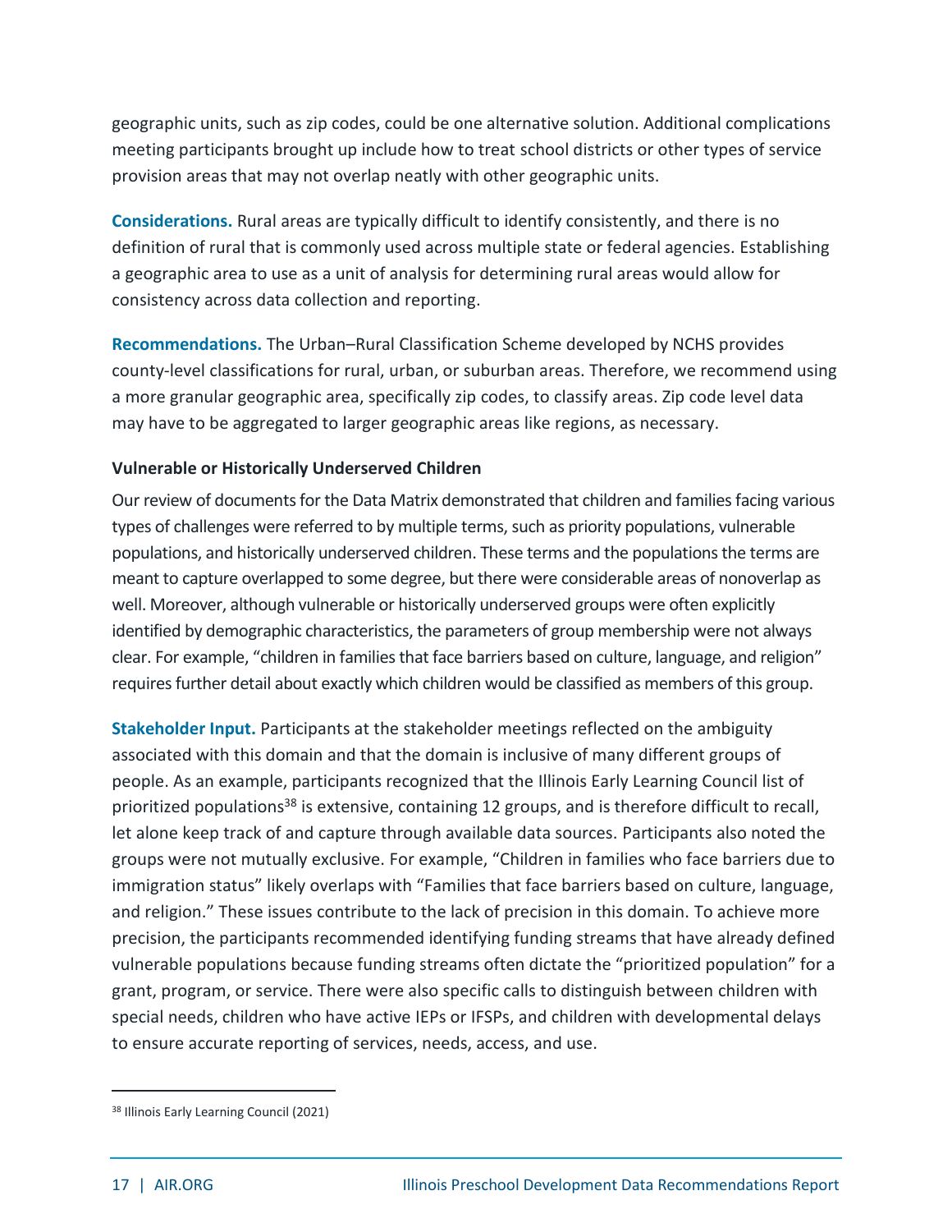geographic units, such as zip codes, could be one alternative solution. Additional complications meeting participants brought up include how to treat school districts or other types of service provision areas that may not overlap neatly with other geographic units.

**Considerations.** Rural areas are typically difficult to identify consistently, and there is no definition of rural that is commonly used across multiple state or federal agencies. Establishing a geographic area to use as a unit of analysis for determining rural areas would allow for consistency across data collection and reporting.

**Recommendations.** The Urban–Rural Classification Scheme developed by NCHS provides county-level classifications for rural, urban, or suburban areas. Therefore, we recommend using a more granular geographic area, specifically zip codes, to classify areas. Zip code level data may have to be aggregated to larger geographic areas like regions, as necessary.

### Vulnerable or Historically Underserved Children

Our review of documents for the Data Matrix demonstrated that children and families facing various types of challenges were referred to by multiple terms, such as priority populations, vulnerable populations, and historically underserved children. These terms and the populations the terms are meant to capture overlapped to some degree, but there were considerable areas of nonoverlap as well. Moreover, although vulnerable or historically underserved groups were often explicitly identified by demographic characteristics, the parameters of group membership were not always clear. For example, "children in families that face barriers based on culture, language, and religion" requires further detail about exactly which children would be classified as members of this group.

**Stakeholder Input.** Participants at the stakeholder meetings reflected on the ambiguity associated with this domain and that the domain is inclusive of many different groups of people. As an example, participants recognized that the Illinois Early Learning Council list of prioritized populations[38] is extensive, containing 12 groups, and is therefore difficult to recall, let alone keep track of and capture through available data sources. Participants also noted the groups were not mutually exclusive. For example, "Children in families who face barriers due to immigration status" likely overlaps with "Families that face barriers based on culture, language, and religion." These issues contribute to the lack of precision in this domain. To achieve more precision, the participants recommended identifying funding streams that have already defined vulnerable populations because funding streams often dictate the "prioritized population" for a grant, program, or service. There were also specific calls to distinguish between children with special needs, children who have active IEPs or IFSPs, and children with developmental delays to ensure accurate reporting of services, needs, access, and use.

[38] Illinois Early Learning Council (2021)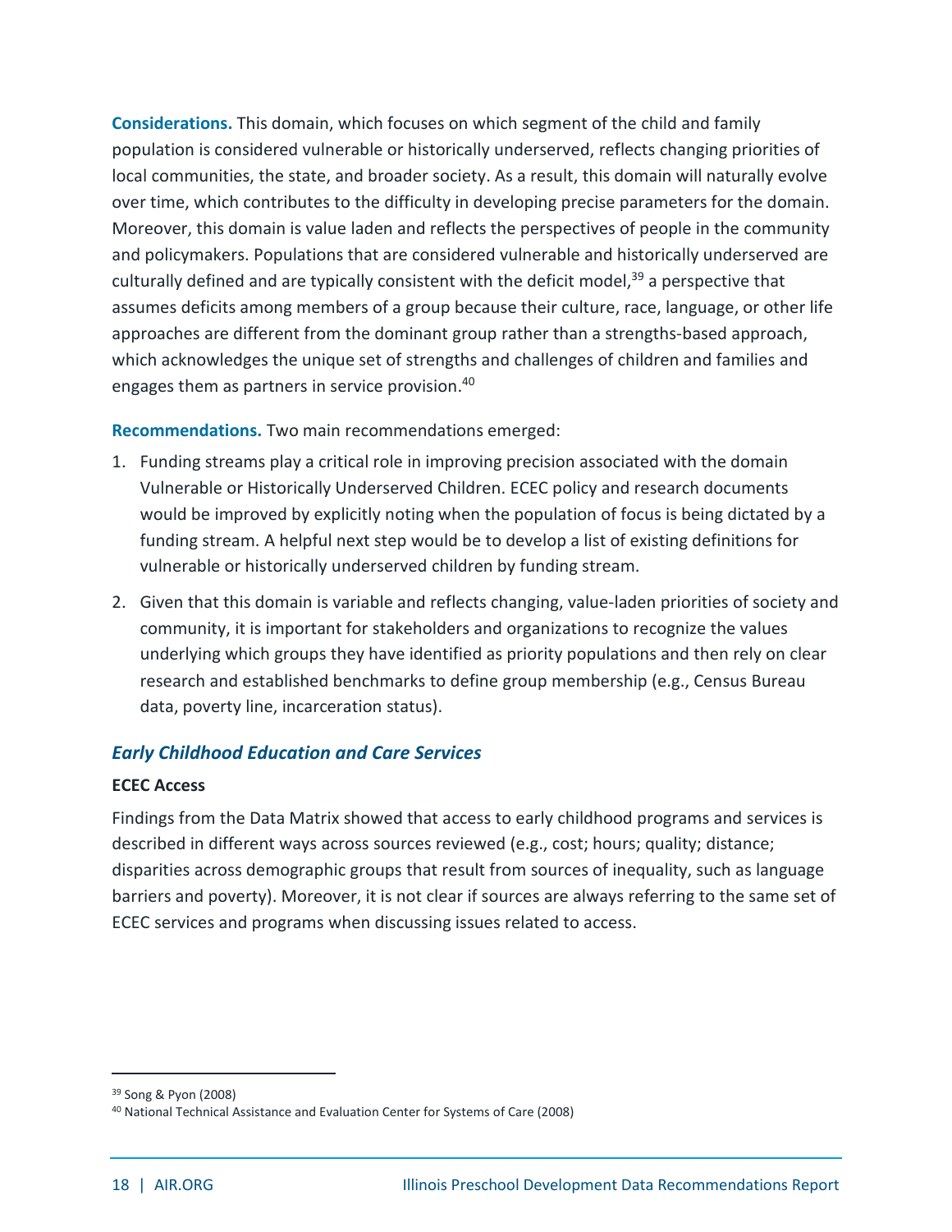**Considerations.** This domain, which focuses on which segment of the child and family population is considered vulnerable or historically underserved, reflects changing priorities of local communities, the state, and broader society. As a result, this domain will naturally evolve over time, which contributes to the difficulty in developing precise parameters for the domain. Moreover, this domain is value laden and reflects the perspectives of people in the community and policymakers. Populations that are considered vulnerable and historically underserved are culturally defined and are typically consistent with the deficit model,[39] a perspective that assumes deficits among members of a group because their culture, race, language, or other life approaches are different from the dominant group rather than a strengths-based approach, which acknowledges the unique set of strengths and challenges of children and families and engages them as partners in service provision.[40]

**Recommendations.** Two main recommendations emerged:

1. Funding streams play a critical role in improving precision associated with the domain Vulnerable or Historically Underserved Children. ECEC policy and research documents would be improved by explicitly noting when the population of focus is being dictated by a funding stream. A helpful next step would be to develop a list of existing definitions for vulnerable or historically underserved children by funding stream.
2. Given that this domain is variable and reflects changing, value-laden priorities of society and community, it is important for stakeholders and organizations to recognize the values underlying which groups they have identified as priority populations and then rely on clear research and established benchmarks to define group membership (e.g., Census Bureau data, poverty line, incarceration status).

## *Early Childhood Education and Care Services*

### ECEC Access

Findings from the Data Matrix showed that access to early childhood programs and services is described in different ways across sources reviewed (e.g., cost; hours; quality; distance; disparities across demographic groups that result from sources of inequality, such as language barriers and poverty). Moreover, it is not clear if sources are always referring to the same set of ECEC services and programs when discussing issues related to access.

[39] Song & Pyon (2008)

[40] National Technical Assistance and Evaluation Center for Systems of Care (2008)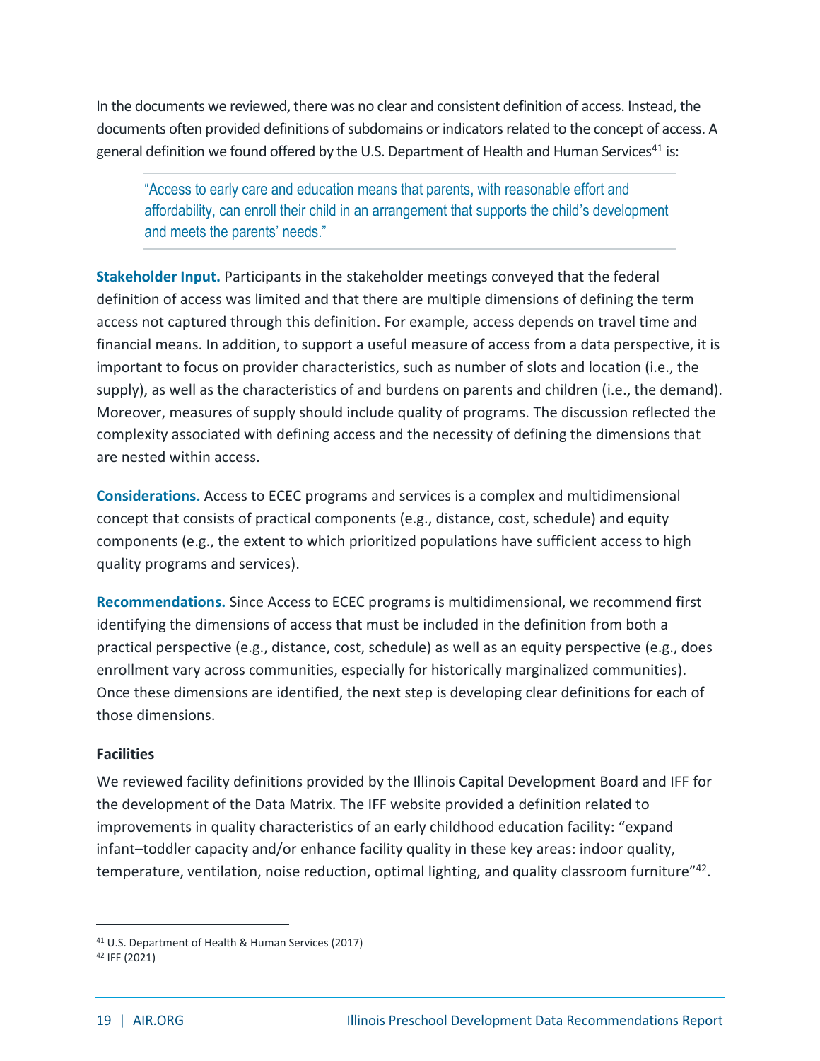In the documents we reviewed, there was no clear and consistent definition of access. Instead, the documents often provided definitions of subdomains or indicators related to the concept of access. A general definition we found offered by the U.S. Department of Health and Human Services[41] is:

> "Access to early care and education means that parents, with reasonable effort and affordability, can enroll their child in an arrangement that supports the child's development and meets the parents' needs."

**Stakeholder Input.** Participants in the stakeholder meetings conveyed that the federal definition of access was limited and that there are multiple dimensions of defining the term access not captured through this definition. For example, access depends on travel time and financial means. In addition, to support a useful measure of access from a data perspective, it is important to focus on provider characteristics, such as number of slots and location (i.e., the supply), as well as the characteristics of and burdens on parents and children (i.e., the demand). Moreover, measures of supply should include quality of programs. The discussion reflected the complexity associated with defining access and the necessity of defining the dimensions that are nested within access.

**Considerations.** Access to ECEC programs and services is a complex and multidimensional concept that consists of practical components (e.g., distance, cost, schedule) and equity components (e.g., the extent to which prioritized populations have sufficient access to high quality programs and services).

**Recommendations.** Since Access to ECEC programs is multidimensional, we recommend first identifying the dimensions of access that must be included in the definition from both a practical perspective (e.g., distance, cost, schedule) as well as an equity perspective (e.g., does enrollment vary across communities, especially for historically marginalized communities). Once these dimensions are identified, the next step is developing clear definitions for each of those dimensions.

**Facilities**

We reviewed facility definitions provided by the Illinois Capital Development Board and IFF for the development of the Data Matrix. The IFF website provided a definition related to improvements in quality characteristics of an early childhood education facility: "expand infant–toddler capacity and/or enhance facility quality in these key areas: indoor quality, temperature, ventilation, noise reduction, optimal lighting, and quality classroom furniture"[42].

---

[41] U.S. Department of Health & Human Services (2017)

[42] IFF (2021)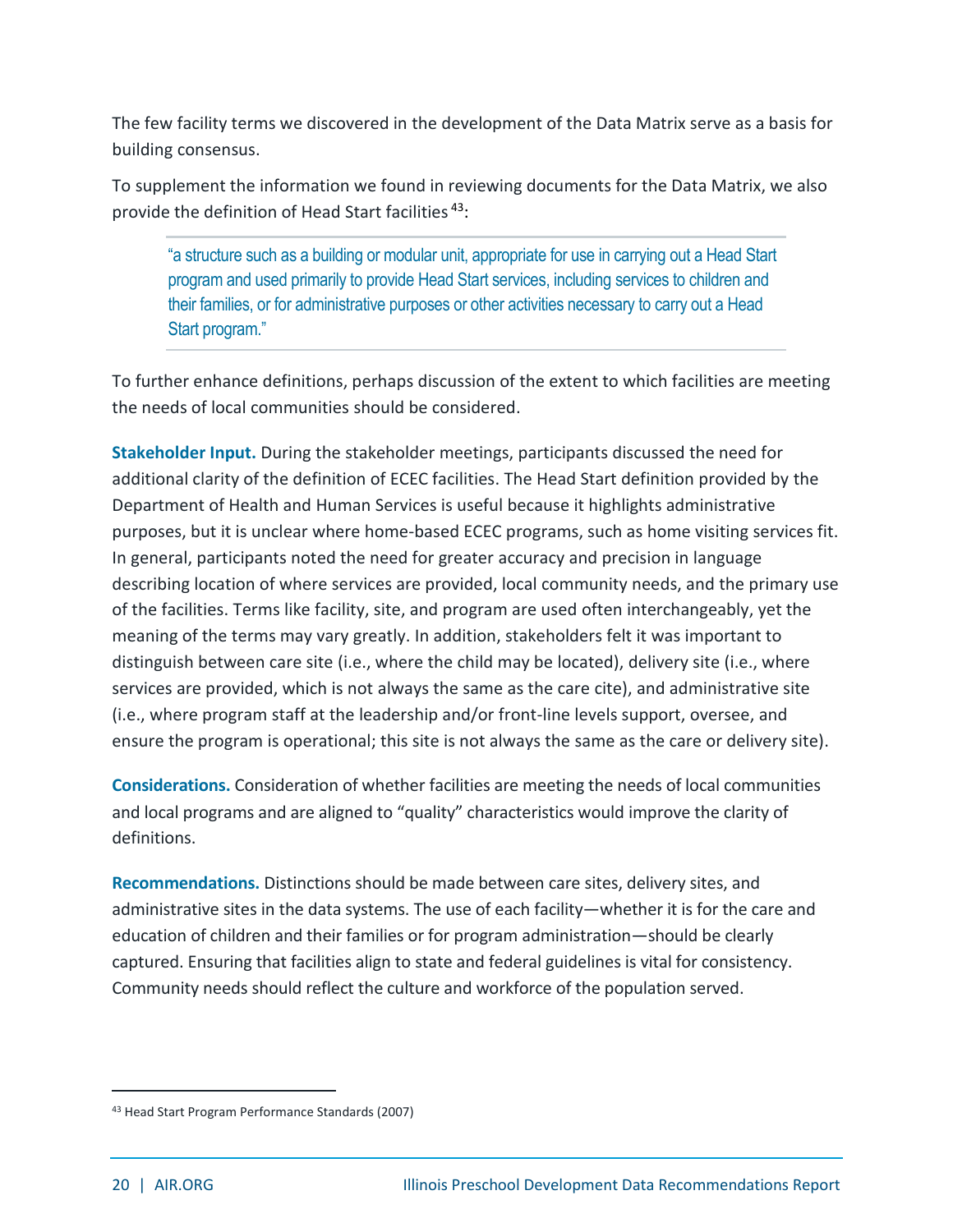The few facility terms we discovered in the development of the Data Matrix serve as a basis for building consensus.

To supplement the information we found in reviewing documents for the Data Matrix, we also provide the definition of Head Start facilities[43]:

> "a structure such as a building or modular unit, appropriate for use in carrying out a Head Start program and used primarily to provide Head Start services, including services to children and their families, or for administrative purposes or other activities necessary to carry out a Head Start program."

To further enhance definitions, perhaps discussion of the extent to which facilities are meeting the needs of local communities should be considered.

**Stakeholder Input.** During the stakeholder meetings, participants discussed the need for additional clarity of the definition of ECEC facilities. The Head Start definition provided by the Department of Health and Human Services is useful because it highlights administrative purposes, but it is unclear where home-based ECEC programs, such as home visiting services fit. In general, participants noted the need for greater accuracy and precision in language describing location of where services are provided, local community needs, and the primary use of the facilities. Terms like facility, site, and program are used often interchangeably, yet the meaning of the terms may vary greatly. In addition, stakeholders felt it was important to distinguish between care site (i.e., where the child may be located), delivery site (i.e., where services are provided, which is not always the same as the care cite), and administrative site (i.e., where program staff at the leadership and/or front-line levels support, oversee, and ensure the program is operational; this site is not always the same as the care or delivery site).

**Considerations.** Consideration of whether facilities are meeting the needs of local communities and local programs and are aligned to "quality" characteristics would improve the clarity of definitions.

**Recommendations.** Distinctions should be made between care sites, delivery sites, and administrative sites in the data systems. The use of each facility—whether it is for the care and education of children and their families or for program administration—should be clearly captured. Ensuring that facilities align to state and federal guidelines is vital for consistency. Community needs should reflect the culture and workforce of the population served.

---

[43] Head Start Program Performance Standards (2007)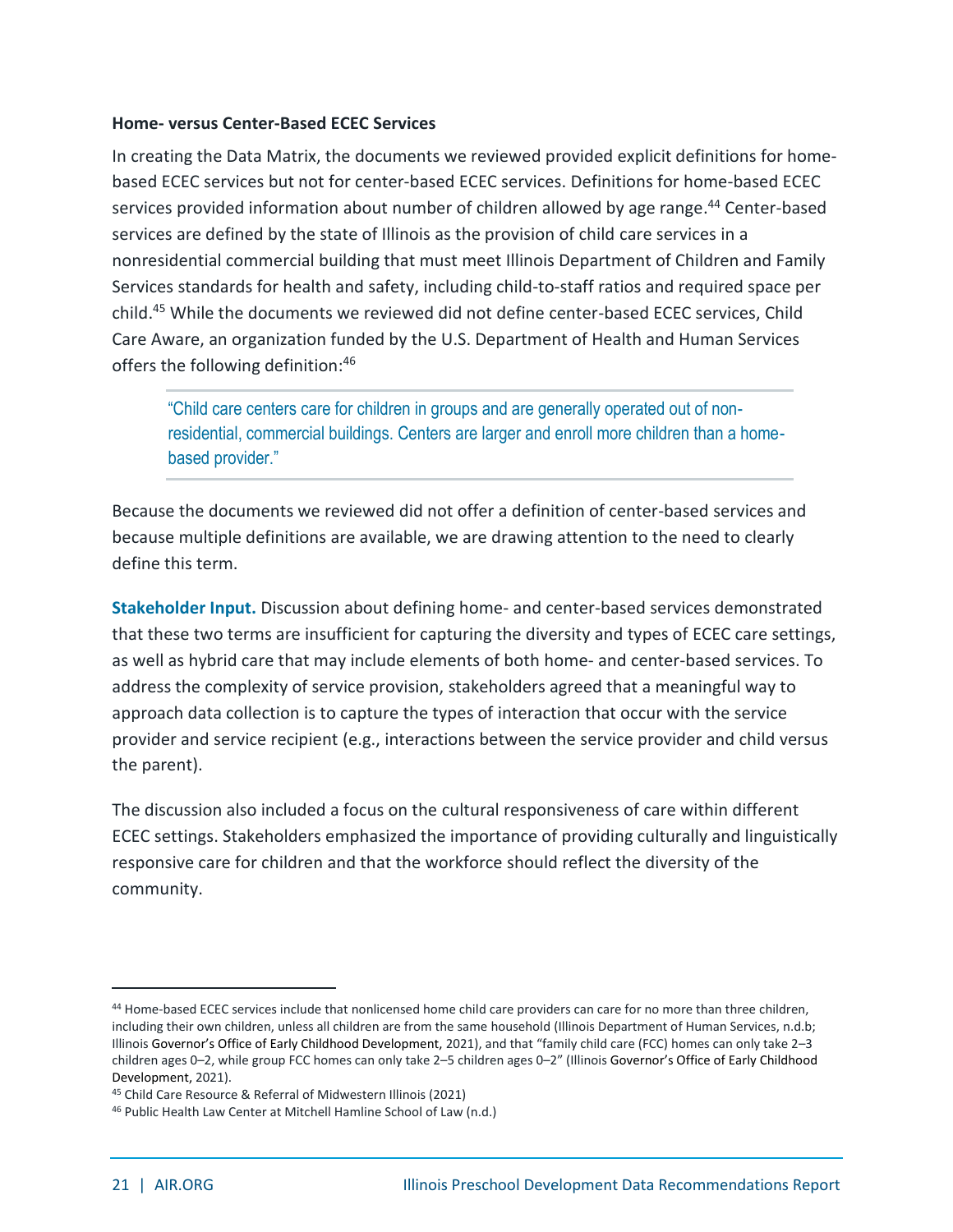**Home- versus Center-Based ECEC Services**

In creating the Data Matrix, the documents we reviewed provided explicit definitions for home-based ECEC services but not for center-based ECEC services. Definitions for home-based ECEC services provided information about number of children allowed by age range.[44] Center-based services are defined by the state of Illinois as the provision of child care services in a nonresidential commercial building that must meet Illinois Department of Children and Family Services standards for health and safety, including child-to-staff ratios and required space per child.[45] While the documents we reviewed did not define center-based ECEC services, Child Care Aware, an organization funded by the U.S. Department of Health and Human Services offers the following definition:[46]

> "Child care centers care for children in groups and are generally operated out of non-residential, commercial buildings. Centers are larger and enroll more children than a home-based provider."

Because the documents we reviewed did not offer a definition of center-based services and because multiple definitions are available, we are drawing attention to the need to clearly define this term.

**Stakeholder Input.** Discussion about defining home- and center-based services demonstrated that these two terms are insufficient for capturing the diversity and types of ECEC care settings, as well as hybrid care that may include elements of both home- and center-based services. To address the complexity of service provision, stakeholders agreed that a meaningful way to approach data collection is to capture the types of interaction that occur with the service provider and service recipient (e.g., interactions between the service provider and child versus the parent).

The discussion also included a focus on the cultural responsiveness of care within different ECEC settings. Stakeholders emphasized the importance of providing culturally and linguistically responsive care for children and that the workforce should reflect the diversity of the community.

---

[44] Home-based ECEC services include that nonlicensed home child care providers can care for no more than three children, including their own children, unless all children are from the same household (Illinois Department of Human Services, n.d.b; Illinois Governor's Office of Early Childhood Development, 2021), and that "family child care (FCC) homes can only take 2–3 children ages 0–2, while group FCC homes can only take 2–5 children ages 0–2" (Illinois Governor's Office of Early Childhood Development, 2021).

[45] Child Care Resource & Referral of Midwestern Illinois (2021)

[46] Public Health Law Center at Mitchell Hamline School of Law (n.d.)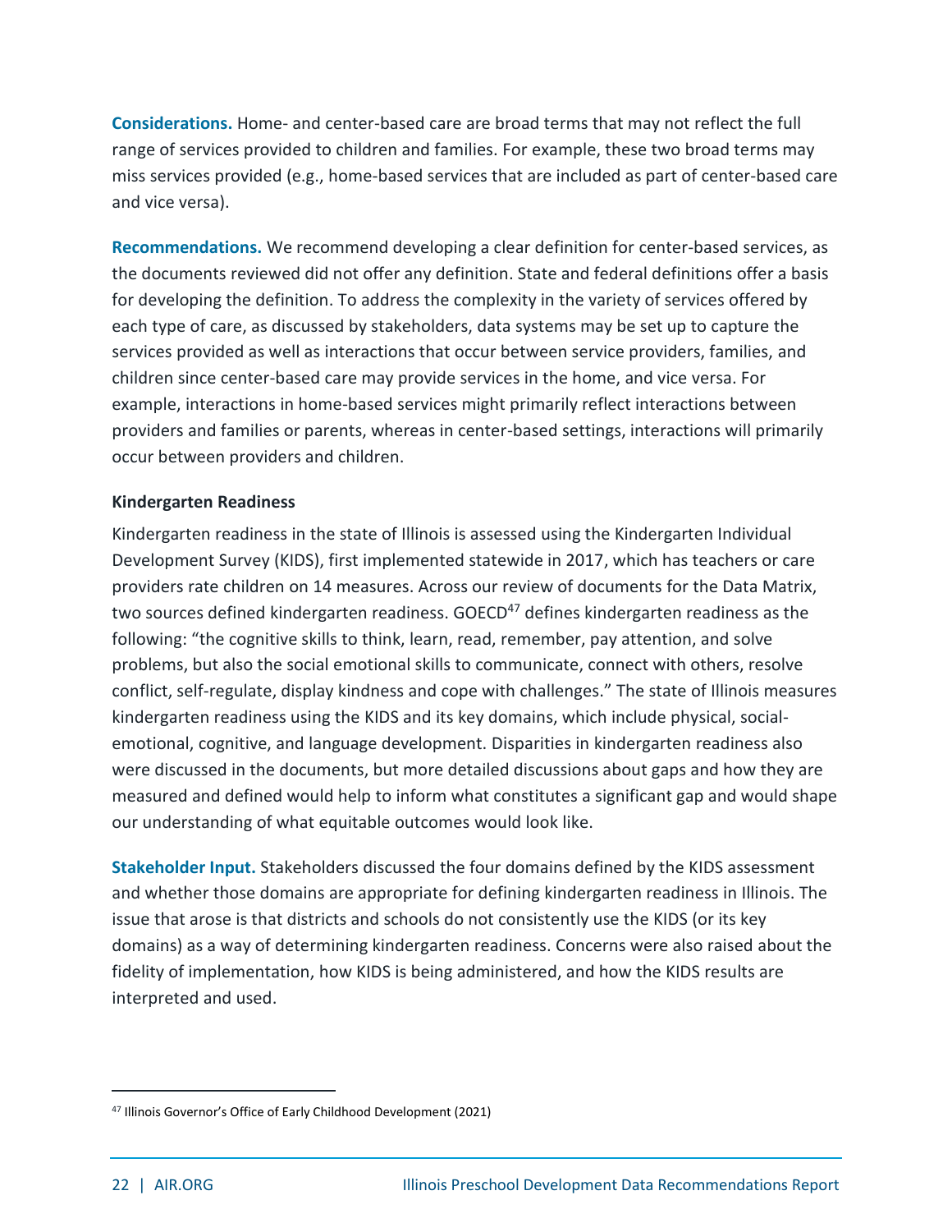**Considerations.** Home- and center-based care are broad terms that may not reflect the full range of services provided to children and families. For example, these two broad terms may miss services provided (e.g., home-based services that are included as part of center-based care and vice versa).

**Recommendations.** We recommend developing a clear definition for center-based services, as the documents reviewed did not offer any definition. State and federal definitions offer a basis for developing the definition. To address the complexity in the variety of services offered by each type of care, as discussed by stakeholders, data systems may be set up to capture the services provided as well as interactions that occur between service providers, families, and children since center-based care may provide services in the home, and vice versa. For example, interactions in home-based services might primarily reflect interactions between providers and families or parents, whereas in center-based settings, interactions will primarily occur between providers and children.

#### Kindergarten Readiness

Kindergarten readiness in the state of Illinois is assessed using the Kindergarten Individual Development Survey (KIDS), first implemented statewide in 2017, which has teachers or care providers rate children on 14 measures. Across our review of documents for the Data Matrix, two sources defined kindergarten readiness. GOECD[47] defines kindergarten readiness as the following: "the cognitive skills to think, learn, read, remember, pay attention, and solve problems, but also the social emotional skills to communicate, connect with others, resolve conflict, self-regulate, display kindness and cope with challenges." The state of Illinois measures kindergarten readiness using the KIDS and its key domains, which include physical, social-emotional, cognitive, and language development. Disparities in kindergarten readiness also were discussed in the documents, but more detailed discussions about gaps and how they are measured and defined would help to inform what constitutes a significant gap and would shape our understanding of what equitable outcomes would look like.

**Stakeholder Input.** Stakeholders discussed the four domains defined by the KIDS assessment and whether those domains are appropriate for defining kindergarten readiness in Illinois. The issue that arose is that districts and schools do not consistently use the KIDS (or its key domains) as a way of determining kindergarten readiness. Concerns were also raised about the fidelity of implementation, how KIDS is being administered, and how the KIDS results are interpreted and used.

---

[47] Illinois Governor's Office of Early Childhood Development (2021)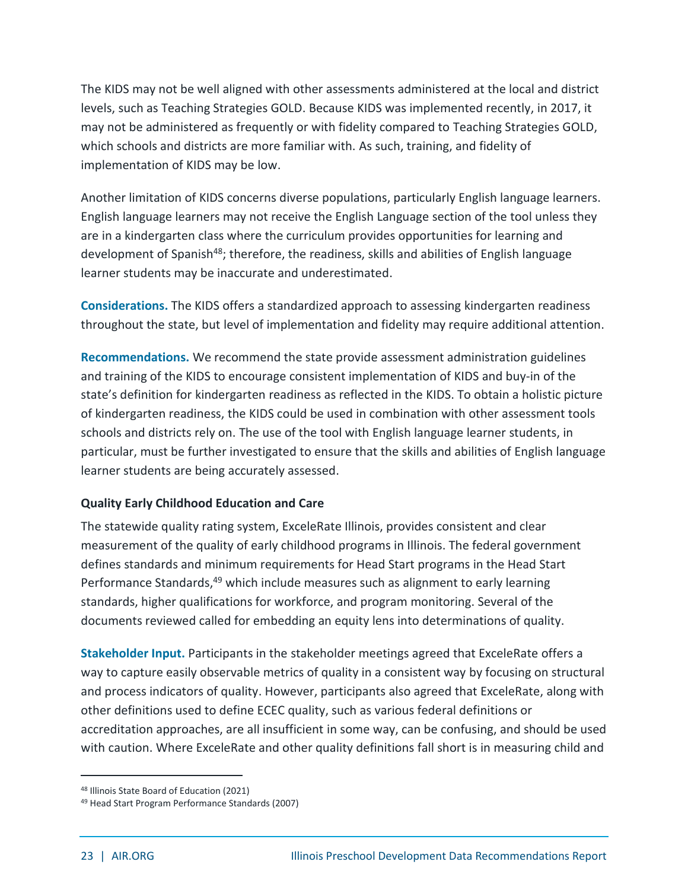The KIDS may not be well aligned with other assessments administered at the local and district levels, such as Teaching Strategies GOLD. Because KIDS was implemented recently, in 2017, it may not be administered as frequently or with fidelity compared to Teaching Strategies GOLD, which schools and districts are more familiar with. As such, training, and fidelity of implementation of KIDS may be low.

Another limitation of KIDS concerns diverse populations, particularly English language learners. English language learners may not receive the English Language section of the tool unless they are in a kindergarten class where the curriculum provides opportunities for learning and development of Spanish[48]; therefore, the readiness, skills and abilities of English language learner students may be inaccurate and underestimated.

**Considerations.** The KIDS offers a standardized approach to assessing kindergarten readiness throughout the state, but level of implementation and fidelity may require additional attention.

**Recommendations.** We recommend the state provide assessment administration guidelines and training of the KIDS to encourage consistent implementation of KIDS and buy-in of the state's definition for kindergarten readiness as reflected in the KIDS. To obtain a holistic picture of kindergarten readiness, the KIDS could be used in combination with other assessment tools schools and districts rely on. The use of the tool with English language learner students, in particular, must be further investigated to ensure that the skills and abilities of English language learner students are being accurately assessed.

#### Quality Early Childhood Education and Care

The statewide quality rating system, ExceleRate Illinois, provides consistent and clear measurement of the quality of early childhood programs in Illinois. The federal government defines standards and minimum requirements for Head Start programs in the Head Start Performance Standards,[49] which include measures such as alignment to early learning standards, higher qualifications for workforce, and program monitoring. Several of the documents reviewed called for embedding an equity lens into determinations of quality.

**Stakeholder Input.** Participants in the stakeholder meetings agreed that ExceleRate offers a way to capture easily observable metrics of quality in a consistent way by focusing on structural and process indicators of quality. However, participants also agreed that ExceleRate, along with other definitions used to define ECEC quality, such as various federal definitions or accreditation approaches, are all insufficient in some way, can be confusing, and should be used with caution. Where ExceleRate and other quality definitions fall short is in measuring child and

---

[48] Illinois State Board of Education (2021)

[49] Head Start Program Performance Standards (2007)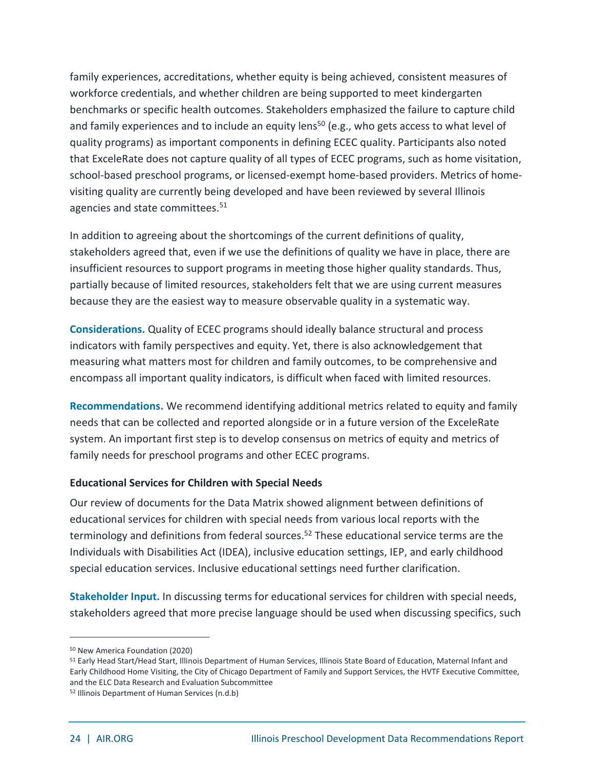family experiences, accreditations, whether equity is being achieved, consistent measures of workforce credentials, and whether children are being supported to meet kindergarten benchmarks or specific health outcomes. Stakeholders emphasized the failure to capture child and family experiences and to include an equity lens[50] (e.g., who gets access to what level of quality programs) as important components in defining ECEC quality. Participants also noted that ExceleRate does not capture quality of all types of ECEC programs, such as home visitation, school-based preschool programs, or licensed-exempt home-based providers. Metrics of home-visiting quality are currently being developed and have been reviewed by several Illinois agencies and state committees.[51]

In addition to agreeing about the shortcomings of the current definitions of quality, stakeholders agreed that, even if we use the definitions of quality we have in place, there are insufficient resources to support programs in meeting those higher quality standards. Thus, partially because of limited resources, stakeholders felt that we are using current measures because they are the easiest way to measure observable quality in a systematic way.

**Considerations.** Quality of ECEC programs should ideally balance structural and process indicators with family perspectives and equity. Yet, there is also acknowledgement that measuring what matters most for children and family outcomes, to be comprehensive and encompass all important quality indicators, is difficult when faced with limited resources.

**Recommendations.** We recommend identifying additional metrics related to equity and family needs that can be collected and reported alongside or in a future version of the ExceleRate system. An important first step is to develop consensus on metrics of equity and metrics of family needs for preschool programs and other ECEC programs.

### Educational Services for Children with Special Needs

Our review of documents for the Data Matrix showed alignment between definitions of educational services for children with special needs from various local reports with the terminology and definitions from federal sources.[52] These educational service terms are the Individuals with Disabilities Act (IDEA), inclusive education settings, IEP, and early childhood special education services. Inclusive educational settings need further clarification.

**Stakeholder Input.** In discussing terms for educational services for children with special needs, stakeholders agreed that more precise language should be used when discussing specifics, such

---

[50] New America Foundation (2020)

[51] Early Head Start/Head Start, Illinois Department of Human Services, Illinois State Board of Education, Maternal Infant and Early Childhood Home Visiting, the City of Chicago Department of Family and Support Services, the HVTF Executive Committee, and the ELC Data Research and Evaluation Subcommittee

[52] Illinois Department of Human Services (n.d.b)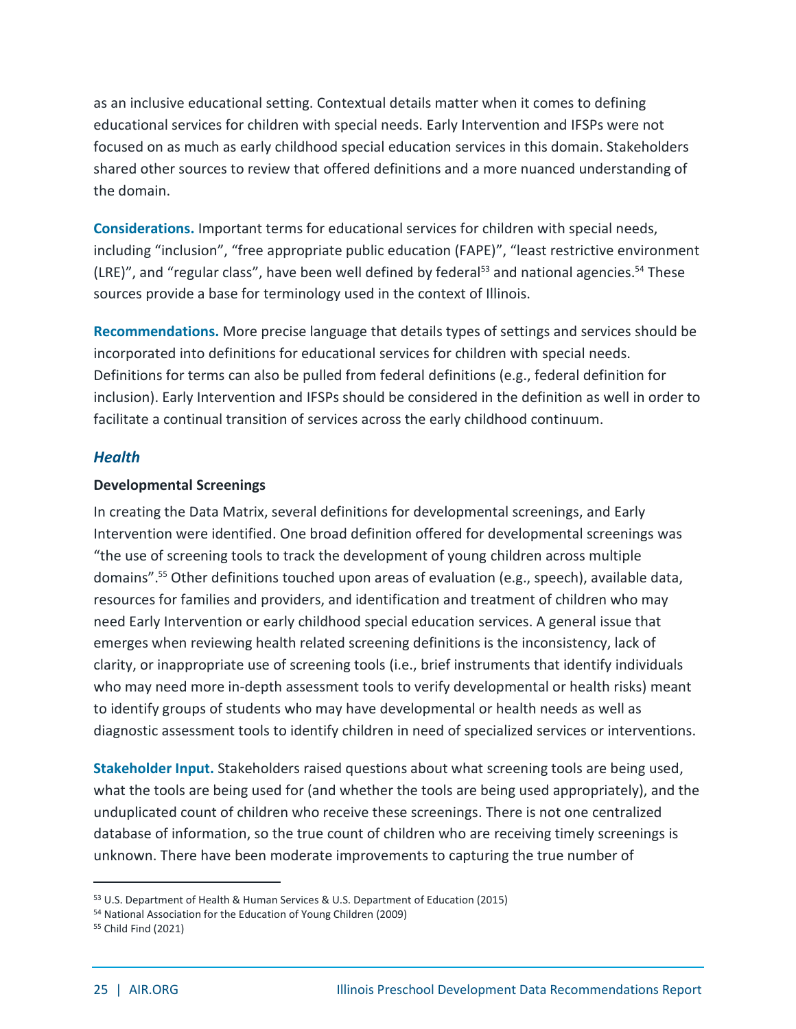as an inclusive educational setting. Contextual details matter when it comes to defining educational services for children with special needs. Early Intervention and IFSPs were not focused on as much as early childhood special education services in this domain. Stakeholders shared other sources to review that offered definitions and a more nuanced understanding of the domain.

**Considerations.** Important terms for educational services for children with special needs, including “inclusion”, “free appropriate public education (FAPE)”, “least restrictive environment (LRE)”, and “regular class”, have been well defined by federal[53] and national agencies.[54] These sources provide a base for terminology used in the context of Illinois.

**Recommendations.** More precise language that details types of settings and services should be incorporated into definitions for educational services for children with special needs. Definitions for terms can also be pulled from federal definitions (e.g., federal definition for inclusion). Early Intervention and IFSPs should be considered in the definition as well in order to facilitate a continual transition of services across the early childhood continuum.

### *Health*

#### Developmental Screenings

In creating the Data Matrix, several definitions for developmental screenings, and Early Intervention were identified. One broad definition offered for developmental screenings was “the use of screening tools to track the development of young children across multiple domains”.[55] Other definitions touched upon areas of evaluation (e.g., speech), available data, resources for families and providers, and identification and treatment of children who may need Early Intervention or early childhood special education services. A general issue that emerges when reviewing health related screening definitions is the inconsistency, lack of clarity, or inappropriate use of screening tools (i.e., brief instruments that identify individuals who may need more in-depth assessment tools to verify developmental or health risks) meant to identify groups of students who may have developmental or health needs as well as diagnostic assessment tools to identify children in need of specialized services or interventions.

**Stakeholder Input.** Stakeholders raised questions about what screening tools are being used, what the tools are being used for (and whether the tools are being used appropriately), and the unduplicated count of children who receive these screenings. There is not one centralized database of information, so the true count of children who are receiving timely screenings is unknown. There have been moderate improvements to capturing the true number of

---

[53] U.S. Department of Health & Human Services & U.S. Department of Education (2015)

[54] National Association for the Education of Young Children (2009)

[55] Child Find (2021)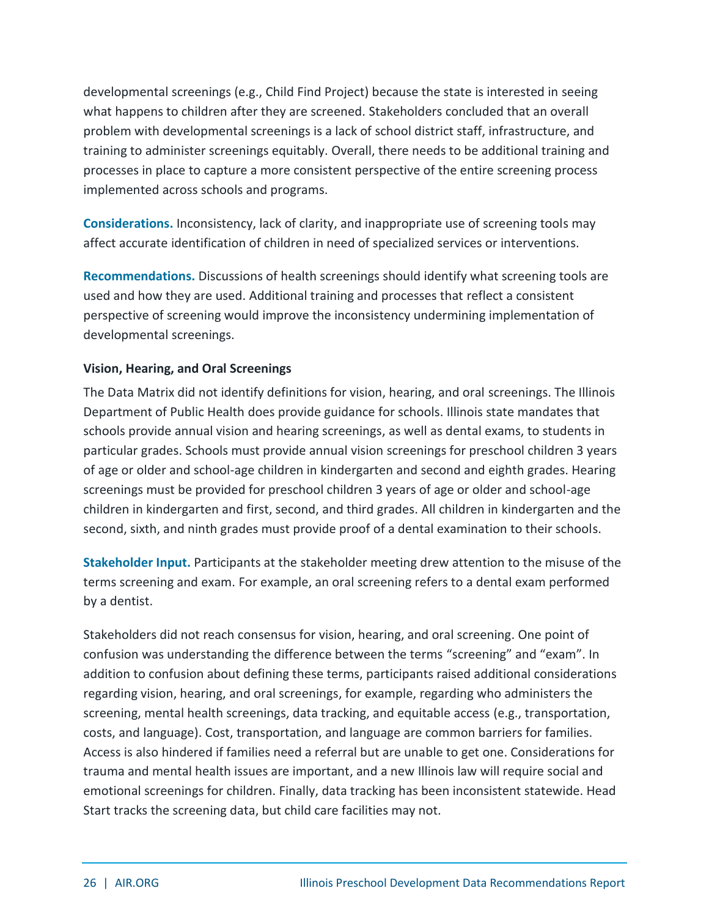developmental screenings (e.g., Child Find Project) because the state is interested in seeing what happens to children after they are screened. Stakeholders concluded that an overall problem with developmental screenings is a lack of school district staff, infrastructure, and training to administer screenings equitably. Overall, there needs to be additional training and processes in place to capture a more consistent perspective of the entire screening process implemented across schools and programs.

**Considerations.** Inconsistency, lack of clarity, and inappropriate use of screening tools may affect accurate identification of children in need of specialized services or interventions.

**Recommendations.** Discussions of health screenings should identify what screening tools are used and how they are used. Additional training and processes that reflect a consistent perspective of screening would improve the inconsistency undermining implementation of developmental screenings.

#### Vision, Hearing, and Oral Screenings

The Data Matrix did not identify definitions for vision, hearing, and oral screenings. The Illinois Department of Public Health does provide guidance for schools. Illinois state mandates that schools provide annual vision and hearing screenings, as well as dental exams, to students in particular grades. Schools must provide annual vision screenings for preschool children 3 years of age or older and school-age children in kindergarten and second and eighth grades. Hearing screenings must be provided for preschool children 3 years of age or older and school-age children in kindergarten and first, second, and third grades. All children in kindergarten and the second, sixth, and ninth grades must provide proof of a dental examination to their schools.

**Stakeholder Input.** Participants at the stakeholder meeting drew attention to the misuse of the terms screening and exam. For example, an oral screening refers to a dental exam performed by a dentist.

Stakeholders did not reach consensus for vision, hearing, and oral screening. One point of confusion was understanding the difference between the terms "screening" and "exam". In addition to confusion about defining these terms, participants raised additional considerations regarding vision, hearing, and oral screenings, for example, regarding who administers the screening, mental health screenings, data tracking, and equitable access (e.g., transportation, costs, and language). Cost, transportation, and language are common barriers for families. Access is also hindered if families need a referral but are unable to get one. Considerations for trauma and mental health issues are important, and a new Illinois law will require social and emotional screenings for children. Finally, data tracking has been inconsistent statewide. Head Start tracks the screening data, but child care facilities may not.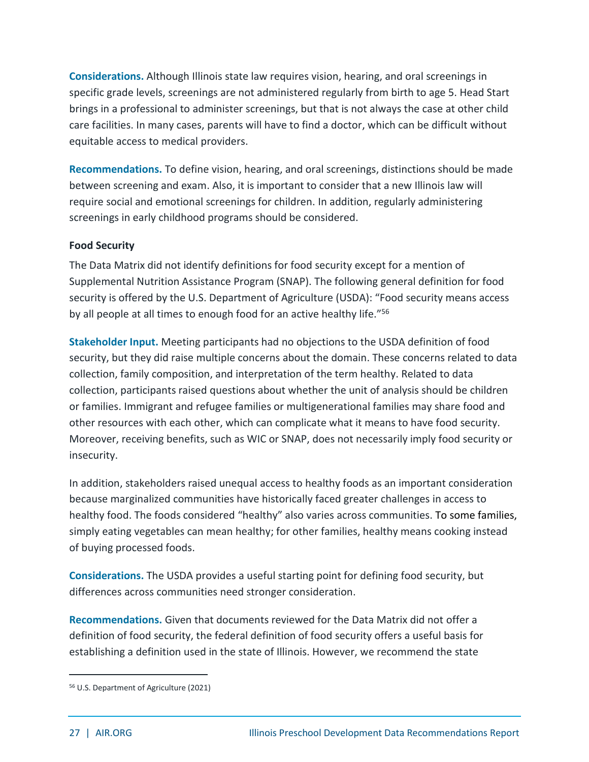**Considerations.** Although Illinois state law requires vision, hearing, and oral screenings in specific grade levels, screenings are not administered regularly from birth to age 5. Head Start brings in a professional to administer screenings, but that is not always the case at other child care facilities. In many cases, parents will have to find a doctor, which can be difficult without equitable access to medical providers.

**Recommendations.** To define vision, hearing, and oral screenings, distinctions should be made between screening and exam. Also, it is important to consider that a new Illinois law will require social and emotional screenings for children. In addition, regularly administering screenings in early childhood programs should be considered.

#### Food Security

The Data Matrix did not identify definitions for food security except for a mention of Supplemental Nutrition Assistance Program (SNAP). The following general definition for food security is offered by the U.S. Department of Agriculture (USDA): "Food security means access by all people at all times to enough food for an active healthy life."[56]

**Stakeholder Input.** Meeting participants had no objections to the USDA definition of food security, but they did raise multiple concerns about the domain. These concerns related to data collection, family composition, and interpretation of the term healthy. Related to data collection, participants raised questions about whether the unit of analysis should be children or families. Immigrant and refugee families or multigenerational families may share food and other resources with each other, which can complicate what it means to have food security. Moreover, receiving benefits, such as WIC or SNAP, does not necessarily imply food security or insecurity.

In addition, stakeholders raised unequal access to healthy foods as an important consideration because marginalized communities have historically faced greater challenges in access to healthy food. The foods considered "healthy" also varies across communities. To some families, simply eating vegetables can mean healthy; for other families, healthy means cooking instead of buying processed foods.

**Considerations.** The USDA provides a useful starting point for defining food security, but differences across communities need stronger consideration.

**Recommendations.** Given that documents reviewed for the Data Matrix did not offer a definition of food security, the federal definition of food security offers a useful basis for establishing a definition used in the state of Illinois. However, we recommend the state

---

[56] U.S. Department of Agriculture (2021)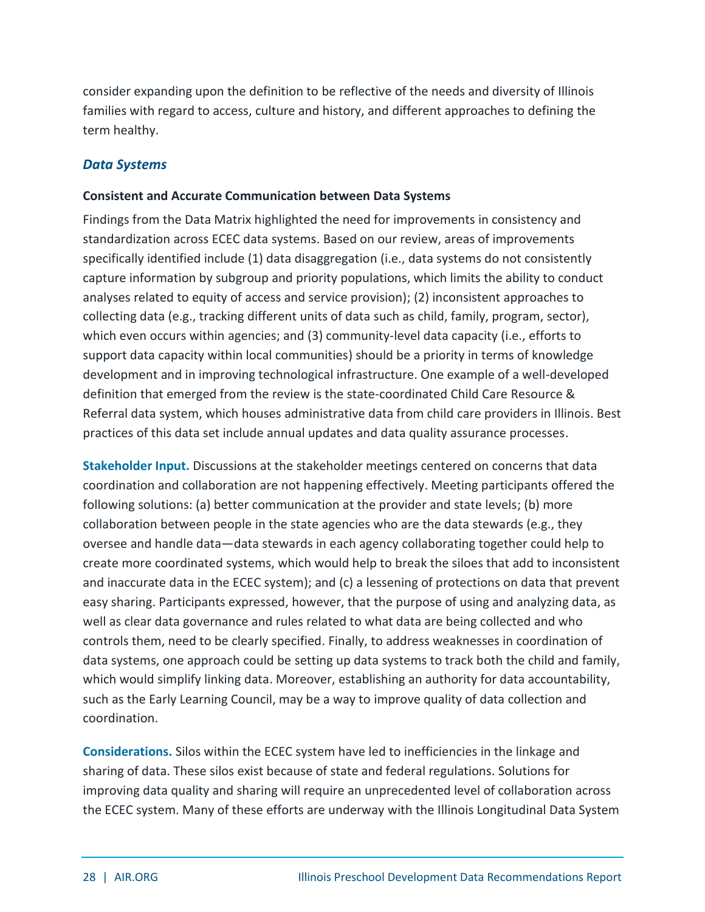consider expanding upon the definition to be reflective of the needs and diversity of Illinois families with regard to access, culture and history, and different approaches to defining the term healthy.

### *Data Systems*

#### Consistent and Accurate Communication between Data Systems

Findings from the Data Matrix highlighted the need for improvements in consistency and standardization across ECEC data systems. Based on our review, areas of improvements specifically identified include (1) data disaggregation (i.e., data systems do not consistently capture information by subgroup and priority populations, which limits the ability to conduct analyses related to equity of access and service provision); (2) inconsistent approaches to collecting data (e.g., tracking different units of data such as child, family, program, sector), which even occurs within agencies; and (3) community-level data capacity (i.e., efforts to support data capacity within local communities) should be a priority in terms of knowledge development and in improving technological infrastructure. One example of a well-developed definition that emerged from the review is the state-coordinated Child Care Resource & Referral data system, which houses administrative data from child care providers in Illinois. Best practices of this data set include annual updates and data quality assurance processes.

**Stakeholder Input.** Discussions at the stakeholder meetings centered on concerns that data coordination and collaboration are not happening effectively. Meeting participants offered the following solutions: (a) better communication at the provider and state levels; (b) more collaboration between people in the state agencies who are the data stewards (e.g., they oversee and handle data—data stewards in each agency collaborating together could help to create more coordinated systems, which would help to break the siloes that add to inconsistent and inaccurate data in the ECEC system); and (c) a lessening of protections on data that prevent easy sharing. Participants expressed, however, that the purpose of using and analyzing data, as well as clear data governance and rules related to what data are being collected and who controls them, need to be clearly specified. Finally, to address weaknesses in coordination of data systems, one approach could be setting up data systems to track both the child and family, which would simplify linking data. Moreover, establishing an authority for data accountability, such as the Early Learning Council, may be a way to improve quality of data collection and coordination.

**Considerations.** Silos within the ECEC system have led to inefficiencies in the linkage and sharing of data. These silos exist because of state and federal regulations. Solutions for improving data quality and sharing will require an unprecedented level of collaboration across the ECEC system. Many of these efforts are underway with the Illinois Longitudinal Data System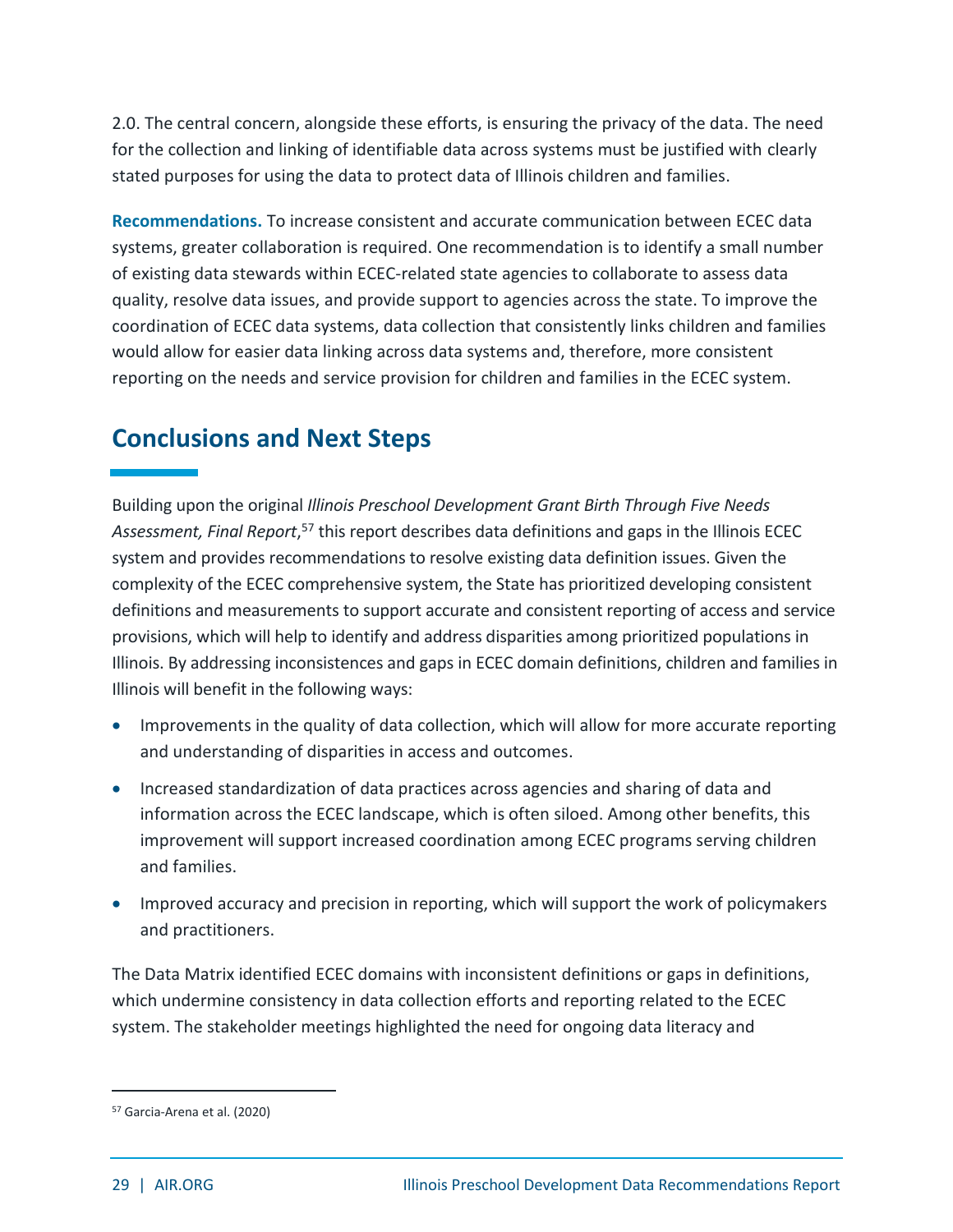2.0. The central concern, alongside these efforts, is ensuring the privacy of the data. The need for the collection and linking of identifiable data across systems must be justified with clearly stated purposes for using the data to protect data of Illinois children and families.

**Recommendations.** To increase consistent and accurate communication between ECEC data systems, greater collaboration is required. One recommendation is to identify a small number of existing data stewards within ECEC-related state agencies to collaborate to assess data quality, resolve data issues, and provide support to agencies across the state. To improve the coordination of ECEC data systems, data collection that consistently links children and families would allow for easier data linking across data systems and, therefore, more consistent reporting on the needs and service provision for children and families in the ECEC system.

## Conclusions and Next Steps

Building upon the original *Illinois Preschool Development Grant Birth Through Five Needs Assessment, Final Report*,[57] this report describes data definitions and gaps in the Illinois ECEC system and provides recommendations to resolve existing data definition issues. Given the complexity of the ECEC comprehensive system, the State has prioritized developing consistent definitions and measurements to support accurate and consistent reporting of access and service provisions, which will help to identify and address disparities among prioritized populations in Illinois. By addressing inconsistences and gaps in ECEC domain definitions, children and families in Illinois will benefit in the following ways:

- Improvements in the quality of data collection, which will allow for more accurate reporting and understanding of disparities in access and outcomes.
- Increased standardization of data practices across agencies and sharing of data and information across the ECEC landscape, which is often siloed. Among other benefits, this improvement will support increased coordination among ECEC programs serving children and families.
- Improved accuracy and precision in reporting, which will support the work of policymakers and practitioners.

The Data Matrix identified ECEC domains with inconsistent definitions or gaps in definitions, which undermine consistency in data collection efforts and reporting related to the ECEC system. The stakeholder meetings highlighted the need for ongoing data literacy and

[57] Garcia-Arena et al. (2020)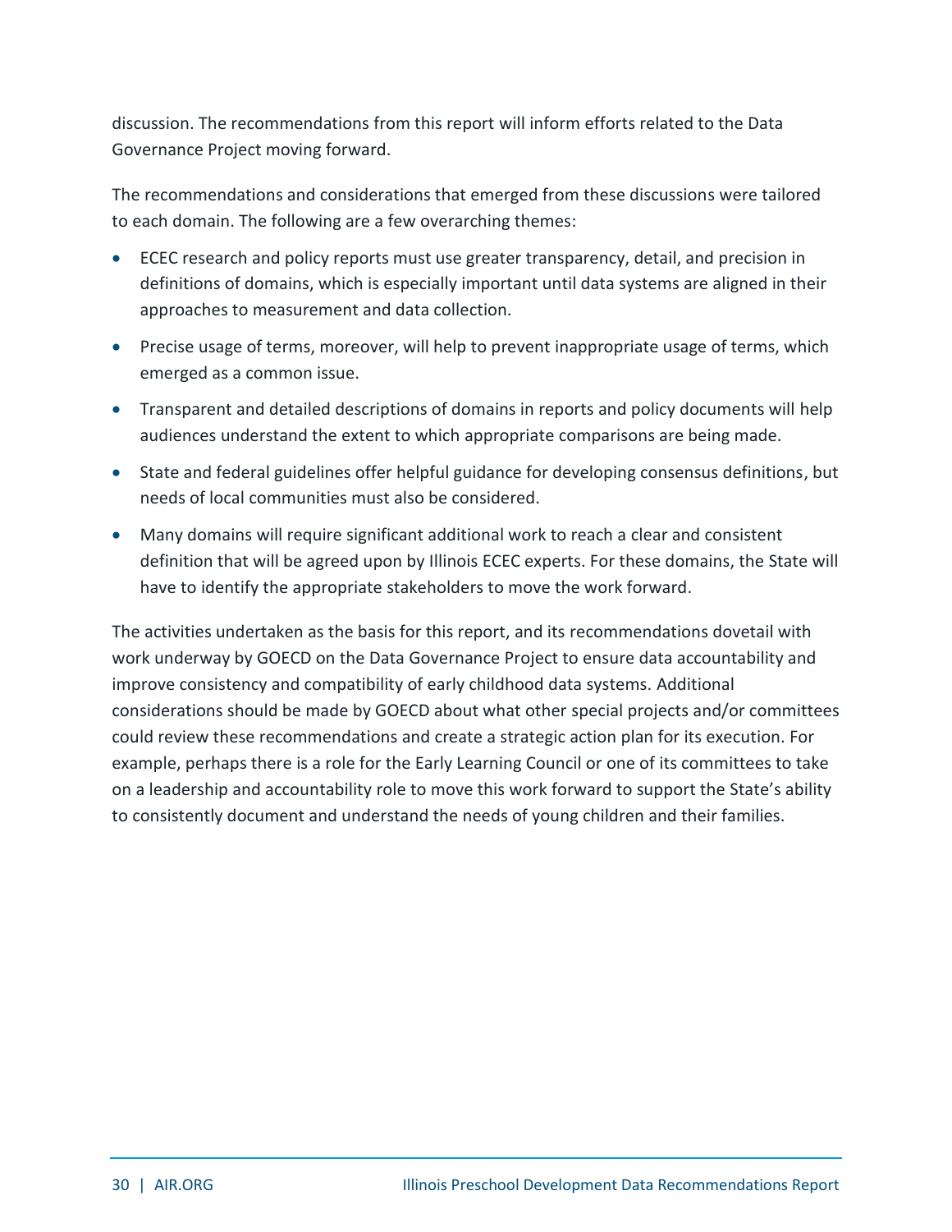discussion. The recommendations from this report will inform efforts related to the Data Governance Project moving forward.

The recommendations and considerations that emerged from these discussions were tailored to each domain. The following are a few overarching themes:

- ECEC research and policy reports must use greater transparency, detail, and precision in definitions of domains, which is especially important until data systems are aligned in their approaches to measurement and data collection.
- Precise usage of terms, moreover, will help to prevent inappropriate usage of terms, which emerged as a common issue.
- Transparent and detailed descriptions of domains in reports and policy documents will help audiences understand the extent to which appropriate comparisons are being made.
- State and federal guidelines offer helpful guidance for developing consensus definitions, but needs of local communities must also be considered.
- Many domains will require significant additional work to reach a clear and consistent definition that will be agreed upon by Illinois ECEC experts. For these domains, the State will have to identify the appropriate stakeholders to move the work forward.

The activities undertaken as the basis for this report, and its recommendations dovetail with work underway by GOECD on the Data Governance Project to ensure data accountability and improve consistency and compatibility of early childhood data systems. Additional considerations should be made by GOECD about what other special projects and/or committees could review these recommendations and create a strategic action plan for its execution. For example, perhaps there is a role for the Early Learning Council or one of its committees to take on a leadership and accountability role to move this work forward to support the State's ability to consistently document and understand the needs of young children and their families.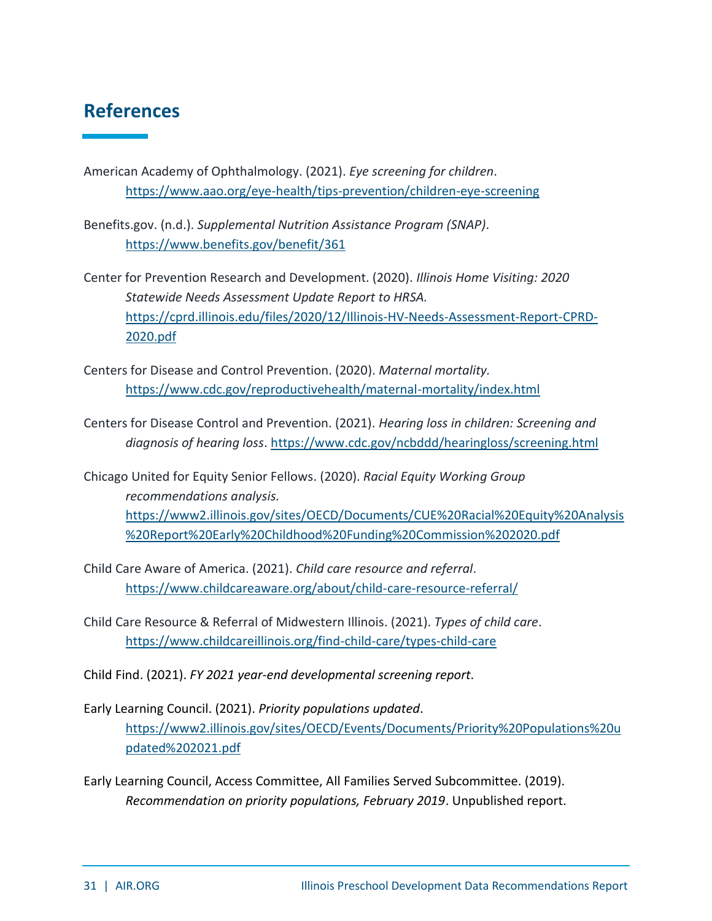# References

American Academy of Ophthalmology. (2021). *Eye screening for children*. https://www.aao.org/eye-health/tips-prevention/children-eye-screening

Benefits.gov. (n.d.). *Supplemental Nutrition Assistance Program (SNAP)*. https://www.benefits.gov/benefit/361

Center for Prevention Research and Development. (2020). *Illinois Home Visiting: 2020 Statewide Needs Assessment Update Report to HRSA.* https://cprd.illinois.edu/files/2020/12/Illinois-HV-Needs-Assessment-Report-CPRD-2020.pdf

Centers for Disease and Control Prevention. (2020). *Maternal mortality.* https://www.cdc.gov/reproductivehealth/maternal-mortality/index.html

Centers for Disease Control and Prevention. (2021). *Hearing loss in children: Screening and diagnosis of hearing loss*. https://www.cdc.gov/ncbddd/hearingloss/screening.html

Chicago United for Equity Senior Fellows. (2020). *Racial Equity Working Group recommendations analysis.* https://www2.illinois.gov/sites/OECD/Documents/CUE%20Racial%20Equity%20Analysis%20Report%20Early%20Childhood%20Funding%20Commission%202020.pdf

Child Care Aware of America. (2021). *Child care resource and referral*. https://www.childcareaware.org/about/child-care-resource-referral/

Child Care Resource & Referral of Midwestern Illinois. (2021). *Types of child care*. https://www.childcareillinois.org/find-child-care/types-child-care

Child Find. (2021). *FY 2021 year-end developmental screening report*.

Early Learning Council. (2021). *Priority populations updated*. https://www2.illinois.gov/sites/OECD/Events/Documents/Priority%20Populations%20updated%202021.pdf

Early Learning Council, Access Committee, All Families Served Subcommittee. (2019). *Recommendation on priority populations, February 2019*. Unpublished report.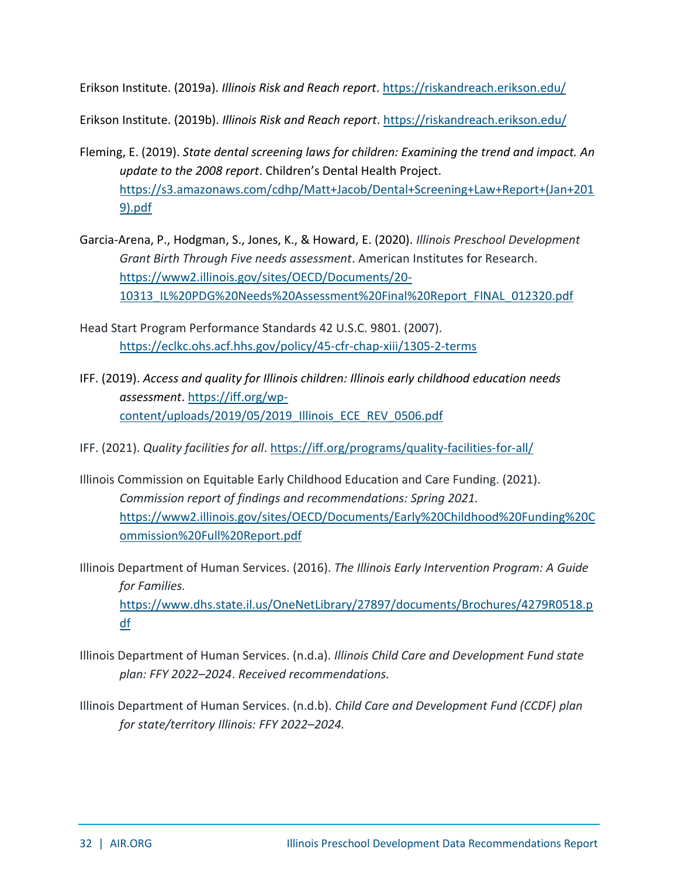Erikson Institute. (2019a). *Illinois Risk and Reach report*. https://riskandreach.erikson.edu/

Erikson Institute. (2019b). *Illinois Risk and Reach report*. https://riskandreach.erikson.edu/

Fleming, E. (2019). *State dental screening laws for children: Examining the trend and impact. An update to the 2008 report*. Children's Dental Health Project. https://s3.amazonaws.com/cdhp/Matt+Jacob/Dental+Screening+Law+Report+(Jan+2019).pdf

Garcia-Arena, P., Hodgman, S., Jones, K., & Howard, E. (2020). *Illinois Preschool Development Grant Birth Through Five needs assessment*. American Institutes for Research. https://www2.illinois.gov/sites/OECD/Documents/20-10313_IL%20PDG%20Needs%20Assessment%20Final%20Report_FINAL_012320.pdf

Head Start Program Performance Standards 42 U.S.C. 9801. (2007). https://eclkc.ohs.acf.hhs.gov/policy/45-cfr-chap-xiii/1305-2-terms

IFF. (2019). *Access and quality for Illinois children: Illinois early childhood education needs assessment*. https://iff.org/wp-content/uploads/2019/05/2019_Illinois_ECE_REV_0506.pdf

IFF. (2021). *Quality facilities for all*. https://iff.org/programs/quality-facilities-for-all/

Illinois Commission on Equitable Early Childhood Education and Care Funding. (2021). *Commission report of findings and recommendations: Spring 2021.* https://www2.illinois.gov/sites/OECD/Documents/Early%20Childhood%20Funding%20Commission%20Full%20Report.pdf

Illinois Department of Human Services. (2016). *The Illinois Early Intervention Program: A Guide for Families.* https://www.dhs.state.il.us/OneNetLibrary/27897/documents/Brochures/4279R0518.pdf

Illinois Department of Human Services. (n.d.a). *Illinois Child Care and Development Fund state plan: FFY 2022–2024*. *Received recommendations.*

Illinois Department of Human Services. (n.d.b). *Child Care and Development Fund (CCDF) plan for state/territory Illinois: FFY 2022–2024.*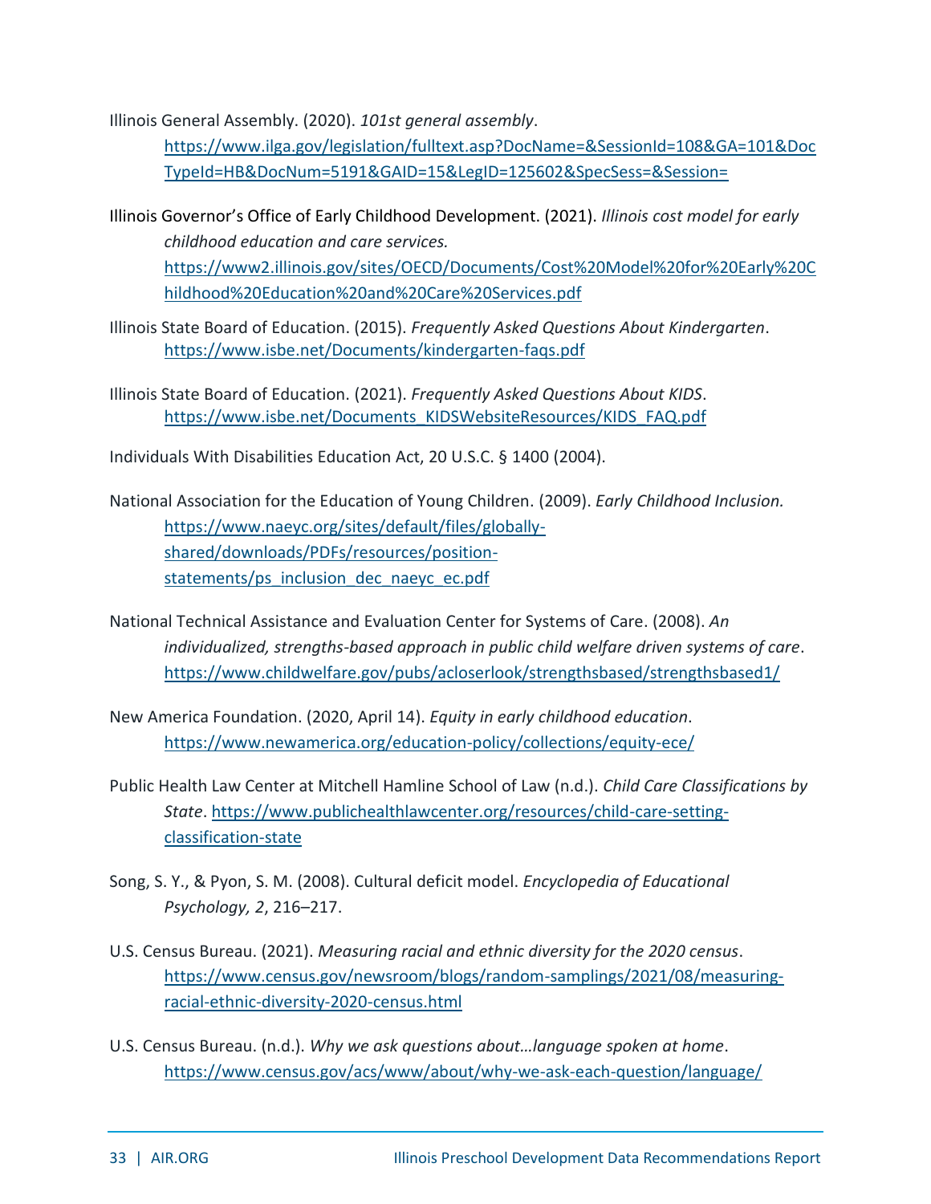Illinois General Assembly. (2020). *101st general assembly*. https://www.ilga.gov/legislation/fulltext.asp?DocName=&SessionId=108&GA=101&DocTypeId=HB&DocNum=5191&GAID=15&LegID=125602&SpecSess=&Session=

Illinois Governor's Office of Early Childhood Development. (2021). *Illinois cost model for early childhood education and care services.* https://www2.illinois.gov/sites/OECD/Documents/Cost%20Model%20for%20Early%20Childhood%20Education%20and%20Care%20Services.pdf

Illinois State Board of Education. (2015). *Frequently Asked Questions About Kindergarten*. https://www.isbe.net/Documents/kindergarten-faqs.pdf

Illinois State Board of Education. (2021). *Frequently Asked Questions About KIDS*. https://www.isbe.net/Documents_KIDSWebsiteResources/KIDS_FAQ.pdf

Individuals With Disabilities Education Act, 20 U.S.C. § 1400 (2004).

National Association for the Education of Young Children. (2009). *Early Childhood Inclusion.* https://www.naeyc.org/sites/default/files/globally-shared/downloads/PDFs/resources/position-statements/ps_inclusion_dec_naeyc_ec.pdf

National Technical Assistance and Evaluation Center for Systems of Care. (2008). *An individualized, strengths-based approach in public child welfare driven systems of care*. https://www.childwelfare.gov/pubs/acloserlook/strengthsbased/strengthsbased1/

New America Foundation. (2020, April 14). *Equity in early childhood education*. https://www.newamerica.org/education-policy/collections/equity-ece/

Public Health Law Center at Mitchell Hamline School of Law (n.d.). *Child Care Classifications by State*. https://www.publichealthlawcenter.org/resources/child-care-setting-classification-state

Song, S. Y., & Pyon, S. M. (2008). Cultural deficit model. *Encyclopedia of Educational Psychology, 2*, 216–217.

U.S. Census Bureau. (2021). *Measuring racial and ethnic diversity for the 2020 census*. https://www.census.gov/newsroom/blogs/random-samplings/2021/08/measuring-racial-ethnic-diversity-2020-census.html

U.S. Census Bureau. (n.d.). *Why we ask questions about…language spoken at home*. https://www.census.gov/acs/www/about/why-we-ask-each-question/language/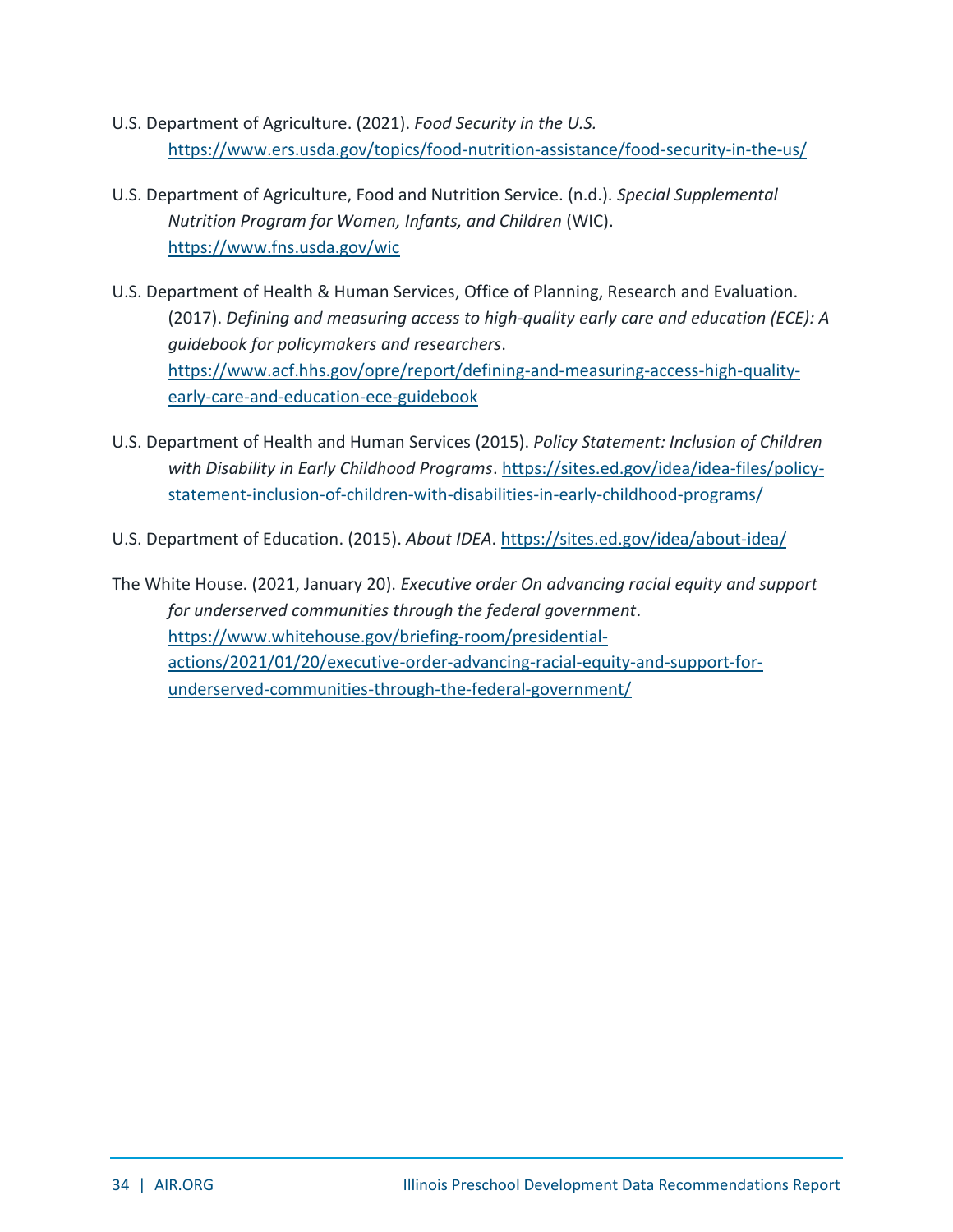U.S. Department of Agriculture. (2021). *Food Security in the U.S.* https://www.ers.usda.gov/topics/food-nutrition-assistance/food-security-in-the-us/

U.S. Department of Agriculture, Food and Nutrition Service. (n.d.). *Special Supplemental Nutrition Program for Women, Infants, and Children* (WIC). https://www.fns.usda.gov/wic

U.S. Department of Health & Human Services, Office of Planning, Research and Evaluation. (2017). *Defining and measuring access to high-quality early care and education (ECE): A guidebook for policymakers and researchers*. https://www.acf.hhs.gov/opre/report/defining-and-measuring-access-high-quality-early-care-and-education-ece-guidebook

U.S. Department of Health and Human Services (2015). *Policy Statement: Inclusion of Children with Disability in Early Childhood Programs*. https://sites.ed.gov/idea/idea-files/policy-statement-inclusion-of-children-with-disabilities-in-early-childhood-programs/

U.S. Department of Education. (2015). *About IDEA*. https://sites.ed.gov/idea/about-idea/

The White House. (2021, January 20). *Executive order On advancing racial equity and support for underserved communities through the federal government*. https://www.whitehouse.gov/briefing-room/presidential-actions/2021/01/20/executive-order-advancing-racial-equity-and-support-for-underserved-communities-through-the-federal-government/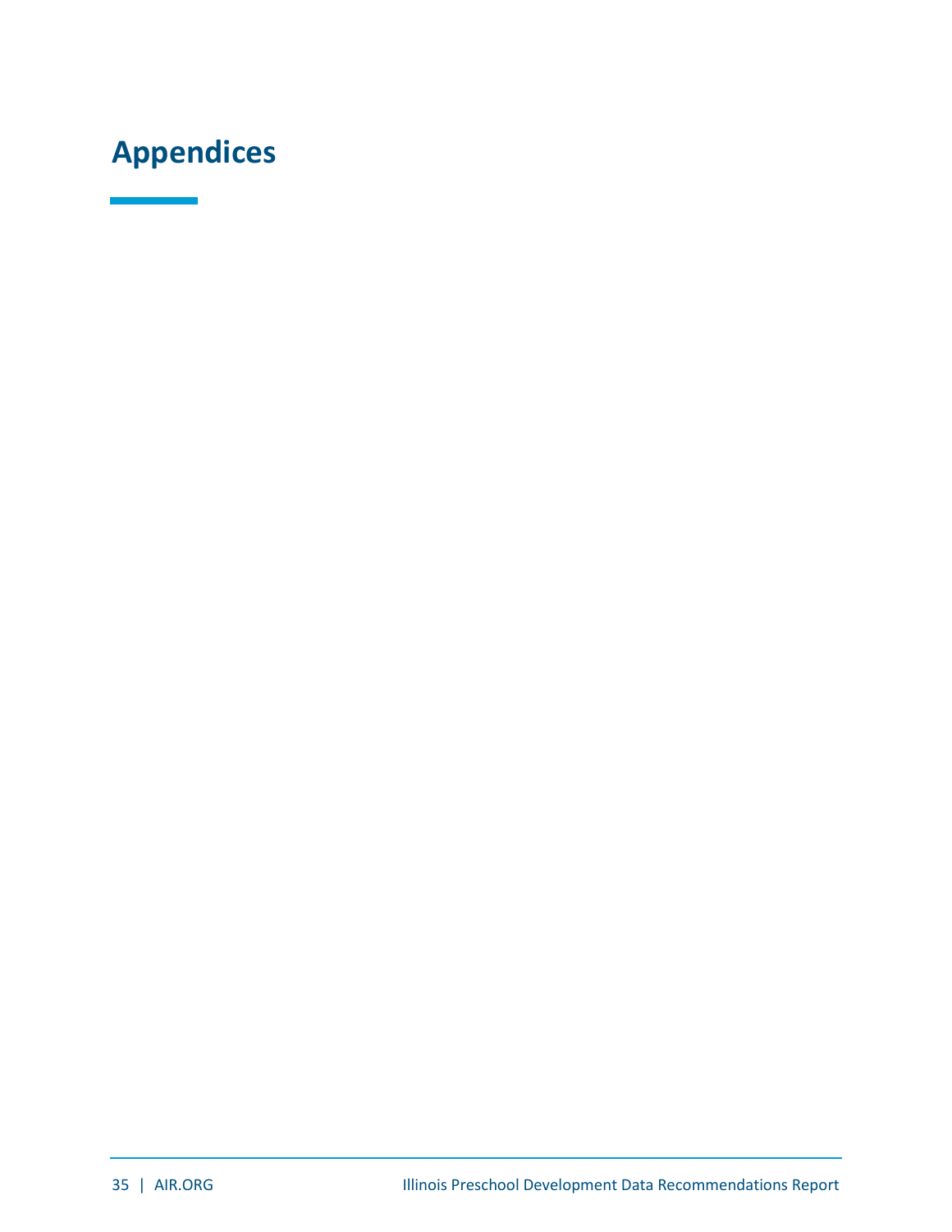# Appendices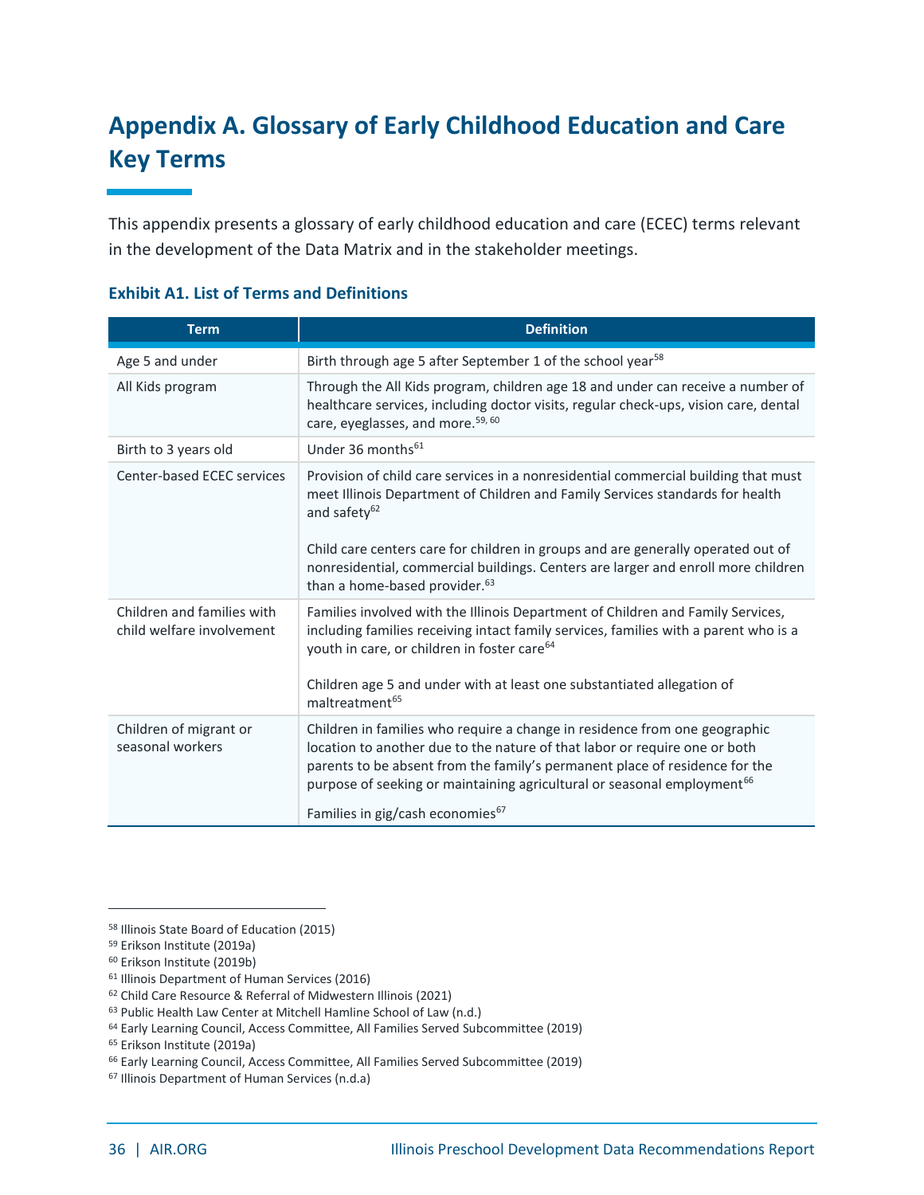# Appendix A. Glossary of Early Childhood Education and Care Key Terms

This appendix presents a glossary of early childhood education and care (ECEC) terms relevant in the development of the Data Matrix and in the stakeholder meetings.

### Exhibit A1. List of Terms and Definitions

| Term | Definition |
| --- | --- |
| Age 5 and under | Birth through age 5 after September 1 of the school year[58] |
| All Kids program | Through the All Kids program, children age 18 and under can receive a number of healthcare services, including doctor visits, regular check-ups, vision care, dental care, eyeglasses, and more.[59, 60] |
| Birth to 3 years old | Under 36 months[61] |
| Center-based ECEC services | Provision of child care services in a nonresidential commercial building that must meet Illinois Department of Children and Family Services standards for health and safety[62]<br><br>Child care centers care for children in groups and are generally operated out of nonresidential, commercial buildings. Centers are larger and enroll more children than a home-based provider.[63] |
| Children and families with child welfare involvement | Families involved with the Illinois Department of Children and Family Services, including families receiving intact family services, families with a parent who is a youth in care, or children in foster care[64]<br><br>Children age 5 and under with at least one substantiated allegation of maltreatment[65] |
| Children of migrant or seasonal workers | Children in families who require a change in residence from one geographic location to another due to the nature of that labor or require one or both parents to be absent from the family's permanent place of residence for the purpose of seeking or maintaining agricultural or seasonal employment[66]<br><br>Families in gig/cash economies[67] |

[58] Illinois State Board of Education (2015)
[59] Erikson Institute (2019a)
[60] Erikson Institute (2019b)
[61] Illinois Department of Human Services (2016)
[62] Child Care Resource & Referral of Midwestern Illinois (2021)
[63] Public Health Law Center at Mitchell Hamline School of Law (n.d.)
[64] Early Learning Council, Access Committee, All Families Served Subcommittee (2019)
[65] Erikson Institute (2019a)
[66] Early Learning Council, Access Committee, All Families Served Subcommittee (2019)
[67] Illinois Department of Human Services (n.d.a)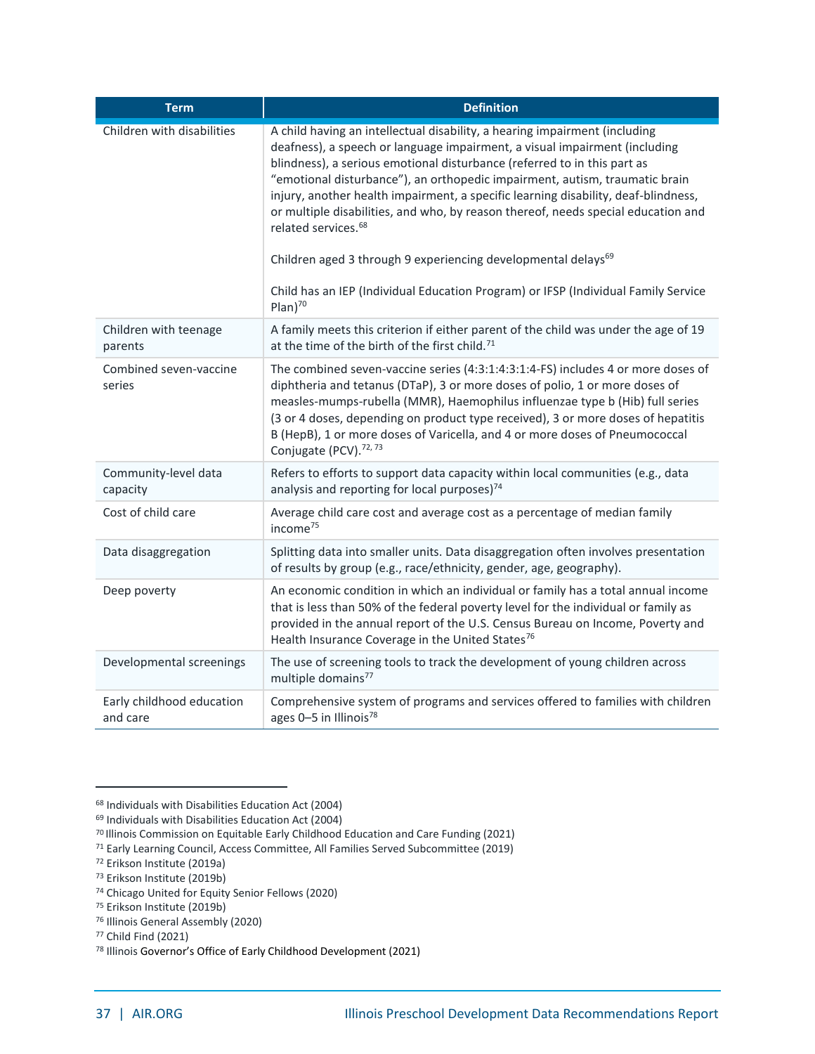| Term | Definition |
| --- | --- |
| Children with disabilities | A child having an intellectual disability, a hearing impairment (including deafness), a speech or language impairment, a visual impairment (including blindness), a serious emotional disturbance (referred to in this part as "emotional disturbance"), an orthopedic impairment, autism, traumatic brain injury, another health impairment, a specific learning disability, deaf-blindness, or multiple disabilities, and who, by reason thereof, needs special education and related services.[68]<br><br>Children aged 3 through 9 experiencing developmental delays[69]<br><br>Child has an IEP (Individual Education Program) or IFSP (Individual Family Service Plan)[70] |
| Children with teenage parents | A family meets this criterion if either parent of the child was under the age of 19 at the time of the birth of the first child.[71] |
| Combined seven-vaccine series | The combined seven-vaccine series (4:3:1:4:3:1:4-FS) includes 4 or more doses of diphtheria and tetanus (DTaP), 3 or more doses of polio, 1 or more doses of measles-mumps-rubella (MMR), Haemophilus influenzae type b (Hib) full series (3 or 4 doses, depending on product type received), 3 or more doses of hepatitis B (HepB), 1 or more doses of Varicella, and 4 or more doses of Pneumococcal Conjugate (PCV).[72, 73] |
| Community-level data capacity | Refers to efforts to support data capacity within local communities (e.g., data analysis and reporting for local purposes)[74] |
| Cost of child care | Average child care cost and average cost as a percentage of median family income[75] |
| Data disaggregation | Splitting data into smaller units. Data disaggregation often involves presentation of results by group (e.g., race/ethnicity, gender, age, geography). |
| Deep poverty | An economic condition in which an individual or family has a total annual income that is less than 50% of the federal poverty level for the individual or family as provided in the annual report of the U.S. Census Bureau on Income, Poverty and Health Insurance Coverage in the United States[76] |
| Developmental screenings | The use of screening tools to track the development of young children across multiple domains[77] |
| Early childhood education and care | Comprehensive system of programs and services offered to families with children ages 0–5 in Illinois[78] |

---

[68] Individuals with Disabilities Education Act (2004)
[69] Individuals with Disabilities Education Act (2004)
[70] Illinois Commission on Equitable Early Childhood Education and Care Funding (2021)
[71] Early Learning Council, Access Committee, All Families Served Subcommittee (2019)
[72] Erikson Institute (2019a)
[73] Erikson Institute (2019b)
[74] Chicago United for Equity Senior Fellows (2020)
[75] Erikson Institute (2019b)
[76] Illinois General Assembly (2020)
[77] Child Find (2021)
[78] Illinois Governor's Office of Early Childhood Development (2021)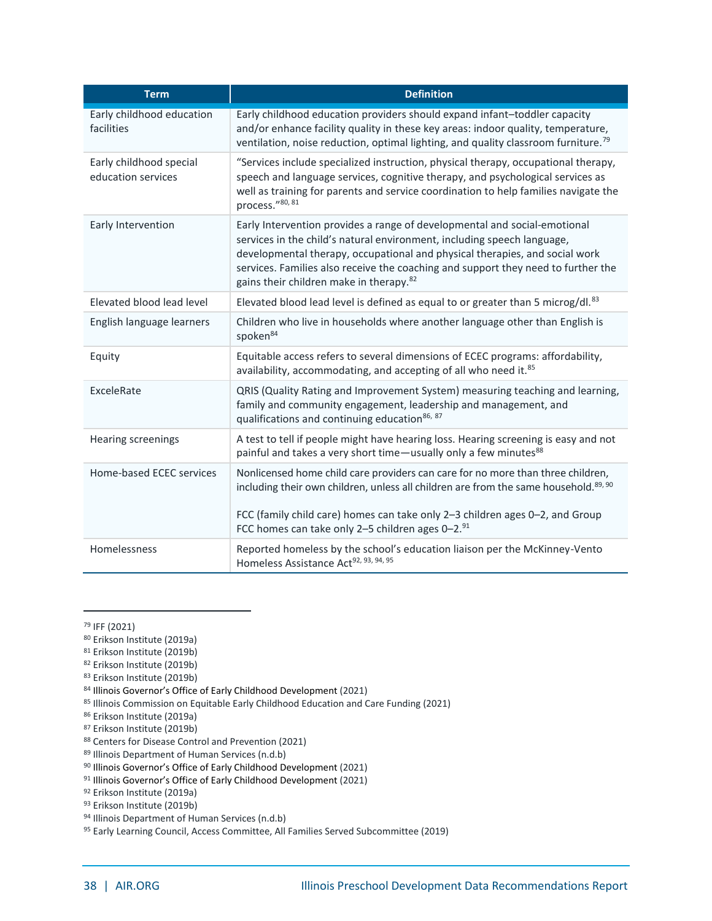| Term | Definition |
|---|---|
| Early childhood education facilities | Early childhood education providers should expand infant–toddler capacity and/or enhance facility quality in these key areas: indoor quality, temperature, ventilation, noise reduction, optimal lighting, and quality classroom furniture.[79] |
| Early childhood special education services | "Services include specialized instruction, physical therapy, occupational therapy, speech and language services, cognitive therapy, and psychological services as well as training for parents and service coordination to help families navigate the process."[80, 81] |
| Early Intervention | Early Intervention provides a range of developmental and social-emotional services in the child's natural environment, including speech language, developmental therapy, occupational and physical therapies, and social work services. Families also receive the coaching and support they need to further the gains their children make in therapy.[82] |
| Elevated blood lead level | Elevated blood lead level is defined as equal to or greater than 5 microg/dl.[83] |
| English language learners | Children who live in households where another language other than English is spoken[84] |
| Equity | Equitable access refers to several dimensions of ECEC programs: affordability, availability, accommodating, and accepting of all who need it.[85] |
| ExceleRate | QRIS (Quality Rating and Improvement System) measuring teaching and learning, family and community engagement, leadership and management, and qualifications and continuing education[86, 87] |
| Hearing screenings | A test to tell if people might have hearing loss. Hearing screening is easy and not painful and takes a very short time—usually only a few minutes[88] |
| Home-based ECEC services | Nonlicensed home child care providers can care for no more than three children, including their own children, unless all children are from the same household.[89, 90]<br><br>FCC (family child care) homes can take only 2–3 children ages 0–2, and Group FCC homes can take only 2–5 children ages 0–2.[91] |
| Homelessness | Reported homeless by the school's education liaison per the McKinney-Vento Homeless Assistance Act[92, 93, 94, 95] |

[79] IFF (2021)
[80] Erikson Institute (2019a)
[81] Erikson Institute (2019b)
[82] Erikson Institute (2019b)
[83] Erikson Institute (2019b)
[84] Illinois Governor's Office of Early Childhood Development (2021)
[85] Illinois Commission on Equitable Early Childhood Education and Care Funding (2021)
[86] Erikson Institute (2019a)
[87] Erikson Institute (2019b)
[88] Centers for Disease Control and Prevention (2021)
[89] Illinois Department of Human Services (n.d.b)
[90] Illinois Governor's Office of Early Childhood Development (2021)
[91] Illinois Governor's Office of Early Childhood Development (2021)
[92] Erikson Institute (2019a)
[93] Erikson Institute (2019b)
[94] Illinois Department of Human Services (n.d.b)
[95] Early Learning Council, Access Committee, All Families Served Subcommittee (2019)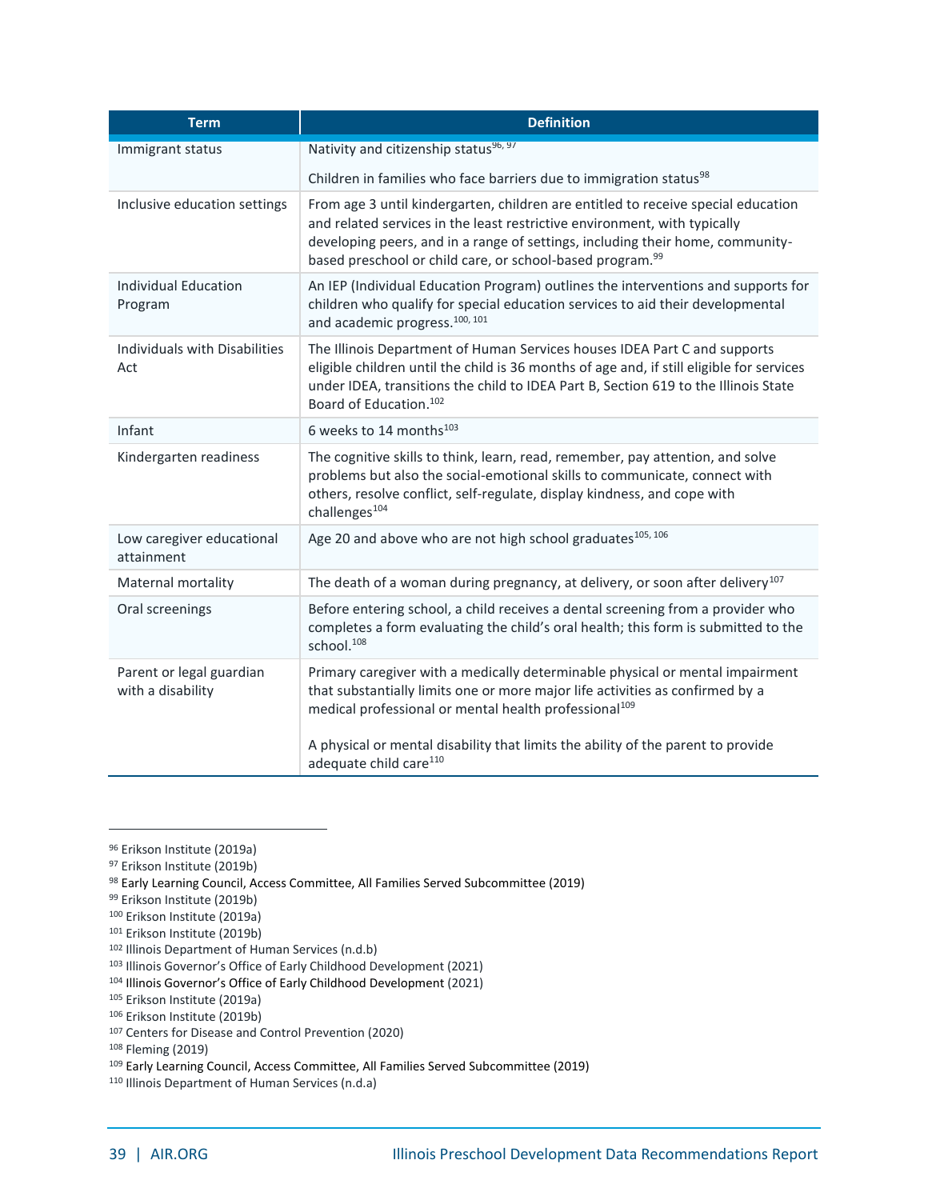| Term | Definition |
|---|---|
| Immigrant status | Nativity and citizenship status[96, 97]<br><br>Children in families who face barriers due to immigration status[98] |
| Inclusive education settings | From age 3 until kindergarten, children are entitled to receive special education and related services in the least restrictive environment, with typically developing peers, and in a range of settings, including their home, community-based preschool or child care, or school-based program.[99] |
| Individual Education Program | An IEP (Individual Education Program) outlines the interventions and supports for children who qualify for special education services to aid their developmental and academic progress.[100, 101] |
| Individuals with Disabilities Act | The Illinois Department of Human Services houses IDEA Part C and supports eligible children until the child is 36 months of age and, if still eligible for services under IDEA, transitions the child to IDEA Part B, Section 619 to the Illinois State Board of Education.[102] |
| Infant | 6 weeks to 14 months[103] |
| Kindergarten readiness | The cognitive skills to think, learn, read, remember, pay attention, and solve problems but also the social-emotional skills to communicate, connect with others, resolve conflict, self-regulate, display kindness, and cope with challenges[104] |
| Low caregiver educational attainment | Age 20 and above who are not high school graduates[105, 106] |
| Maternal mortality | The death of a woman during pregnancy, at delivery, or soon after delivery[107] |
| Oral screenings | Before entering school, a child receives a dental screening from a provider who completes a form evaluating the child's oral health; this form is submitted to the school.[108] |
| Parent or legal guardian with a disability | Primary caregiver with a medically determinable physical or mental impairment that substantially limits one or more major life activities as confirmed by a medical professional or mental health professional[109]<br><br>A physical or mental disability that limits the ability of the parent to provide adequate child care[110] |

[96] Erikson Institute (2019a)
[97] Erikson Institute (2019b)
[98] Early Learning Council, Access Committee, All Families Served Subcommittee (2019)
[99] Erikson Institute (2019b)
[100] Erikson Institute (2019a)
[101] Erikson Institute (2019b)
[102] Illinois Department of Human Services (n.d.b)
[103] Illinois Governor's Office of Early Childhood Development (2021)
[104] Illinois Governor's Office of Early Childhood Development (2021)
[105] Erikson Institute (2019a)
[106] Erikson Institute (2019b)
[107] Centers for Disease and Control Prevention (2020)
[108] Fleming (2019)
[109] Early Learning Council, Access Committee, All Families Served Subcommittee (2019)
[110] Illinois Department of Human Services (n.d.a)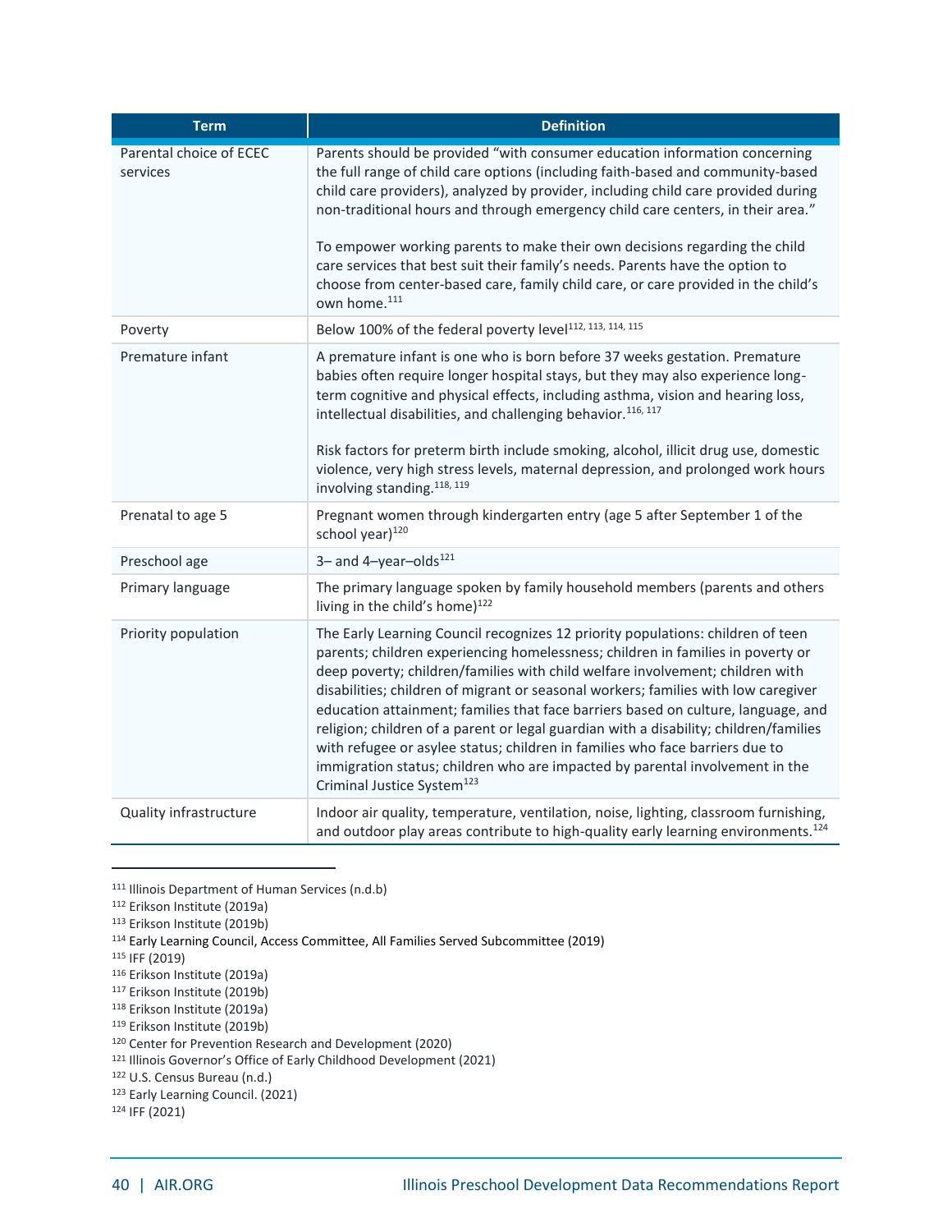| Term | Definition |
|---|---|
| Parental choice of ECEC services | Parents should be provided "with consumer education information concerning the full range of child care options (including faith-based and community-based child care providers), analyzed by provider, including child care provided during non-traditional hours and through emergency child care centers, in their area."<br><br>To empower working parents to make their own decisions regarding the child care services that best suit their family's needs. Parents have the option to choose from center-based care, family child care, or care provided in the child's own home.[111] |
| Poverty | Below 100% of the federal poverty level[112, 113, 114, 115] |
| Premature infant | A premature infant is one who is born before 37 weeks gestation. Premature babies often require longer hospital stays, but they may also experience long-term cognitive and physical effects, including asthma, vision and hearing loss, intellectual disabilities, and challenging behavior.[116, 117]<br><br>Risk factors for preterm birth include smoking, alcohol, illicit drug use, domestic violence, very high stress levels, maternal depression, and prolonged work hours involving standing.[118, 119] |
| Prenatal to age 5 | Pregnant women through kindergarten entry (age 5 after September 1 of the school year)[120] |
| Preschool age | 3– and 4–year–olds[121] |
| Primary language | The primary language spoken by family household members (parents and others living in the child's home)[122] |
| Priority population | The Early Learning Council recognizes 12 priority populations: children of teen parents; children experiencing homelessness; children in families in poverty or deep poverty; children/families with child welfare involvement; children with disabilities; children of migrant or seasonal workers; families with low caregiver education attainment; families that face barriers based on culture, language, and religion; children of a parent or legal guardian with a disability; children/families with refugee or asylee status; children in families who face barriers due to immigration status; children who are impacted by parental involvement in the Criminal Justice System[123] |
| Quality infrastructure | Indoor air quality, temperature, ventilation, noise, lighting, classroom furnishing, and outdoor play areas contribute to high-quality early learning environments.[124] |

[111] Illinois Department of Human Services (n.d.b)
[112] Erikson Institute (2019a)
[113] Erikson Institute (2019b)
[114] Early Learning Council, Access Committee, All Families Served Subcommittee (2019)
[115] IFF (2019)
[116] Erikson Institute (2019a)
[117] Erikson Institute (2019b)
[118] Erikson Institute (2019a)
[119] Erikson Institute (2019b)
[120] Center for Prevention Research and Development (2020)
[121] Illinois Governor's Office of Early Childhood Development (2021)
[122] U.S. Census Bureau (n.d.)
[123] Early Learning Council. (2021)
[124] IFF (2021)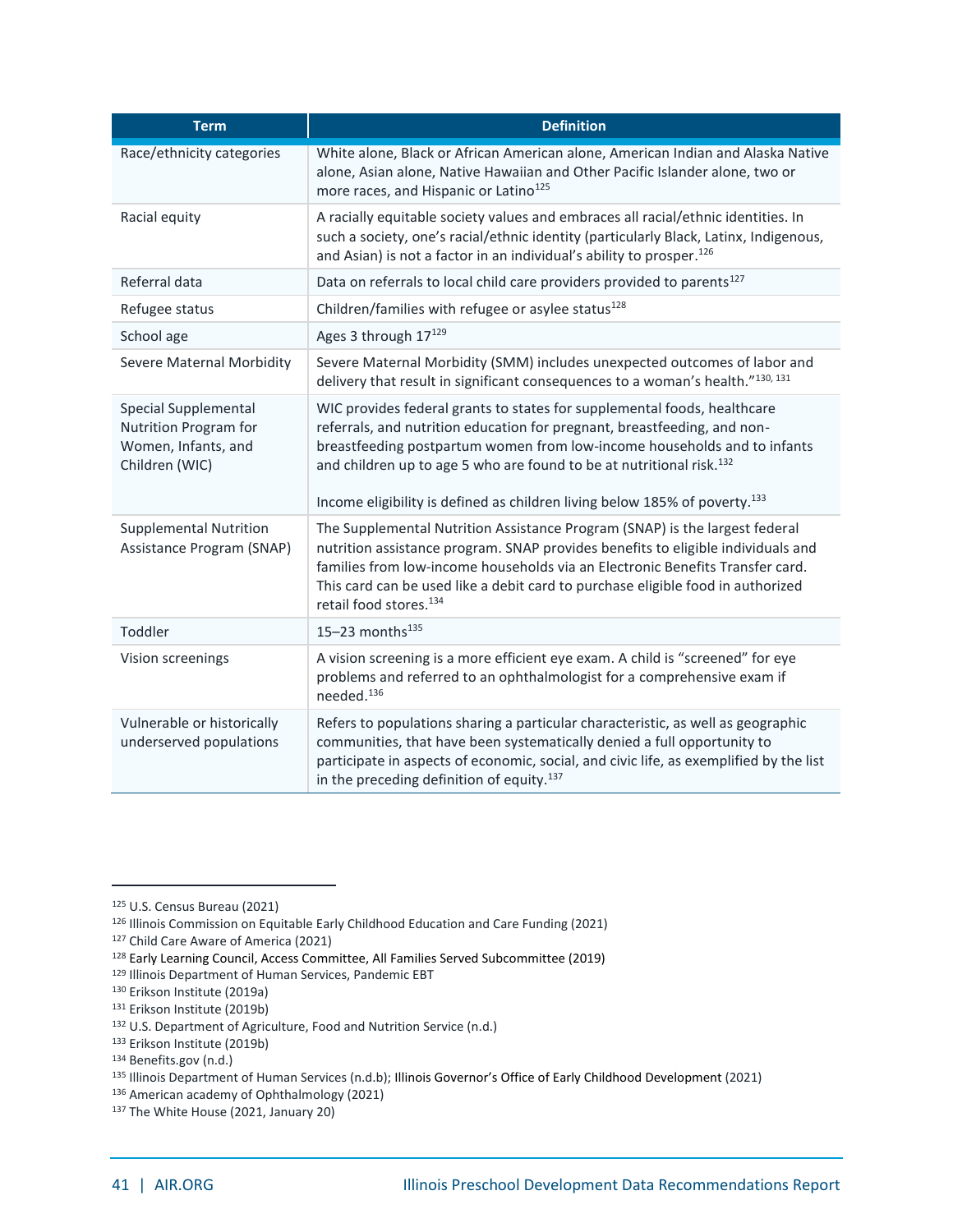| Term | Definition |
| --- | --- |
| Race/ethnicity categories | White alone, Black or African American alone, American Indian and Alaska Native alone, Asian alone, Native Hawaiian and Other Pacific Islander alone, two or more races, and Hispanic or Latino[125] |
| Racial equity | A racially equitable society values and embraces all racial/ethnic identities. In such a society, one's racial/ethnic identity (particularly Black, Latinx, Indigenous, and Asian) is not a factor in an individual's ability to prosper.[126] |
| Referral data | Data on referrals to local child care providers provided to parents[127] |
| Refugee status | Children/families with refugee or asylee status[128] |
| School age | Ages 3 through 17[129] |
| Severe Maternal Morbidity | Severe Maternal Morbidity (SMM) includes unexpected outcomes of labor and delivery that result in significant consequences to a woman's health."[130, 131] |
| Special Supplemental Nutrition Program for Women, Infants, and Children (WIC) | WIC provides federal grants to states for supplemental foods, healthcare referrals, and nutrition education for pregnant, breastfeeding, and non-breastfeeding postpartum women from low-income households and to infants and children up to age 5 who are found to be at nutritional risk.[132]<br><br>Income eligibility is defined as children living below 185% of poverty.[133] |
| Supplemental Nutrition Assistance Program (SNAP) | The Supplemental Nutrition Assistance Program (SNAP) is the largest federal nutrition assistance program. SNAP provides benefits to eligible individuals and families from low-income households via an Electronic Benefits Transfer card. This card can be used like a debit card to purchase eligible food in authorized retail food stores.[134] |
| Toddler | 15–23 months[135] |
| Vision screenings | A vision screening is a more efficient eye exam. A child is "screened" for eye problems and referred to an ophthalmologist for a comprehensive exam if needed.[136] |
| Vulnerable or historically underserved populations | Refers to populations sharing a particular characteristic, as well as geographic communities, that have been systematically denied a full opportunity to participate in aspects of economic, social, and civic life, as exemplified by the list in the preceding definition of equity.[137] |

[125] U.S. Census Bureau (2021)
[126] Illinois Commission on Equitable Early Childhood Education and Care Funding (2021)
[127] Child Care Aware of America (2021)
[128] Early Learning Council, Access Committee, All Families Served Subcommittee (2019)
[129] Illinois Department of Human Services, Pandemic EBT
[130] Erikson Institute (2019a)
[131] Erikson Institute (2019b)
[132] U.S. Department of Agriculture, Food and Nutrition Service (n.d.)
[133] Erikson Institute (2019b)
[134] Benefits.gov (n.d.)
[135] Illinois Department of Human Services (n.d.b); Illinois Governor's Office of Early Childhood Development (2021)
[136] American academy of Ophthalmology (2021)
[137] The White House (2021, January 20)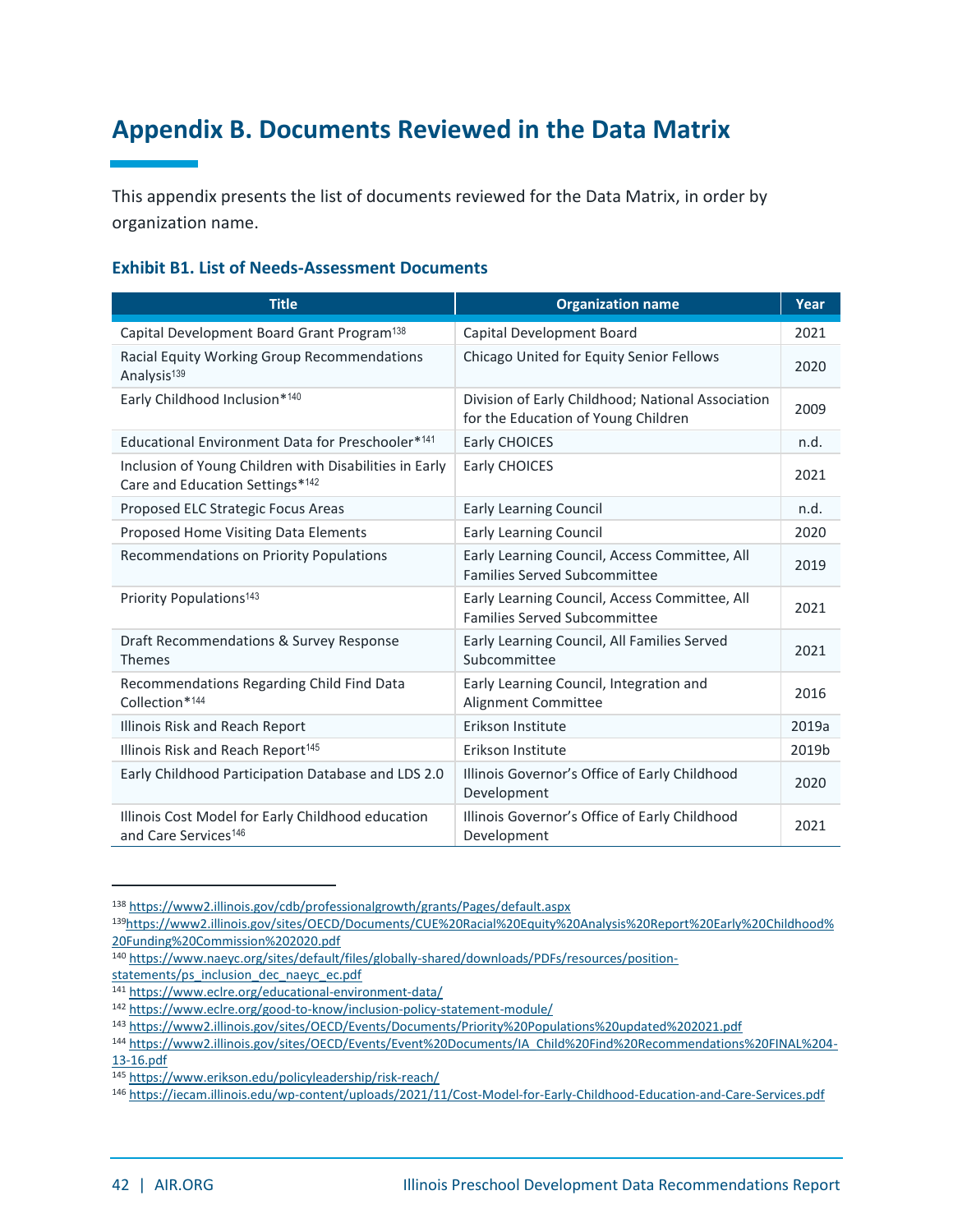# Appendix B. Documents Reviewed in the Data Matrix

This appendix presents the list of documents reviewed for the Data Matrix, in order by organization name.

### Exhibit B1. List of Needs-Assessment Documents

| Title | Organization name | Year |
|---|---|---|
| Capital Development Board Grant Program[138] | Capital Development Board | 2021 |
| Racial Equity Working Group Recommendations Analysis[139] | Chicago United for Equity Senior Fellows | 2020 |
| Early Childhood Inclusion*[140] | Division of Early Childhood; National Association for the Education of Young Children | 2009 |
| Educational Environment Data for Preschooler*[141] | Early CHOICES | n.d. |
| Inclusion of Young Children with Disabilities in Early Care and Education Settings*[142] | Early CHOICES | 2021 |
| Proposed ELC Strategic Focus Areas | Early Learning Council | n.d. |
| Proposed Home Visiting Data Elements | Early Learning Council | 2020 |
| Recommendations on Priority Populations | Early Learning Council, Access Committee, All Families Served Subcommittee | 2019 |
| Priority Populations[143] | Early Learning Council, Access Committee, All Families Served Subcommittee | 2021 |
| Draft Recommendations & Survey Response Themes | Early Learning Council, All Families Served Subcommittee | 2021 |
| Recommendations Regarding Child Find Data Collection*[144] | Early Learning Council, Integration and Alignment Committee | 2016 |
| Illinois Risk and Reach Report | Erikson Institute | 2019a |
| Illinois Risk and Reach Report[145] | Erikson Institute | 2019b |
| Early Childhood Participation Database and LDS 2.0 | Illinois Governor's Office of Early Childhood Development | 2020 |
| Illinois Cost Model for Early Childhood education and Care Services[146] | Illinois Governor's Office of Early Childhood Development | 2021 |

[138] https://www2.illinois.gov/cdb/professionalgrowth/grants/Pages/default.aspx

[139] https://www2.illinois.gov/sites/OECD/Documents/CUE%20Racial%20Equity%20Analysis%20Report%20Early%20Childhood%20Funding%20Commission%202020.pdf

[140] https://www.naeyc.org/sites/default/files/globally-shared/downloads/PDFs/resources/position-statements/ps_inclusion_dec_naeyc_ec.pdf

[141] https://www.eclre.org/educational-environment-data/

[142] https://www.eclre.org/good-to-know/inclusion-policy-statement-module/

[143] https://www2.illinois.gov/sites/OECD/Events/Documents/Priority%20Populations%20updated%202021.pdf

[144] https://www2.illinois.gov/sites/OECD/Events/Event%20Documents/IA_Child%20Find%20Recommendations%20FINAL%204-13-16.pdf

[145] https://www.erikson.edu/policyleadership/risk-reach/

[146] https://iecam.illinois.edu/wp-content/uploads/2021/11/Cost-Model-for-Early-Childhood-Education-and-Care-Services.pdf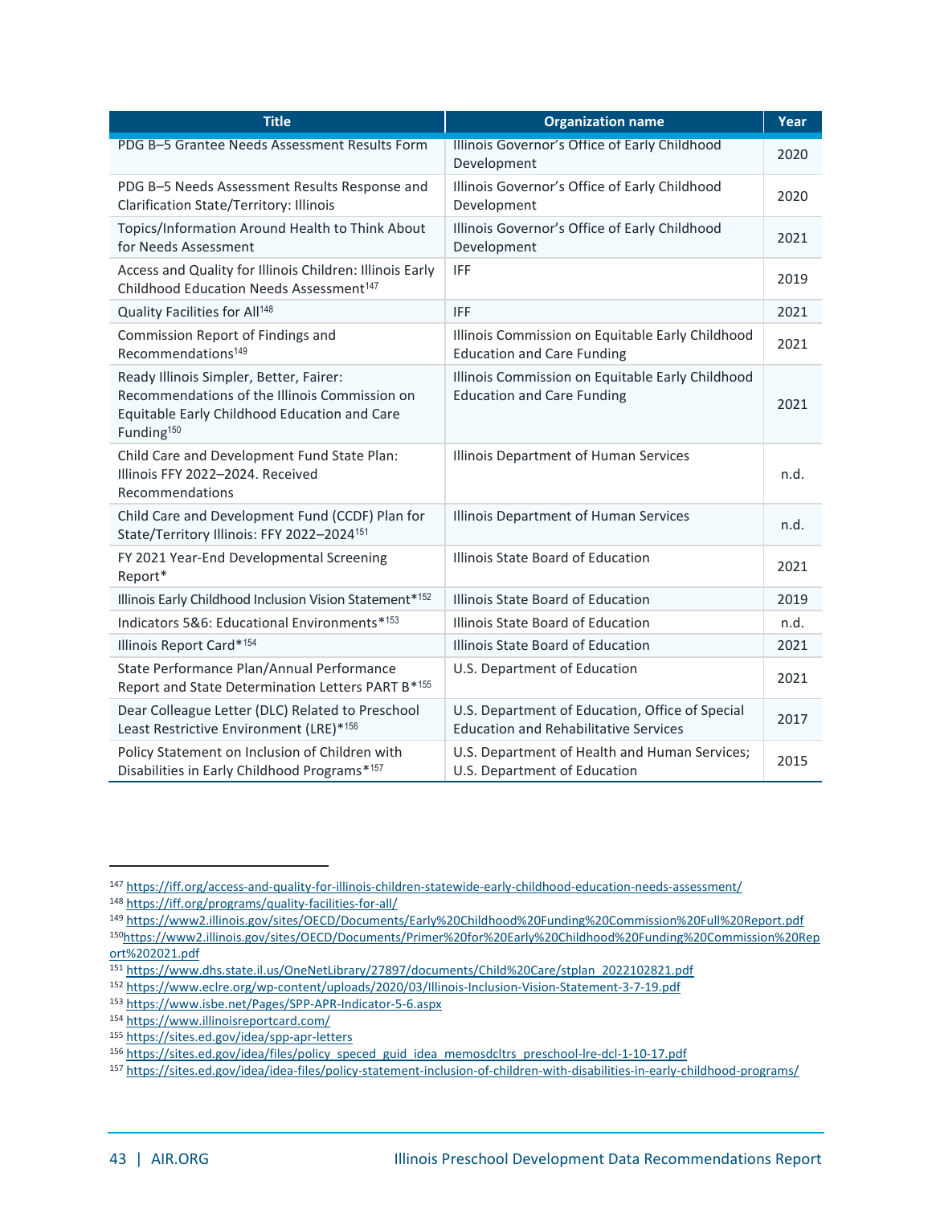| Title | Organization name | Year |
| --- | --- | --- |
| PDG B–5 Grantee Needs Assessment Results Form | Illinois Governor's Office of Early Childhood Development | 2020 |
| PDG B–5 Needs Assessment Results Response and Clarification State/Territory: Illinois | Illinois Governor's Office of Early Childhood Development | 2020 |
| Topics/Information Around Health to Think About for Needs Assessment | Illinois Governor's Office of Early Childhood Development | 2021 |
| Access and Quality for Illinois Children: Illinois Early Childhood Education Needs Assessment[147] | IFF | 2019 |
| Quality Facilities for All[148] | IFF | 2021 |
| Commission Report of Findings and Recommendations[149] | Illinois Commission on Equitable Early Childhood Education and Care Funding | 2021 |
| Ready Illinois Simpler, Better, Fairer: Recommendations of the Illinois Commission on Equitable Early Childhood Education and Care Funding[150] | Illinois Commission on Equitable Early Childhood Education and Care Funding | 2021 |
| Child Care and Development Fund State Plan: Illinois FFY 2022–2024. Received Recommendations | Illinois Department of Human Services | n.d. |
| Child Care and Development Fund (CCDF) Plan for State/Territory Illinois: FFY 2022–2024[151] | Illinois Department of Human Services | n.d. |
| FY 2021 Year-End Developmental Screening Report* | Illinois State Board of Education | 2021 |
| Illinois Early Childhood Inclusion Vision Statement*[152] | Illinois State Board of Education | 2019 |
| Indicators 5&6: Educational Environments*[153] | Illinois State Board of Education | n.d. |
| Illinois Report Card*[154] | Illinois State Board of Education | 2021 |
| State Performance Plan/Annual Performance Report and State Determination Letters PART B*[155] | U.S. Department of Education | 2021 |
| Dear Colleague Letter (DLC) Related to Preschool Least Restrictive Environment (LRE)*[156] | U.S. Department of Education, Office of Special Education and Rehabilitative Services | 2017 |
| Policy Statement on Inclusion of Children with Disabilities in Early Childhood Programs*[157] | U.S. Department of Health and Human Services; U.S. Department of Education | 2015 |

[147] https://iff.org/access-and-quality-for-illinois-children-statewide-early-childhood-education-needs-assessment/

[148] https://iff.org/programs/quality-facilities-for-all/

[149] https://www2.illinois.gov/sites/OECD/Documents/Early%20Childhood%20Funding%20Commission%20Full%20Report.pdf

[150] https://www2.illinois.gov/sites/OECD/Documents/Primer%20for%20Early%20Childhood%20Funding%20Commission%20Report%202021.pdf

[151] https://www.dhs.state.il.us/OneNetLibrary/27897/documents/Child%20Care/stplan_2022102821.pdf

[152] https://www.eclre.org/wp-content/uploads/2020/03/Illinois-Inclusion-Vision-Statement-3-7-19.pdf

[153] https://www.isbe.net/Pages/SPP-APR-Indicator-5-6.aspx

[154] https://www.illinoisreportcard.com/

[155] https://sites.ed.gov/idea/spp-apr-letters

[156] https://sites.ed.gov/idea/files/policy_speced_guid_idea_memosdcltrs_preschool-lre-dcl-1-10-17.pdf

[157] https://sites.ed.gov/idea/idea-files/policy-statement-inclusion-of-children-with-disabilities-in-early-childhood-programs/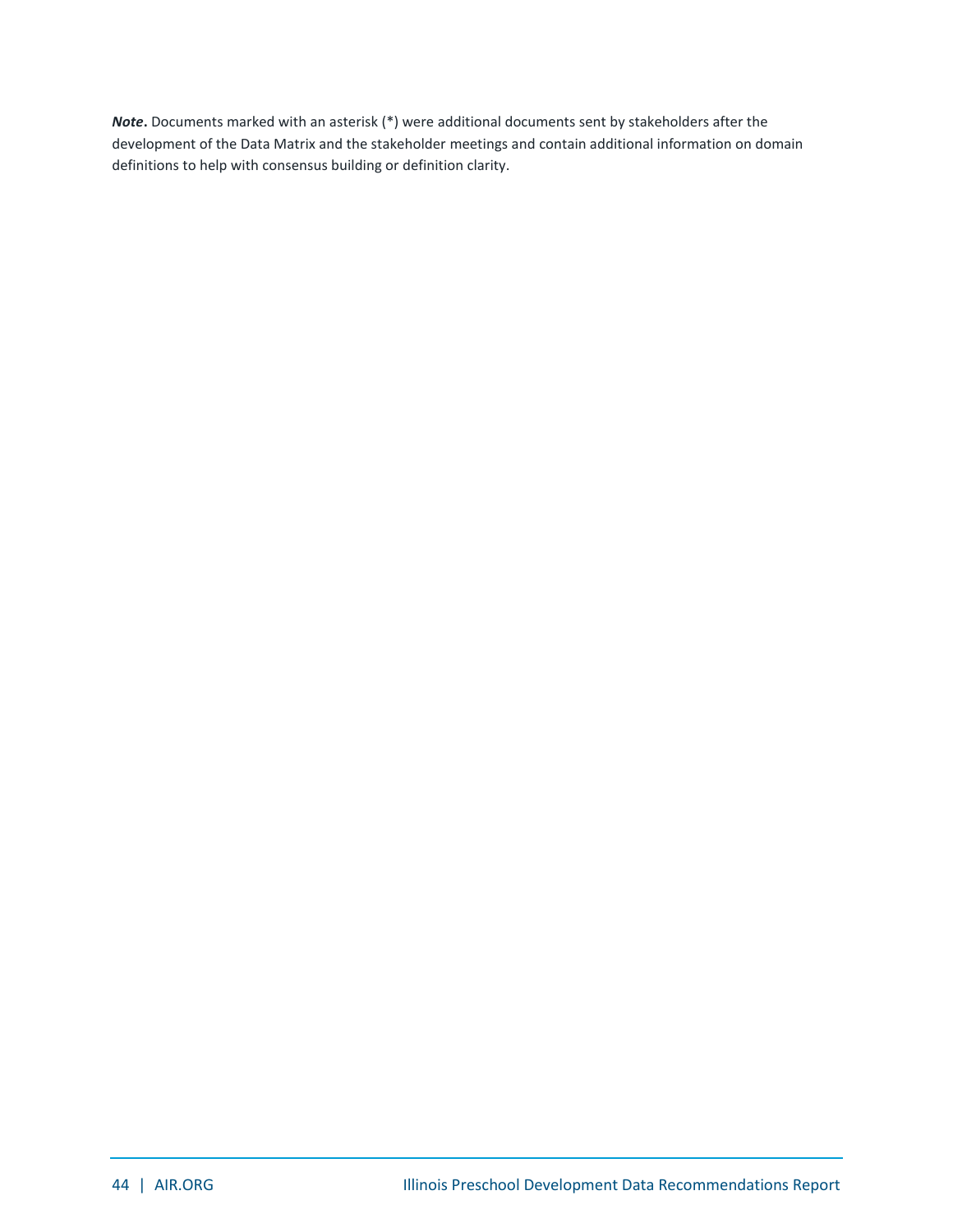***Note*.** Documents marked with an asterisk (*) were additional documents sent by stakeholders after the development of the Data Matrix and the stakeholder meetings and contain additional information on domain definitions to help with consensus building or definition clarity.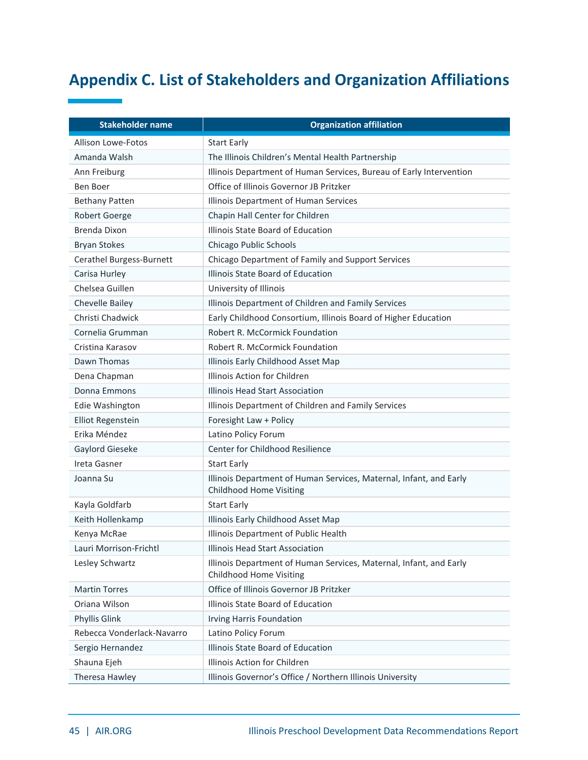# Appendix C. List of Stakeholders and Organization Affiliations

| Stakeholder name | Organization affiliation |
| --- | --- |
| Allison Lowe-Fotos | Start Early |
| Amanda Walsh | The Illinois Children's Mental Health Partnership |
| Ann Freiburg | Illinois Department of Human Services, Bureau of Early Intervention |
| Ben Boer | Office of Illinois Governor JB Pritzker |
| Bethany Patten | Illinois Department of Human Services |
| Robert Goerge | Chapin Hall Center for Children |
| Brenda Dixon | Illinois State Board of Education |
| Bryan Stokes | Chicago Public Schools |
| Cerathel Burgess-Burnett | Chicago Department of Family and Support Services |
| Carisa Hurley | Illinois State Board of Education |
| Chelsea Guillen | University of Illinois |
| Chevelle Bailey | Illinois Department of Children and Family Services |
| Christi Chadwick | Early Childhood Consortium, Illinois Board of Higher Education |
| Cornelia Grumman | Robert R. McCormick Foundation |
| Cristina Karasov | Robert R. McCormick Foundation |
| Dawn Thomas | Illinois Early Childhood Asset Map |
| Dena Chapman | Illinois Action for Children |
| Donna Emmons | Illinois Head Start Association |
| Edie Washington | Illinois Department of Children and Family Services |
| Elliot Regenstein | Foresight Law + Policy |
| Erika Méndez | Latino Policy Forum |
| Gaylord Gieseke | Center for Childhood Resilience |
| Ireta Gasner | Start Early |
| Joanna Su | Illinois Department of Human Services, Maternal, Infant, and Early Childhood Home Visiting |
| Kayla Goldfarb | Start Early |
| Keith Hollenkamp | Illinois Early Childhood Asset Map |
| Kenya McRae | Illinois Department of Public Health |
| Lauri Morrison-Frichtl | Illinois Head Start Association |
| Lesley Schwartz | Illinois Department of Human Services, Maternal, Infant, and Early Childhood Home Visiting |
| Martin Torres | Office of Illinois Governor JB Pritzker |
| Oriana Wilson | Illinois State Board of Education |
| Phyllis Glink | Irving Harris Foundation |
| Rebecca Vonderlack-Navarro | Latino Policy Forum |
| Sergio Hernandez | Illinois State Board of Education |
| Shauna Ejeh | Illinois Action for Children |
| Theresa Hawley | Illinois Governor's Office / Northern Illinois University |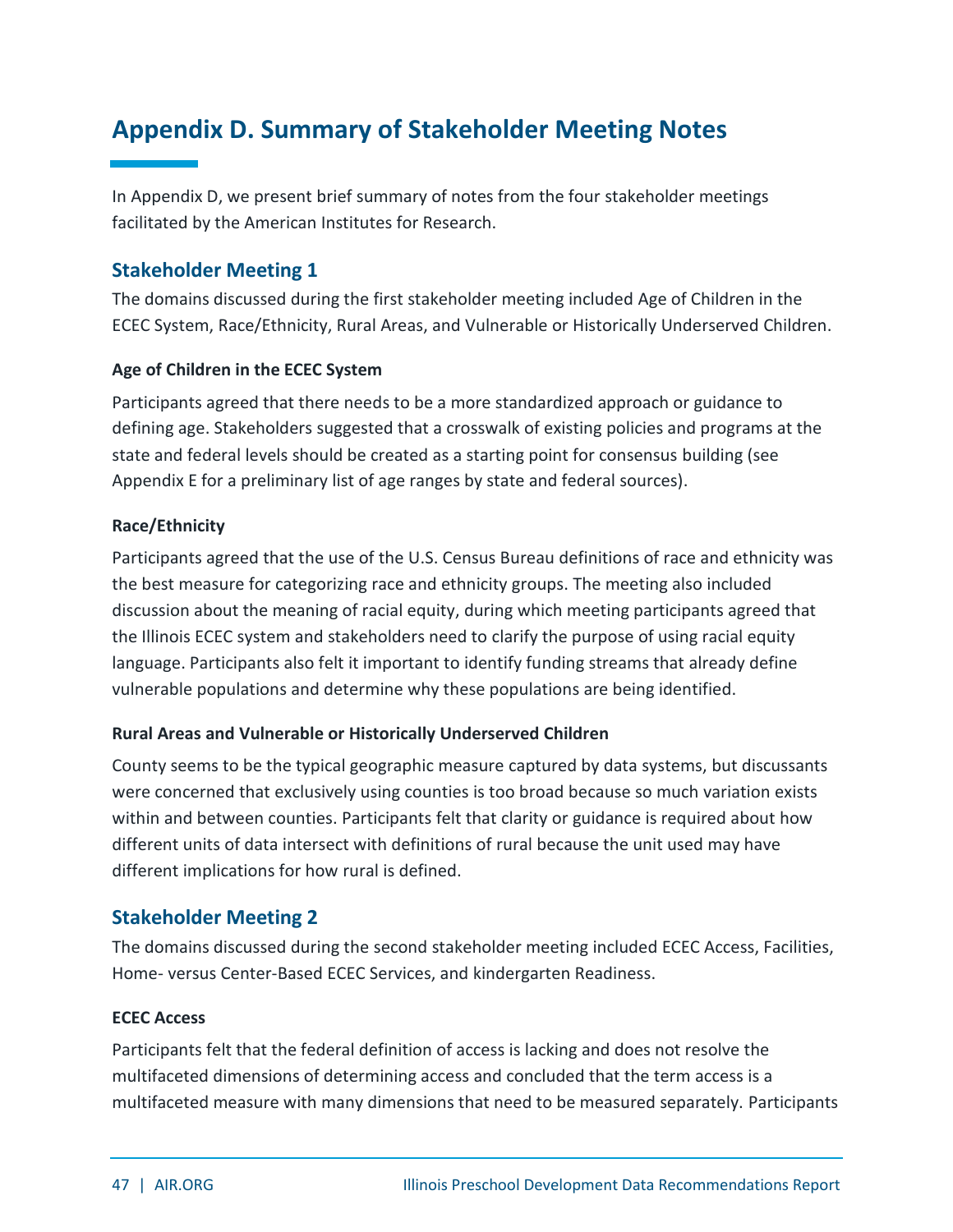# Appendix D. Summary of Stakeholder Meeting Notes

In Appendix D, we present brief summary of notes from the four stakeholder meetings facilitated by the American Institutes for Research.

## Stakeholder Meeting 1

The domains discussed during the first stakeholder meeting included Age of Children in the ECEC System, Race/Ethnicity, Rural Areas, and Vulnerable or Historically Underserved Children.

### Age of Children in the ECEC System

Participants agreed that there needs to be a more standardized approach or guidance to defining age. Stakeholders suggested that a crosswalk of existing policies and programs at the state and federal levels should be created as a starting point for consensus building (see Appendix E for a preliminary list of age ranges by state and federal sources).

### Race/Ethnicity

Participants agreed that the use of the U.S. Census Bureau definitions of race and ethnicity was the best measure for categorizing race and ethnicity groups. The meeting also included discussion about the meaning of racial equity, during which meeting participants agreed that the Illinois ECEC system and stakeholders need to clarify the purpose of using racial equity language. Participants also felt it important to identify funding streams that already define vulnerable populations and determine why these populations are being identified.

### Rural Areas and Vulnerable or Historically Underserved Children

County seems to be the typical geographic measure captured by data systems, but discussants were concerned that exclusively using counties is too broad because so much variation exists within and between counties. Participants felt that clarity or guidance is required about how different units of data intersect with definitions of rural because the unit used may have different implications for how rural is defined.

## Stakeholder Meeting 2

The domains discussed during the second stakeholder meeting included ECEC Access, Facilities, Home- versus Center-Based ECEC Services, and kindergarten Readiness.

### ECEC Access

Participants felt that the federal definition of access is lacking and does not resolve the multifaceted dimensions of determining access and concluded that the term access is a multifaceted measure with many dimensions that need to be measured separately. Participants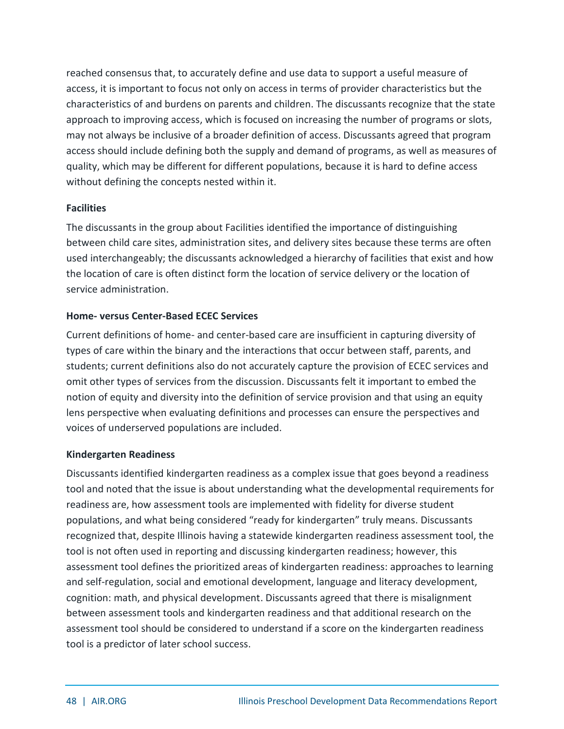reached consensus that, to accurately define and use data to support a useful measure of access, it is important to focus not only on access in terms of provider characteristics but the characteristics of and burdens on parents and children. The discussants recognize that the state approach to improving access, which is focused on increasing the number of programs or slots, may not always be inclusive of a broader definition of access. Discussants agreed that program access should include defining both the supply and demand of programs, as well as measures of quality, which may be different for different populations, because it is hard to define access without defining the concepts nested within it.

**Facilities**

The discussants in the group about Facilities identified the importance of distinguishing between child care sites, administration sites, and delivery sites because these terms are often used interchangeably; the discussants acknowledged a hierarchy of facilities that exist and how the location of care is often distinct form the location of service delivery or the location of service administration.

**Home- versus Center-Based ECEC Services**

Current definitions of home- and center-based care are insufficient in capturing diversity of types of care within the binary and the interactions that occur between staff, parents, and students; current definitions also do not accurately capture the provision of ECEC services and omit other types of services from the discussion. Discussants felt it important to embed the notion of equity and diversity into the definition of service provision and that using an equity lens perspective when evaluating definitions and processes can ensure the perspectives and voices of underserved populations are included.

**Kindergarten Readiness**

Discussants identified kindergarten readiness as a complex issue that goes beyond a readiness tool and noted that the issue is about understanding what the developmental requirements for readiness are, how assessment tools are implemented with fidelity for diverse student populations, and what being considered "ready for kindergarten" truly means. Discussants recognized that, despite Illinois having a statewide kindergarten readiness assessment tool, the tool is not often used in reporting and discussing kindergarten readiness; however, this assessment tool defines the prioritized areas of kindergarten readiness: approaches to learning and self-regulation, social and emotional development, language and literacy development, cognition: math, and physical development. Discussants agreed that there is misalignment between assessment tools and kindergarten readiness and that additional research on the assessment tool should be considered to understand if a score on the kindergarten readiness tool is a predictor of later school success.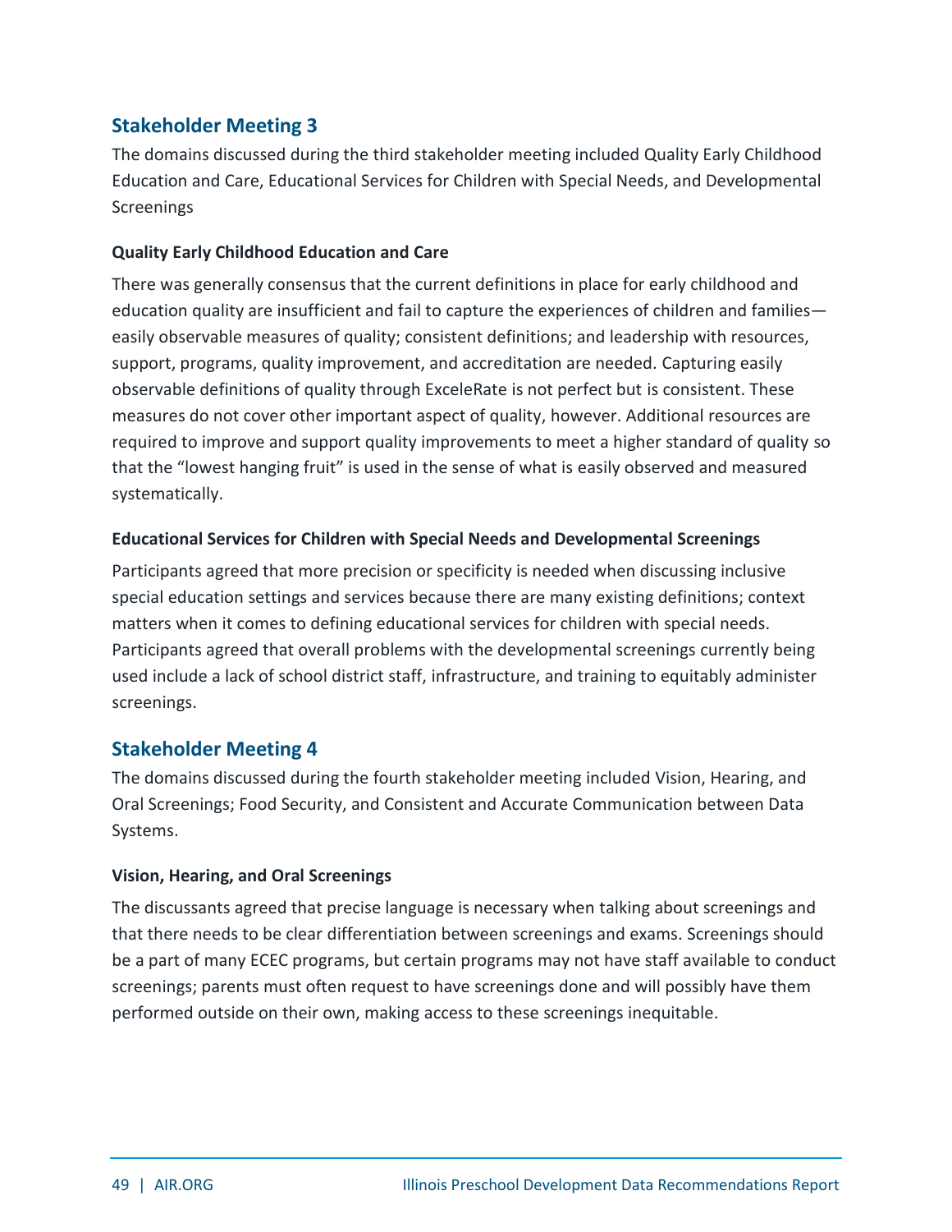## Stakeholder Meeting 3

The domains discussed during the third stakeholder meeting included Quality Early Childhood Education and Care, Educational Services for Children with Special Needs, and Developmental Screenings

### Quality Early Childhood Education and Care

There was generally consensus that the current definitions in place for early childhood and education quality are insufficient and fail to capture the experiences of children and families—easily observable measures of quality; consistent definitions; and leadership with resources, support, programs, quality improvement, and accreditation are needed. Capturing easily observable definitions of quality through ExceleRate is not perfect but is consistent. These measures do not cover other important aspect of quality, however. Additional resources are required to improve and support quality improvements to meet a higher standard of quality so that the "lowest hanging fruit" is used in the sense of what is easily observed and measured systematically.

### Educational Services for Children with Special Needs and Developmental Screenings

Participants agreed that more precision or specificity is needed when discussing inclusive special education settings and services because there are many existing definitions; context matters when it comes to defining educational services for children with special needs. Participants agreed that overall problems with the developmental screenings currently being used include a lack of school district staff, infrastructure, and training to equitably administer screenings.

## Stakeholder Meeting 4

The domains discussed during the fourth stakeholder meeting included Vision, Hearing, and Oral Screenings; Food Security, and Consistent and Accurate Communication between Data Systems.

### Vision, Hearing, and Oral Screenings

The discussants agreed that precise language is necessary when talking about screenings and that there needs to be clear differentiation between screenings and exams. Screenings should be a part of many ECEC programs, but certain programs may not have staff available to conduct screenings; parents must often request to have screenings done and will possibly have them performed outside on their own, making access to these screenings inequitable.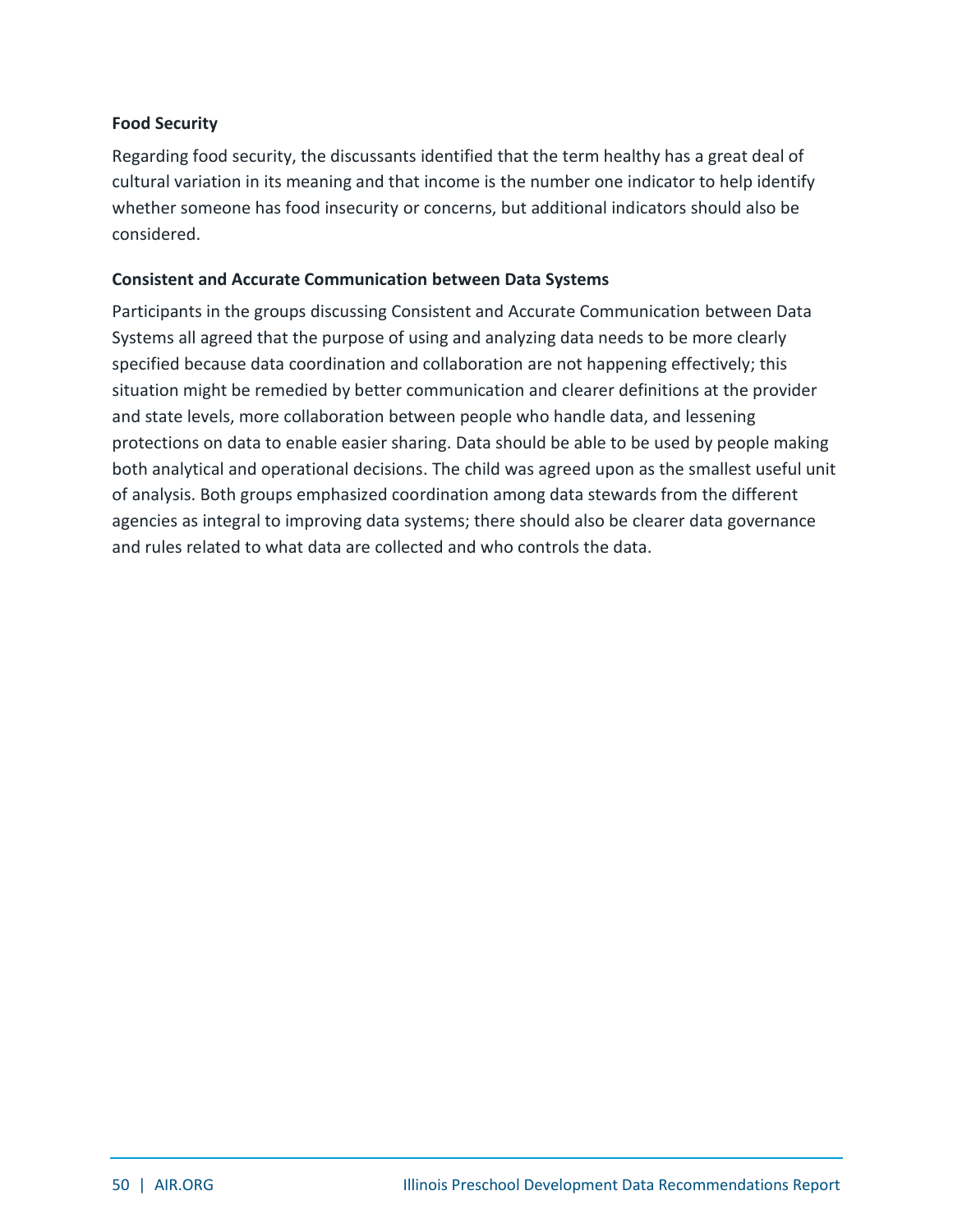**Food Security**

Regarding food security, the discussants identified that the term healthy has a great deal of cultural variation in its meaning and that income is the number one indicator to help identify whether someone has food insecurity or concerns, but additional indicators should also be considered.

**Consistent and Accurate Communication between Data Systems**

Participants in the groups discussing Consistent and Accurate Communication between Data Systems all agreed that the purpose of using and analyzing data needs to be more clearly specified because data coordination and collaboration are not happening effectively; this situation might be remedied by better communication and clearer definitions at the provider and state levels, more collaboration between people who handle data, and lessening protections on data to enable easier sharing. Data should be able to be used by people making both analytical and operational decisions. The child was agreed upon as the smallest useful unit of analysis. Both groups emphasized coordination among data stewards from the different agencies as integral to improving data systems; there should also be clearer data governance and rules related to what data are collected and who controls the data.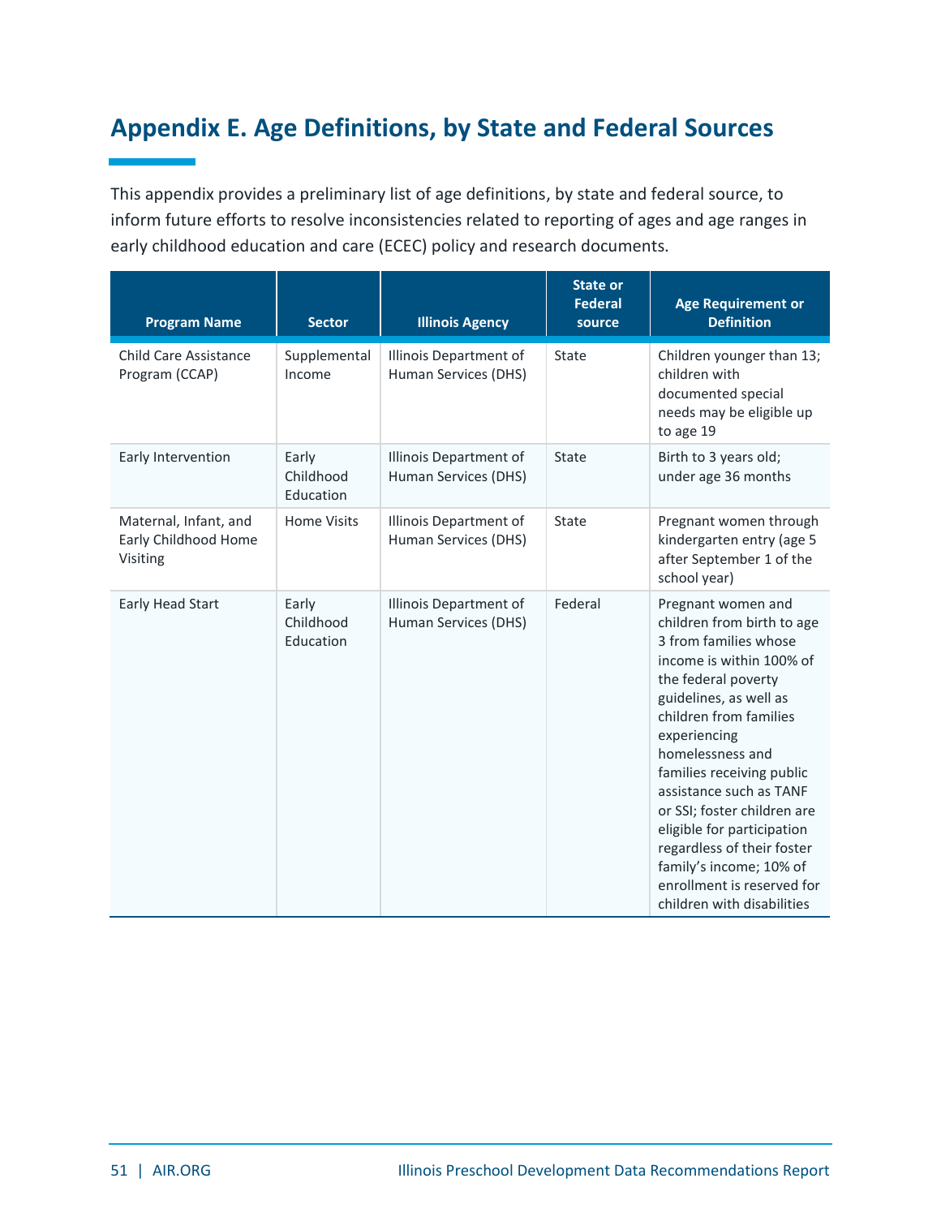## Appendix E. Age Definitions, by State and Federal Sources

This appendix provides a preliminary list of age definitions, by state and federal source, to inform future efforts to resolve inconsistencies related to reporting of ages and age ranges in early childhood education and care (ECEC) policy and research documents.

| Program Name | Sector | Illinois Agency | State or Federal source | Age Requirement or Definition |
|---|---|---|---|---|
| Child Care Assistance Program (CCAP) | Supplemental Income | Illinois Department of Human Services (DHS) | State | Children younger than 13; children with documented special needs may be eligible up to age 19 |
| Early Intervention | Early Childhood Education | Illinois Department of Human Services (DHS) | State | Birth to 3 years old; under age 36 months |
| Maternal, Infant, and Early Childhood Home Visiting | Home Visits | Illinois Department of Human Services (DHS) | State | Pregnant women through kindergarten entry (age 5 after September 1 of the school year) |
| Early Head Start | Early Childhood Education | Illinois Department of Human Services (DHS) | Federal | Pregnant women and children from birth to age 3 from families whose income is within 100% of the federal poverty guidelines, as well as children from families experiencing homelessness and families receiving public assistance such as TANF or SSI; foster children are eligible for participation regardless of their foster family's income; 10% of enrollment is reserved for children with disabilities |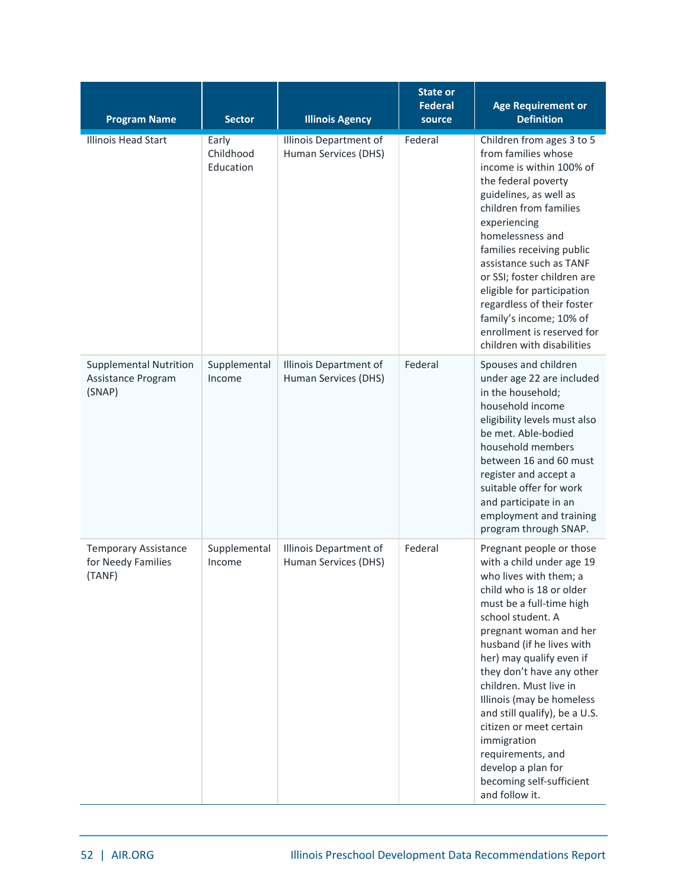| Program Name | Sector | Illinois Agency | State or Federal source | Age Requirement or Definition |
|---|---|---|---|---|
| Illinois Head Start | Early Childhood Education | Illinois Department of Human Services (DHS) | Federal | Children from ages 3 to 5 from families whose income is within 100% of the federal poverty guidelines, as well as children from families experiencing homelessness and families receiving public assistance such as TANF or SSI; foster children are eligible for participation regardless of their foster family's income; 10% of enrollment is reserved for children with disabilities |
| Supplemental Nutrition Assistance Program (SNAP) | Supplemental Income | Illinois Department of Human Services (DHS) | Federal | Spouses and children under age 22 are included in the household; household income eligibility levels must also be met. Able-bodied household members between 16 and 60 must register and accept a suitable offer for work and participate in an employment and training program through SNAP. |
| Temporary Assistance for Needy Families (TANF) | Supplemental Income | Illinois Department of Human Services (DHS) | Federal | Pregnant people or those with a child under age 19 who lives with them; a child who is 18 or older must be a full-time high school student. A pregnant woman and her husband (if he lives with her) may qualify even if they don't have any other children. Must live in Illinois (may be homeless and still qualify), be a U.S. citizen or meet certain immigration requirements, and develop a plan for becoming self-sufficient and follow it. |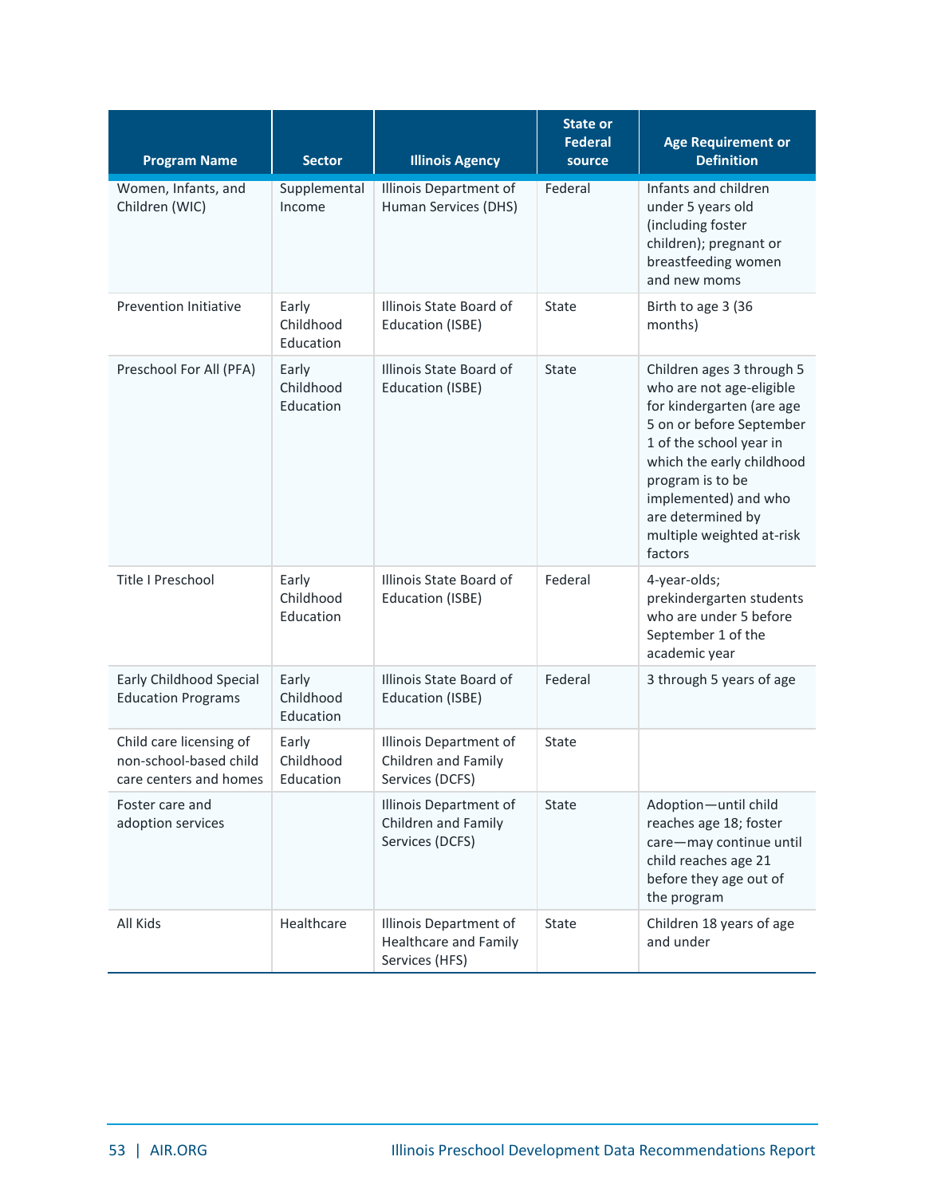| Program Name | Sector | Illinois Agency | State or Federal source | Age Requirement or Definition |
|---|---|---|---|---|
| Women, Infants, and Children (WIC) | Supplemental Income | Illinois Department of Human Services (DHS) | Federal | Infants and children under 5 years old (including foster children); pregnant or breastfeeding women and new moms |
| Prevention Initiative | Early Childhood Education | Illinois State Board of Education (ISBE) | State | Birth to age 3 (36 months) |
| Preschool For All (PFA) | Early Childhood Education | Illinois State Board of Education (ISBE) | State | Children ages 3 through 5 who are not age-eligible for kindergarten (are age 5 on or before September 1 of the school year in which the early childhood program is to be implemented) and who are determined by multiple weighted at-risk factors |
| Title I Preschool | Early Childhood Education | Illinois State Board of Education (ISBE) | Federal | 4-year-olds; prekindergarten students who are under 5 before September 1 of the academic year |
| Early Childhood Special Education Programs | Early Childhood Education | Illinois State Board of Education (ISBE) | Federal | 3 through 5 years of age |
| Child care licensing of non-school-based child care centers and homes | Early Childhood Education | Illinois Department of Children and Family Services (DCFS) | State | |
| Foster care and adoption services | | Illinois Department of Children and Family Services (DCFS) | State | Adoption—until child reaches age 18; foster care—may continue until child reaches age 21 before they age out of the program |
| All Kids | Healthcare | Illinois Department of Healthcare and Family Services (HFS) | State | Children 18 years of age and under |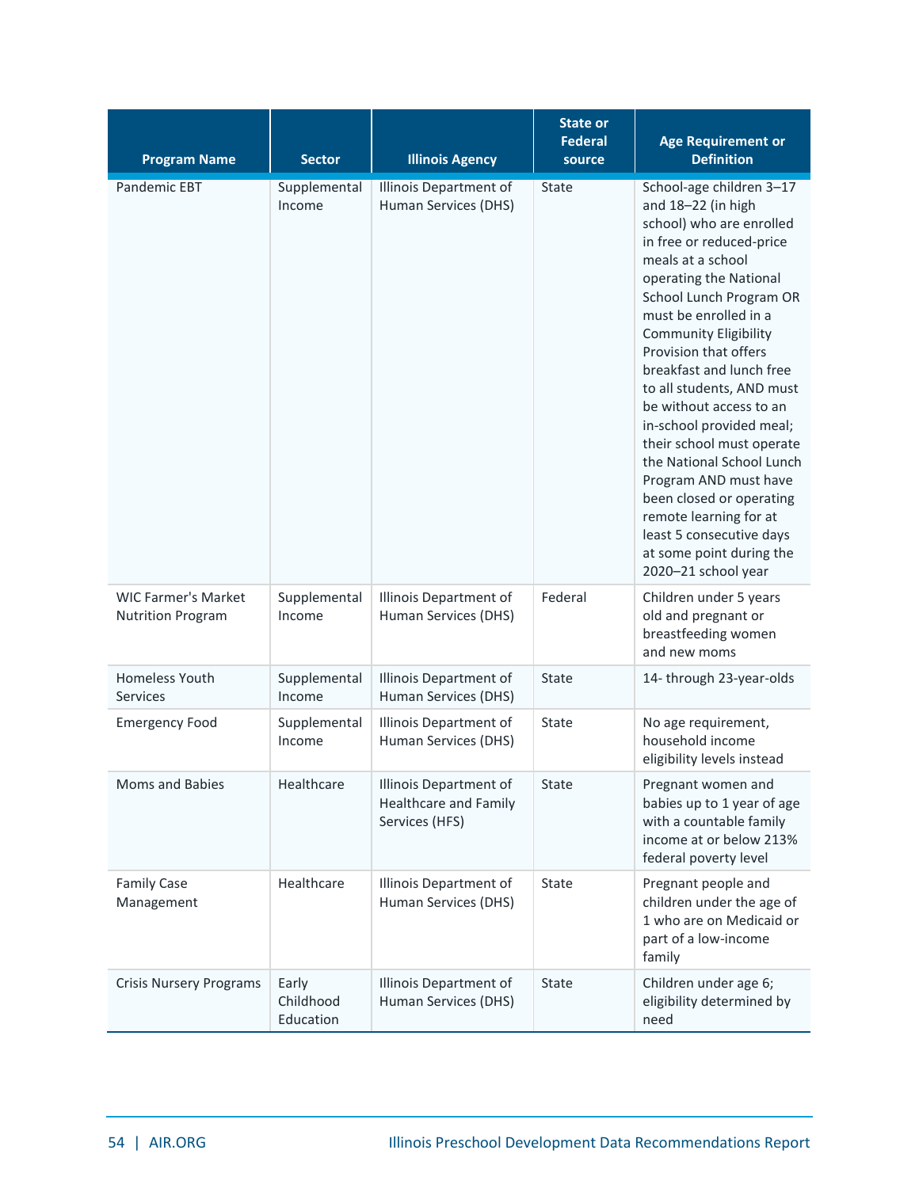| Program Name | Sector | Illinois Agency | State or Federal source | Age Requirement or Definition |
|---|---|---|---|---|
| Pandemic EBT | Supplemental Income | Illinois Department of Human Services (DHS) | State | School-age children 3–17 and 18–22 (in high school) who are enrolled in free or reduced-price meals at a school operating the National School Lunch Program OR must be enrolled in a Community Eligibility Provision that offers breakfast and lunch free to all students, AND must be without access to an in-school provided meal; their school must operate the National School Lunch Program AND must have been closed or operating remote learning for at least 5 consecutive days at some point during the 2020–21 school year |
| WIC Farmer's Market Nutrition Program | Supplemental Income | Illinois Department of Human Services (DHS) | Federal | Children under 5 years old and pregnant or breastfeeding women and new moms |
| Homeless Youth Services | Supplemental Income | Illinois Department of Human Services (DHS) | State | 14- through 23-year-olds |
| Emergency Food | Supplemental Income | Illinois Department of Human Services (DHS) | State | No age requirement, household income eligibility levels instead |
| Moms and Babies | Healthcare | Illinois Department of Healthcare and Family Services (HFS) | State | Pregnant women and babies up to 1 year of age with a countable family income at or below 213% federal poverty level |
| Family Case Management | Healthcare | Illinois Department of Human Services (DHS) | State | Pregnant people and children under the age of 1 who are on Medicaid or part of a low-income family |
| Crisis Nursery Programs | Early Childhood Education | Illinois Department of Human Services (DHS) | State | Children under age 6; eligibility determined by need |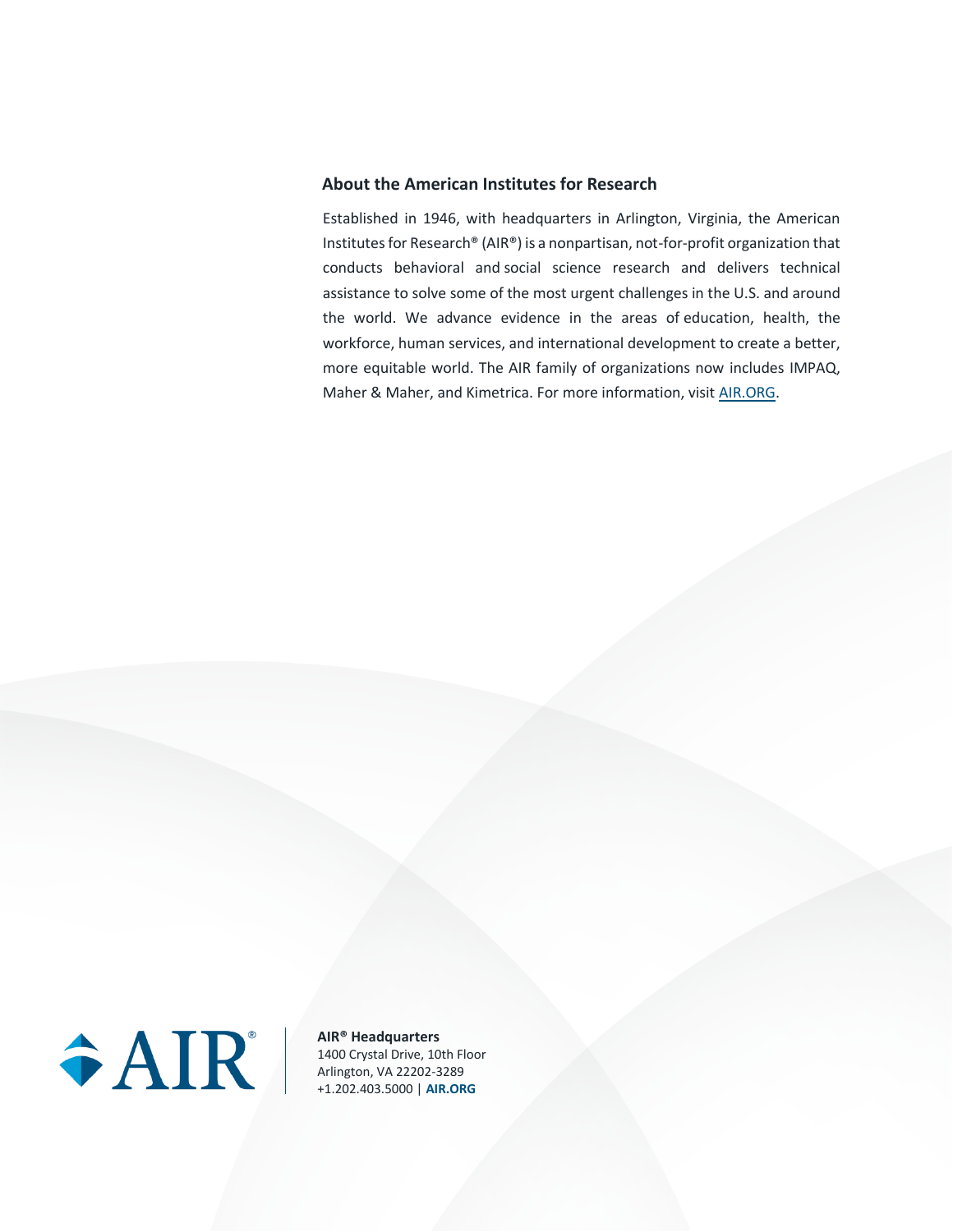### About the American Institutes for Research

Established in 1946, with headquarters in Arlington, Virginia, the American Institutes for Research® (AIR®) is a nonpartisan, not-for-profit organization that conducts behavioral and social science research and delivers technical assistance to solve some of the most urgent challenges in the U.S. and around the world. We advance evidence in the areas of education, health, the workforce, human services, and international development to create a better, more equitable world. The AIR family of organizations now includes IMPAQ, Maher & Maher, and Kimetrica. For more information, visit AIR.ORG.

AIR®

**AIR® Headquarters**
1400 Crystal Drive, 10th Floor
Arlington, VA 22202-3289
+1.202.403.5000 | **AIR.ORG**